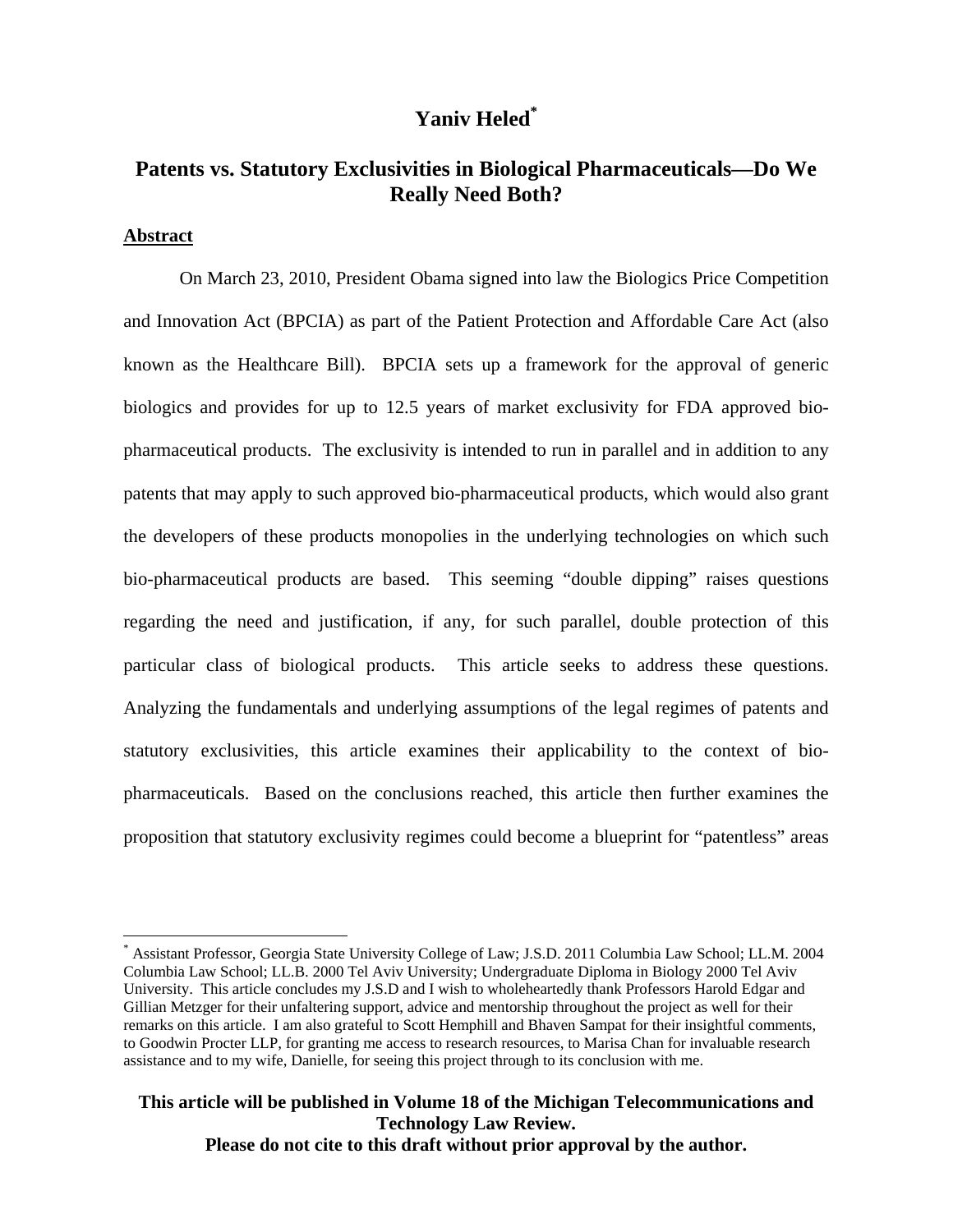# Yaniv Heled[*]

## Patents vs. Statutory Exclusivities in Biological Pharmaceuticals—Do We Really Need Both?

**Abstract**

On March 23, 2010, President Obama signed into law the Biologics Price Competition and Innovation Act (BPCIA) as part of the Patient Protection and Affordable Care Act (also known as the Healthcare Bill). BPCIA sets up a framework for the approval of generic biologics and provides for up to 12.5 years of market exclusivity for FDA approved bio-pharmaceutical products. The exclusivity is intended to run in parallel and in addition to any patents that may apply to such approved bio-pharmaceutical products, which would also grant the developers of these products monopolies in the underlying technologies on which such bio-pharmaceutical products are based. This seeming "double dipping" raises questions regarding the need and justification, if any, for such parallel, double protection of this particular class of biological products. This article seeks to address these questions. Analyzing the fundamentals and underlying assumptions of the legal regimes of patents and statutory exclusivities, this article examines their applicability to the context of bio-pharmaceuticals. Based on the conclusions reached, this article then further examines the proposition that statutory exclusivity regimes could become a blueprint for "patentless" areas

[*] Assistant Professor, Georgia State University College of Law; J.S.D. 2011 Columbia Law School; LL.M. 2004 Columbia Law School; LL.B. 2000 Tel Aviv University; Undergraduate Diploma in Biology 2000 Tel Aviv University. This article concludes my J.S.D and I wish to wholeheartedly thank Professors Harold Edgar and Gillian Metzger for their unfaltering support, advice and mentorship throughout the project as well for their remarks on this article. I am also grateful to Scott Hemphill and Bhaven Sampat for their insightful comments, to Goodwin Procter LLP, for granting me access to research resources, to Marisa Chan for invaluable research assistance and to my wife, Danielle, for seeing this project through to its conclusion with me.

**This article will be published in Volume 18 of the Michigan Telecommunications and Technology Law Review.**
**Please do not cite to this draft without prior approval by the author.**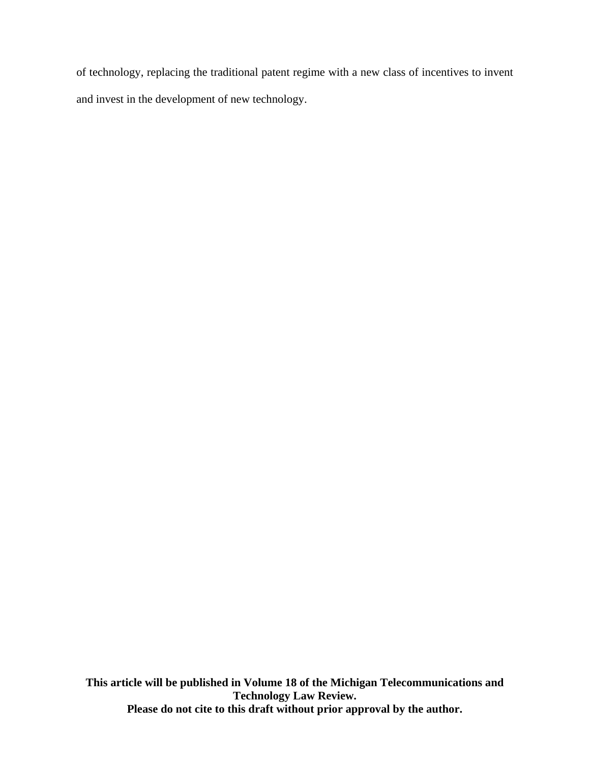of technology, replacing the traditional patent regime with a new class of incentives to invent and invest in the development of new technology.

**This article will be published in Volume 18 of the Michigan Telecommunications and Technology Law Review.**
**Please do not cite to this draft without prior approval by the author.**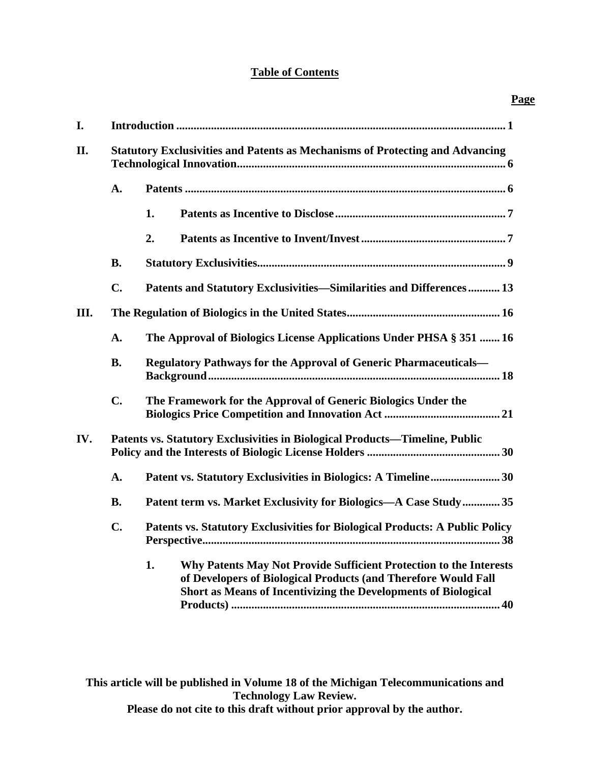# Table of Contents

**Page**

| | | | | |
|---|---|---|---|---|
| **I.** | **Introduction** | | | **1** |
| **II.** | **Statutory Exclusivities and Patents as Mechanisms of Protecting and Advancing Technological Innovation** | | | **6** |
| | **A.** | **Patents** | | **6** |
| | | **1.** | **Patents as Incentive to Disclose** | **7** |
| | | **2.** | **Patents as Incentive to Invent/Invest** | **7** |
| | **B.** | **Statutory Exclusivities** | | **9** |
| | **C.** | **Patents and Statutory Exclusivities—Similarities and Differences** | | **13** |
| **III.** | **The Regulation of Biologics in the United States** | | | **16** |
| | **A.** | **The Approval of Biologics License Applications Under PHSA § 351** | | **16** |
| | **B.** | **Regulatory Pathways for the Approval of Generic Pharmaceuticals—Background** | | **18** |
| | **C.** | **The Framework for the Approval of Generic Biologics Under the Biologics Price Competition and Innovation Act** | | **21** |
| **IV.** | **Patents vs. Statutory Exclusivities in Biological Products—Timeline, Public Policy and the Interests of Biologic License Holders** | | | **30** |
| | **A.** | **Patent vs. Statutory Exclusivities in Biologics: A Timeline** | | **30** |
| | **B.** | **Patent term vs. Market Exclusivity for Biologics—A Case Study** | | **35** |
| | **C.** | **Patents vs. Statutory Exclusivities for Biological Products: A Public Policy Perspective** | | **38** |
| | | **1.** | **Why Patents May Not Provide Sufficient Protection to the Interests of Developers of Biological Products (and Therefore Would Fall Short as Means of Incentivizing the Developments of Biological Products)** | **40** |

**This article will be published in Volume 18 of the Michigan Telecommunications and Technology Law Review.**
**Please do not cite to this draft without prior approval by the author.**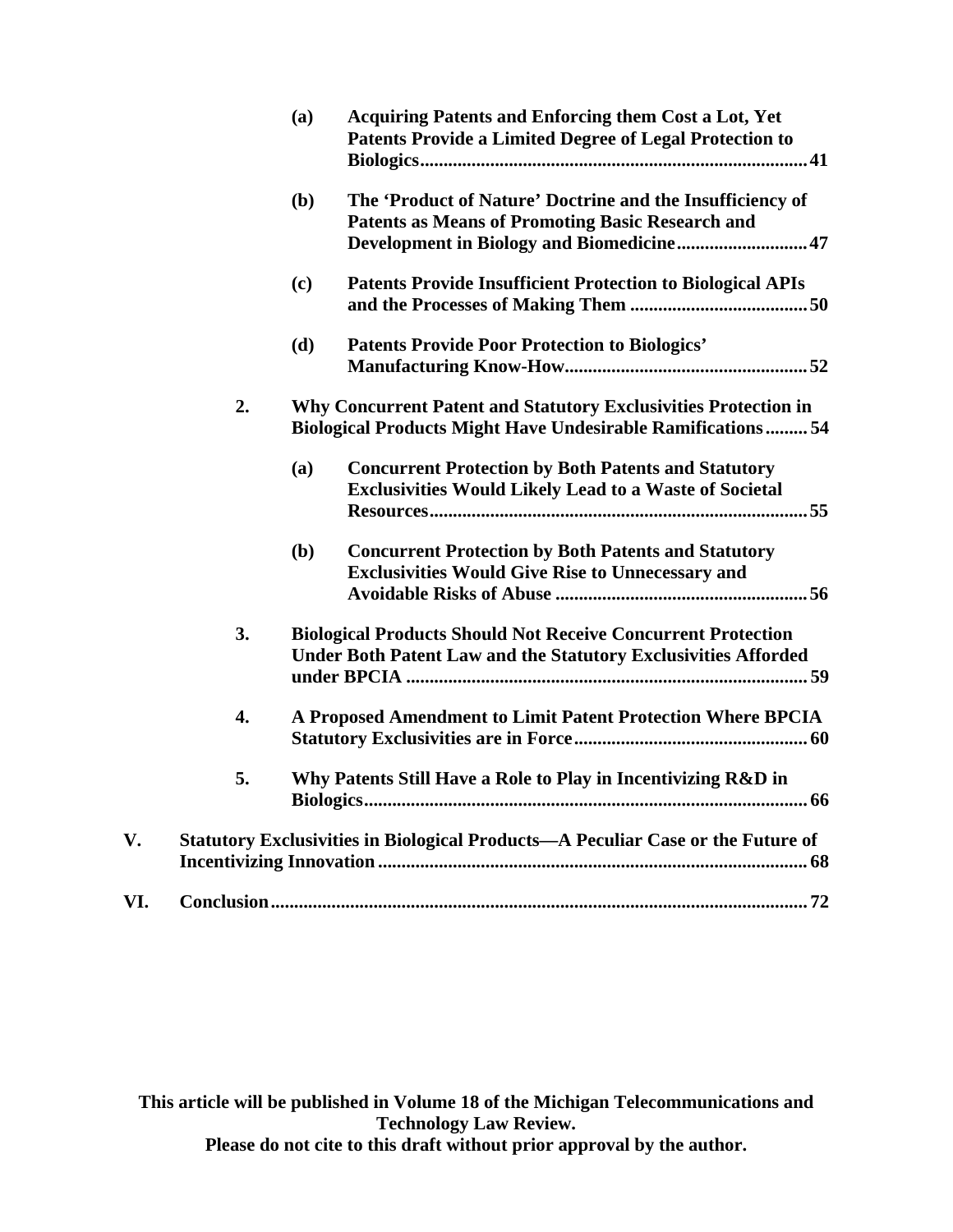- **(a) Acquiring Patents and Enforcing them Cost a Lot, Yet Patents Provide a Limited Degree of Legal Protection to Biologics** .......... 41
- **(b) The 'Product of Nature' Doctrine and the Insufficiency of Patents as Means of Promoting Basic Research and Development in Biology and Biomedicine** .......... 47
- **(c) Patents Provide Insufficient Protection to Biological APIs and the Processes of Making Them** .......... 50
- **(d) Patents Provide Poor Protection to Biologics' Manufacturing Know-How** .......... 52

**2. Why Concurrent Patent and Statutory Exclusivities Protection in Biological Products Might Have Undesirable Ramifications** .......... 54

- **(a) Concurrent Protection by Both Patents and Statutory Exclusivities Would Likely Lead to a Waste of Societal Resources** .......... 55
- **(b) Concurrent Protection by Both Patents and Statutory Exclusivities Would Give Rise to Unnecessary and Avoidable Risks of Abuse** .......... 56

**3. Biological Products Should Not Receive Concurrent Protection Under Both Patent Law and the Statutory Exclusivities Afforded under BPCIA** .......... 59

**4. A Proposed Amendment to Limit Patent Protection Where BPCIA Statutory Exclusivities are in Force** .......... 60

**5. Why Patents Still Have a Role to Play in Incentivizing R&D in Biologics** .......... 66

**V. Statutory Exclusivities in Biological Products—A Peculiar Case or the Future of Incentivizing Innovation** .......... 68

**VI. Conclusion** .......... 72

**This article will be published in Volume 18 of the Michigan Telecommunications and Technology Law Review.**
**Please do not cite to this draft without prior approval by the author.**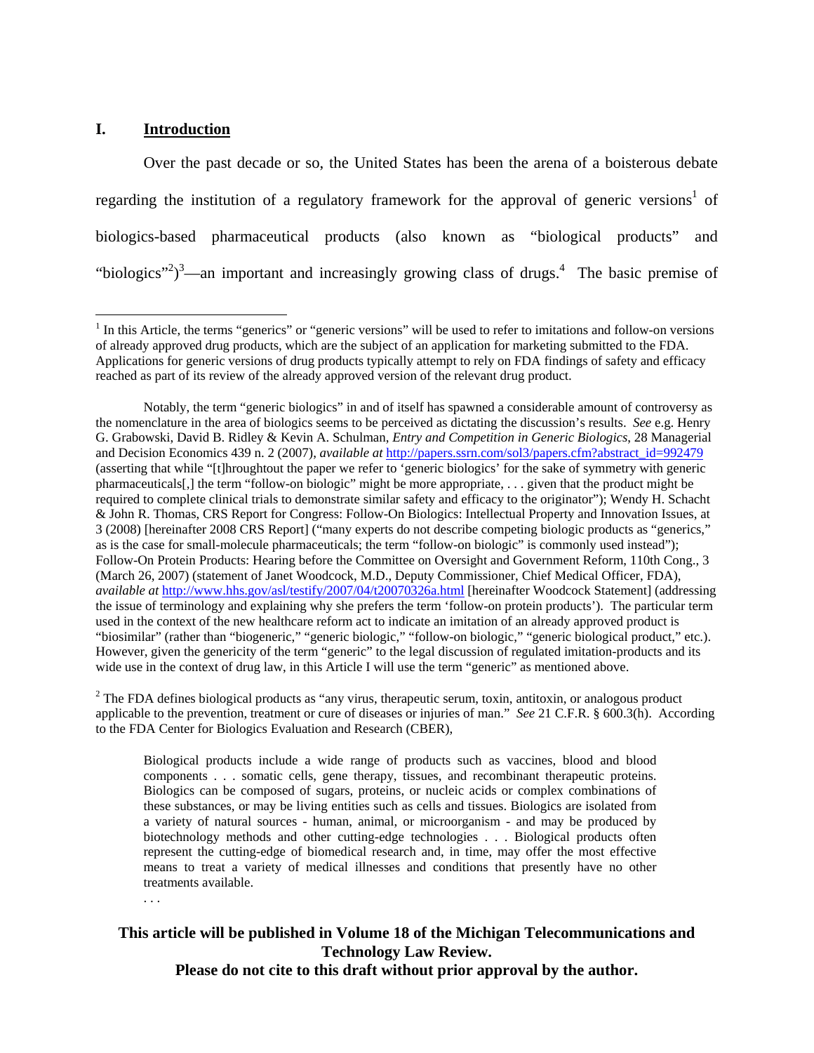## I. Introduction

Over the past decade or so, the United States has been the arena of a boisterous debate regarding the institution of a regulatory framework for the approval of generic versions[1] of biologics-based pharmaceutical products (also known as "biological products" and "biologics"[2])[3]—an important and increasingly growing class of drugs.[4] The basic premise of

---

[1] In this Article, the terms "generics" or "generic versions" will be used to refer to imitations and follow-on versions of already approved drug products, which are the subject of an application for marketing submitted to the FDA. Applications for generic versions of drug products typically attempt to rely on FDA findings of safety and efficacy reached as part of its review of the already approved version of the relevant drug product.

Notably, the term "generic biologics" in and of itself has spawned a considerable amount of controversy as the nomenclature in the area of biologics seems to be perceived as dictating the discussion's results. *See* e.g. Henry G. Grabowski, David B. Ridley & Kevin A. Schulman, *Entry and Competition in Generic Biologics*, 28 Managerial and Decision Economics 439 n. 2 (2007), *available at* http://papers.ssrn.com/sol3/papers.cfm?abstract_id=992479 (asserting that while "[t]hroughtout the paper we refer to 'generic biologics' for the sake of symmetry with generic pharmaceuticals[,] the term "follow-on biologic" might be more appropriate, . . . given that the product might be required to complete clinical trials to demonstrate similar safety and efficacy to the originator"); Wendy H. Schacht & John R. Thomas, CRS Report for Congress: Follow-On Biologics: Intellectual Property and Innovation Issues, at 3 (2008) [hereinafter 2008 CRS Report] ("many experts do not describe competing biologic products as "generics," as is the case for small-molecule pharmaceuticals; the term "follow-on biologic" is commonly used instead"); Follow-On Protein Products: Hearing before the Committee on Oversight and Government Reform, 110th Cong., 3 (March 26, 2007) (statement of Janet Woodcock, M.D., Deputy Commissioner, Chief Medical Officer, FDA), *available at* http://www.hhs.gov/asl/testify/2007/04/t20070326a.html [hereinafter Woodcock Statement] (addressing the issue of terminology and explaining why she prefers the term 'follow-on protein products'). The particular term used in the context of the new healthcare reform act to indicate an imitation of an already approved product is "biosimilar" (rather than "biogeneric," "generic biologic," "follow-on biologic," "generic biological product," etc.). However, given the genericity of the term "generic" to the legal discussion of regulated imitation-products and its wide use in the context of drug law, in this Article I will use the term "generic" as mentioned above.

[2] The FDA defines biological products as "any virus, therapeutic serum, toxin, antitoxin, or analogous product applicable to the prevention, treatment or cure of diseases or injuries of man." *See* 21 C.F.R. § 600.3(h). According to the FDA Center for Biologics Evaluation and Research (CBER),

> Biological products include a wide range of products such as vaccines, blood and blood components . . . somatic cells, gene therapy, tissues, and recombinant therapeutic proteins. Biologics can be composed of sugars, proteins, or nucleic acids or complex combinations of these substances, or may be living entities such as cells and tissues. Biologics are isolated from a variety of natural sources - human, animal, or microorganism - and may be produced by biotechnology methods and other cutting-edge technologies . . . Biological products often represent the cutting-edge of biomedical research and, in time, may offer the most effective means to treat a variety of medical illnesses and conditions that presently have no other treatments available.
>
> . . .

**This article will be published in Volume 18 of the Michigan Telecommunications and Technology Law Review.**
**Please do not cite to this draft without prior approval by the author.**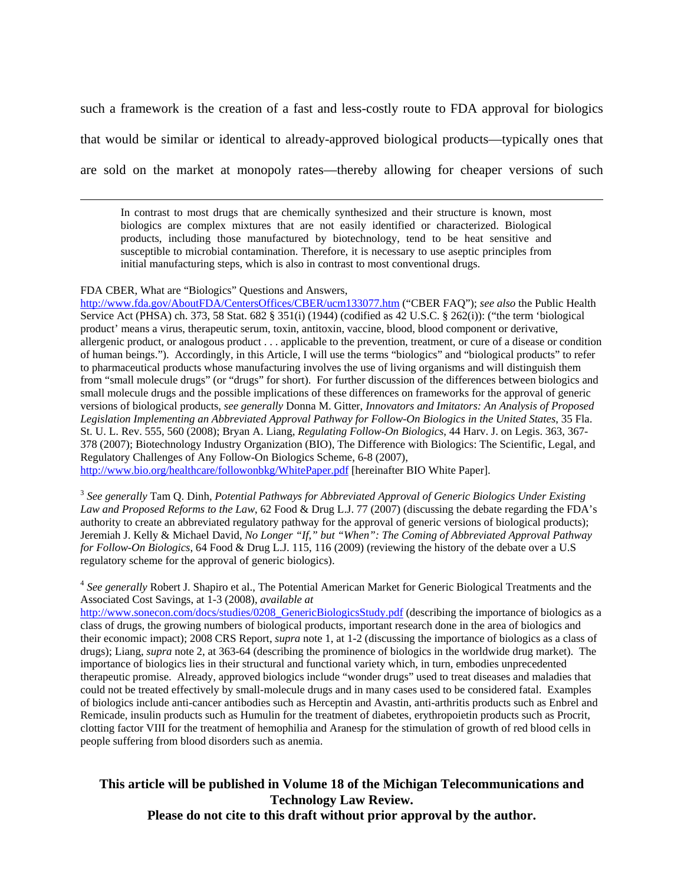such a framework is the creation of a fast and less-costly route to FDA approval for biologics that would be similar or identical to already-approved biological products—typically ones that are sold on the market at monopoly rates—thereby allowing for cheaper versions of such

---

> In contrast to most drugs that are chemically synthesized and their structure is known, most biologics are complex mixtures that are not easily identified or characterized. Biological products, including those manufactured by biotechnology, tend to be heat sensitive and susceptible to microbial contamination. Therefore, it is necessary to use aseptic principles from initial manufacturing steps, which is also in contrast to most conventional drugs.

FDA CBER, What are "Biologics" Questions and Answers, http://www.fda.gov/AboutFDA/CentersOffices/CBER/ucm133077.htm ("CBER FAQ"); *see also* the Public Health Service Act (PHSA) ch. 373, 58 Stat. 682 § 351(i) (1944) (codified as 42 U.S.C. § 262(i)): ("the term 'biological product' means a virus, therapeutic serum, toxin, antitoxin, vaccine, blood, blood component or derivative, allergenic product, or analogous product . . . applicable to the prevention, treatment, or cure of a disease or condition of human beings."). Accordingly, in this Article, I will use the terms "biologics" and "biological products" to refer to pharmaceutical products whose manufacturing involves the use of living organisms and will distinguish them from "small molecule drugs" (or "drugs" for short). For further discussion of the differences between biologics and small molecule drugs and the possible implications of these differences on frameworks for the approval of generic versions of biological products, *see generally* Donna M. Gitter, *Innovators and Imitators: An Analysis of Proposed Legislation Implementing an Abbreviated Approval Pathway for Follow-On Biologics in the United States*, 35 Fla. St. U. L. Rev. 555, 560 (2008); Bryan A. Liang, *Regulating Follow-On Biologics*, 44 Harv. J. on Legis. 363, 367-378 (2007); Biotechnology Industry Organization (BIO), The Difference with Biologics: The Scientific, Legal, and Regulatory Challenges of Any Follow-On Biologics Scheme, 6-8 (2007), http://www.bio.org/healthcare/followonbkg/WhitePaper.pdf [hereinafter BIO White Paper].

[3] *See generally* Tam Q. Dinh, *Potential Pathways for Abbreviated Approval of Generic Biologics Under Existing Law and Proposed Reforms to the Law*, 62 Food & Drug L.J. 77 (2007) (discussing the debate regarding the FDA's authority to create an abbreviated regulatory pathway for the approval of generic versions of biological products); Jeremiah J. Kelly & Michael David, *No Longer "If," but "When": The Coming of Abbreviated Approval Pathway for Follow-On Biologics*, 64 Food & Drug L.J. 115, 116 (2009) (reviewing the history of the debate over a U.S regulatory scheme for the approval of generic biologics).

[4] *See generally* Robert J. Shapiro et al., The Potential American Market for Generic Biological Treatments and the Associated Cost Savings, at 1-3 (2008), *available at* http://www.sonecon.com/docs/studies/0208_GenericBiologicsStudy.pdf (describing the importance of biologics as a class of drugs, the growing numbers of biological products, important research done in the area of biologics and their economic impact); 2008 CRS Report, *supra* note 1, at 1-2 (discussing the importance of biologics as a class of drugs); Liang, *supra* note 2, at 363-64 (describing the prominence of biologics in the worldwide drug market). The importance of biologics lies in their structural and functional variety which, in turn, embodies unprecedented therapeutic promise. Already, approved biologics include "wonder drugs" used to treat diseases and maladies that could not be treated effectively by small-molecule drugs and in many cases used to be considered fatal. Examples of biologics include anti-cancer antibodies such as Herceptin and Avastin, anti-arthritis products such as Enbrel and Remicade, insulin products such as Humulin for the treatment of diabetes, erythropoietin products such as Procrit, clotting factor VIII for the treatment of hemophilia and Aranesp for the stimulation of growth of red blood cells in people suffering from blood disorders such as anemia.

**This article will be published in Volume 18 of the Michigan Telecommunications and Technology Law Review.**
**Please do not cite to this draft without prior approval by the author.**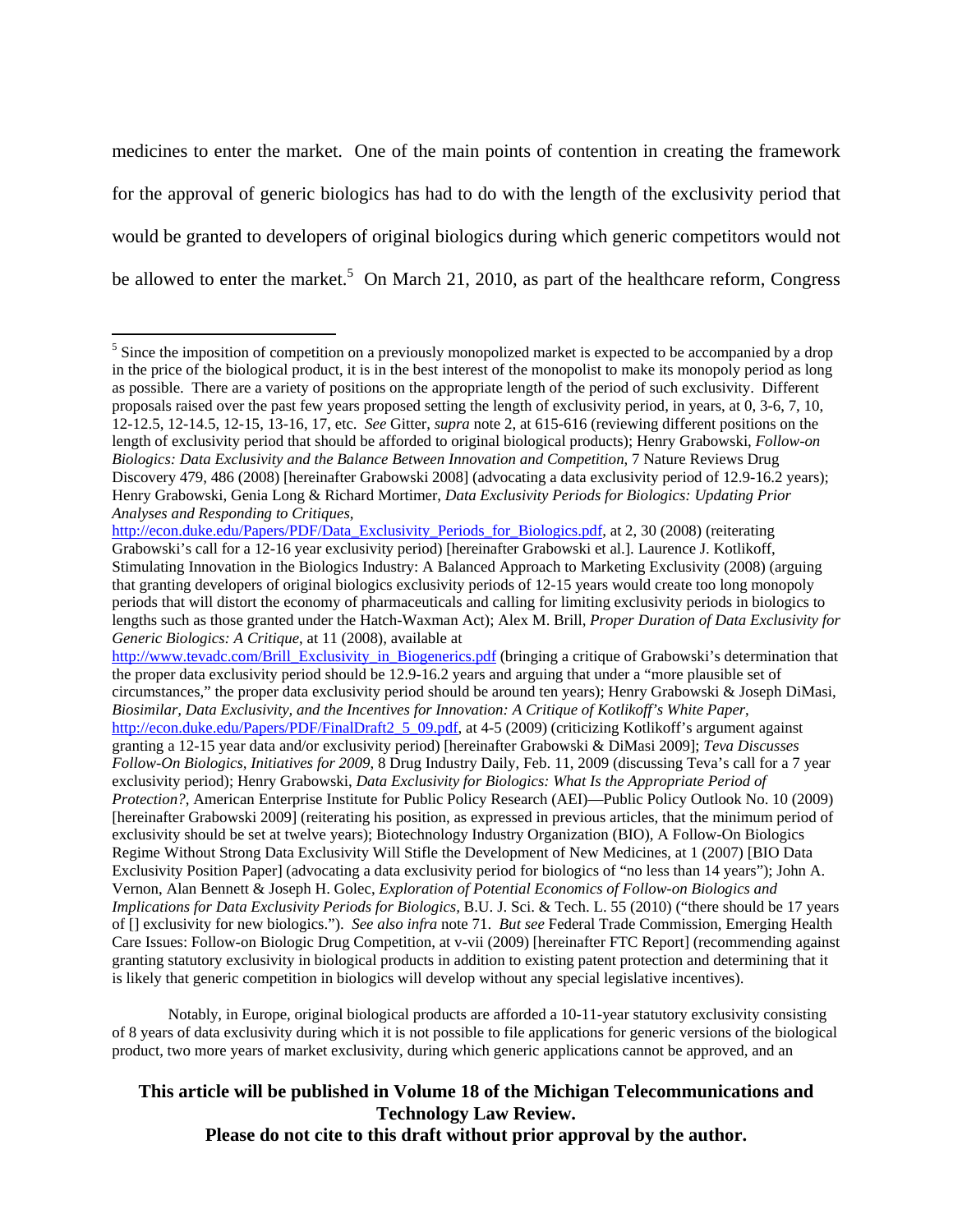medicines to enter the market. One of the main points of contention in creating the framework for the approval of generic biologics has had to do with the length of the exclusivity period that would be granted to developers of original biologics during which generic competitors would not be allowed to enter the market.[5] On March 21, 2010, as part of the healthcare reform, Congress

---

[5] Since the imposition of competition on a previously monopolized market is expected to be accompanied by a drop in the price of the biological product, it is in the best interest of the monopolist to make its monopoly period as long as possible. There are a variety of positions on the appropriate length of the period of such exclusivity. Different proposals raised over the past few years proposed setting the length of exclusivity period, in years, at 0, 3-6, 7, 10, 12-12.5, 12-14.5, 12-15, 13-16, 17, etc. *See* Gitter, *supra* note 2, at 615-616 (reviewing different positions on the length of exclusivity period that should be afforded to original biological products); Henry Grabowski, *Follow-on Biologics: Data Exclusivity and the Balance Between Innovation and Competition*, 7 Nature Reviews Drug Discovery 479, 486 (2008) [hereinafter Grabowski 2008] (advocating a data exclusivity period of 12.9-16.2 years); Henry Grabowski, Genia Long & Richard Mortimer, *Data Exclusivity Periods for Biologics: Updating Prior Analyses and Responding to Critiques*, http://econ.duke.edu/Papers/PDF/Data_Exclusivity_Periods_for_Biologics.pdf, at 2, 30 (2008) (reiterating Grabowski's call for a 12-16 year exclusivity period) [hereinafter Grabowski et al.]. Laurence J. Kotlikoff, Stimulating Innovation in the Biologics Industry: A Balanced Approach to Marketing Exclusivity (2008) (arguing that granting developers of original biologics exclusivity periods of 12-15 years would create too long monopoly periods that will distort the economy of pharmaceuticals and calling for limiting exclusivity periods in biologics to lengths such as those granted under the Hatch-Waxman Act); Alex M. Brill, *Proper Duration of Data Exclusivity for Generic Biologics: A Critique*, at 11 (2008), available at http://www.tevadc.com/Brill_Exclusivity_in_Biogenerics.pdf (bringing a critique of Grabowski's determination that the proper data exclusivity period should be 12.9-16.2 years and arguing that under a "more plausible set of circumstances," the proper data exclusivity period should be around ten years); Henry Grabowski & Joseph DiMasi, *Biosimilar, Data Exclusivity, and the Incentives for Innovation: A Critique of Kotlikoff's White Paper*, http://econ.duke.edu/Papers/PDF/FinalDraft2_5_09.pdf, at 4-5 (2009) (criticizing Kotlikoff's argument against granting a 12-15 year data and/or exclusivity period) [hereinafter Grabowski & DiMasi 2009]; *Teva Discusses Follow-On Biologics, Initiatives for 2009*, 8 Drug Industry Daily, Feb. 11, 2009 (discussing Teva's call for a 7 year exclusivity period); Henry Grabowski, *Data Exclusivity for Biologics: What Is the Appropriate Period of Protection?*, American Enterprise Institute for Public Policy Research (AEI)—Public Policy Outlook No. 10 (2009) [hereinafter Grabowski 2009] (reiterating his position, as expressed in previous articles, that the minimum period of exclusivity should be set at twelve years); Biotechnology Industry Organization (BIO), A Follow-On Biologics Regime Without Strong Data Exclusivity Will Stifle the Development of New Medicines, at 1 (2007) [BIO Data Exclusivity Position Paper] (advocating a data exclusivity period for biologics of "no less than 14 years"); John A. Vernon, Alan Bennett & Joseph H. Golec, *Exploration of Potential Economics of Follow-on Biologics and Implications for Data Exclusivity Periods for Biologics*, B.U. J. Sci. & Tech. L. 55 (2010) ("there should be 17 years of [] exclusivity for new biologics."). *See also infra* note 71. *But see* Federal Trade Commission, Emerging Health Care Issues: Follow-on Biologic Drug Competition, at v-vii (2009) [hereinafter FTC Report] (recommending against granting statutory exclusivity in biological products in addition to existing patent protection and determining that it is likely that generic competition in biologics will develop without any special legislative incentives).

Notably, in Europe, original biological products are afforded a 10-11-year statutory exclusivity consisting of 8 years of data exclusivity during which it is not possible to file applications for generic versions of the biological product, two more years of market exclusivity, during which generic applications cannot be approved, and an

**This article will be published in Volume 18 of the Michigan Telecommunications and Technology Law Review.**
**Please do not cite to this draft without prior approval by the author.**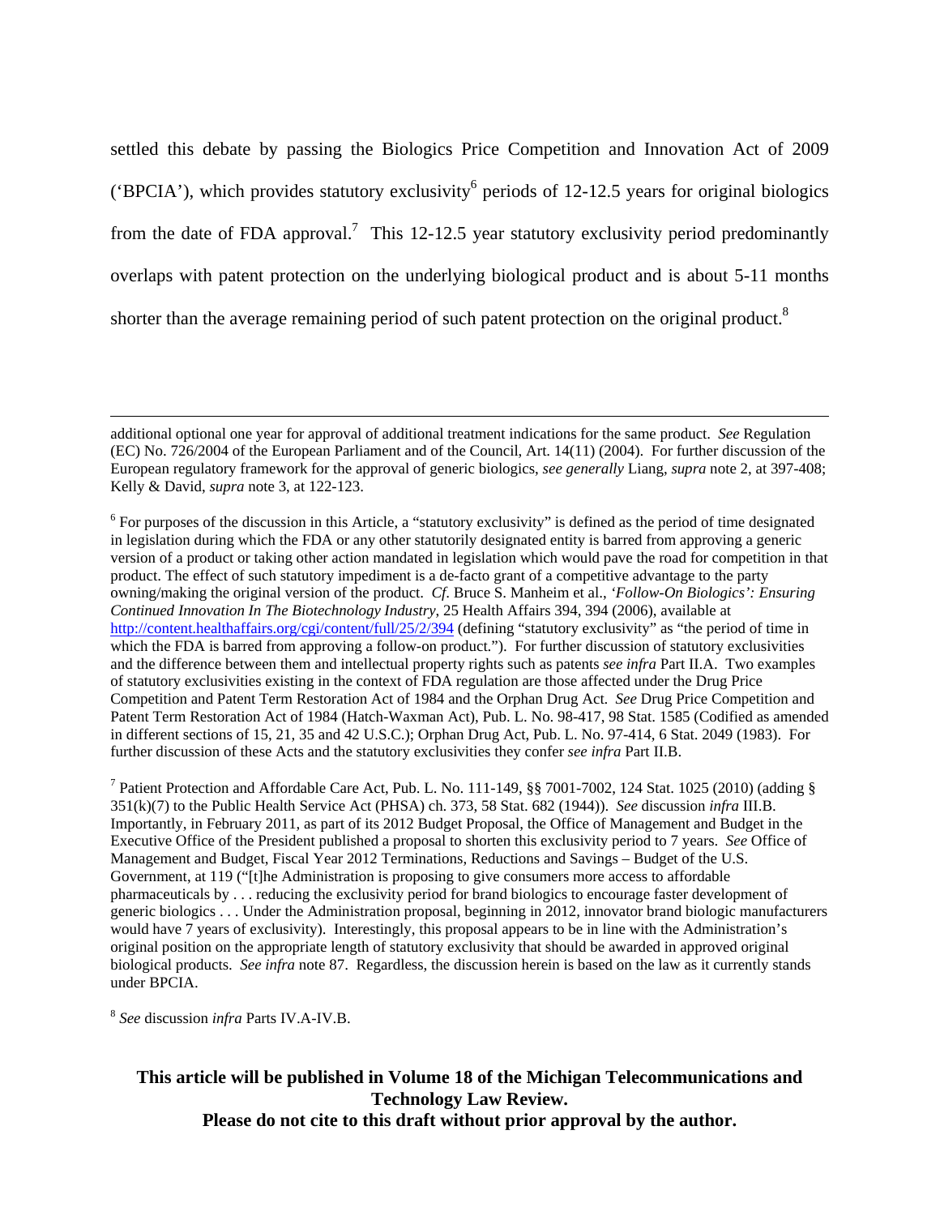settled this debate by passing the Biologics Price Competition and Innovation Act of 2009 ('BPCIA'), which provides statutory exclusivity[6] periods of 12-12.5 years for original biologics from the date of FDA approval.[7] This 12-12.5 year statutory exclusivity period predominantly overlaps with patent protection on the underlying biological product and is about 5-11 months shorter than the average remaining period of such patent protection on the original product.[8]

---

additional optional one year for approval of additional treatment indications for the same product. *See* Regulation (EC) No. 726/2004 of the European Parliament and of the Council, Art. 14(11) (2004). For further discussion of the European regulatory framework for the approval of generic biologics, *see generally* Liang, *supra* note 2, at 397-408; Kelly & David, *supra* note 3, at 122-123.

[6] For purposes of the discussion in this Article, a "statutory exclusivity" is defined as the period of time designated in legislation during which the FDA or any other statutorily designated entity is barred from approving a generic version of a product or taking other action mandated in legislation which would pave the road for competition in that product. The effect of such statutory impediment is a de-facto grant of a competitive advantage to the party owning/making the original version of the product. *Cf.* Bruce S. Manheim et al., *'Follow-On Biologics': Ensuring Continued Innovation In The Biotechnology Industry*, 25 Health Affairs 394, 394 (2006), available at http://content.healthaffairs.org/cgi/content/full/25/2/394 (defining "statutory exclusivity" as "the period of time in which the FDA is barred from approving a follow-on product."). For further discussion of statutory exclusivities and the difference between them and intellectual property rights such as patents *see infra* Part II.A. Two examples of statutory exclusivities existing in the context of FDA regulation are those affected under the Drug Price Competition and Patent Term Restoration Act of 1984 and the Orphan Drug Act. *See* Drug Price Competition and Patent Term Restoration Act of 1984 (Hatch-Waxman Act), Pub. L. No. 98-417, 98 Stat. 1585 (Codified as amended in different sections of 15, 21, 35 and 42 U.S.C.); Orphan Drug Act, Pub. L. No. 97-414, 6 Stat. 2049 (1983). For further discussion of these Acts and the statutory exclusivities they confer *see infra* Part II.B.

[7] Patient Protection and Affordable Care Act, Pub. L. No. 111-149, §§ 7001-7002, 124 Stat. 1025 (2010) (adding § 351(k)(7) to the Public Health Service Act (PHSA) ch. 373, 58 Stat. 682 (1944)). *See* discussion *infra* III.B. Importantly, in February 2011, as part of its 2012 Budget Proposal, the Office of Management and Budget in the Executive Office of the President published a proposal to shorten this exclusivity period to 7 years. *See* Office of Management and Budget, Fiscal Year 2012 Terminations, Reductions and Savings – Budget of the U.S. Government, at 119 ("[t]he Administration is proposing to give consumers more access to affordable pharmaceuticals by . . . reducing the exclusivity period for brand biologics to encourage faster development of generic biologics . . . Under the Administration proposal, beginning in 2012, innovator brand biologic manufacturers would have 7 years of exclusivity). Interestingly, this proposal appears to be in line with the Administration's original position on the appropriate length of statutory exclusivity that should be awarded in approved original biological products. *See infra* note 87. Regardless, the discussion herein is based on the law as it currently stands under BPCIA.

[8] *See* discussion *infra* Parts IV.A-IV.B.

**This article will be published in Volume 18 of the Michigan Telecommunications and Technology Law Review.**
**Please do not cite to this draft without prior approval by the author.**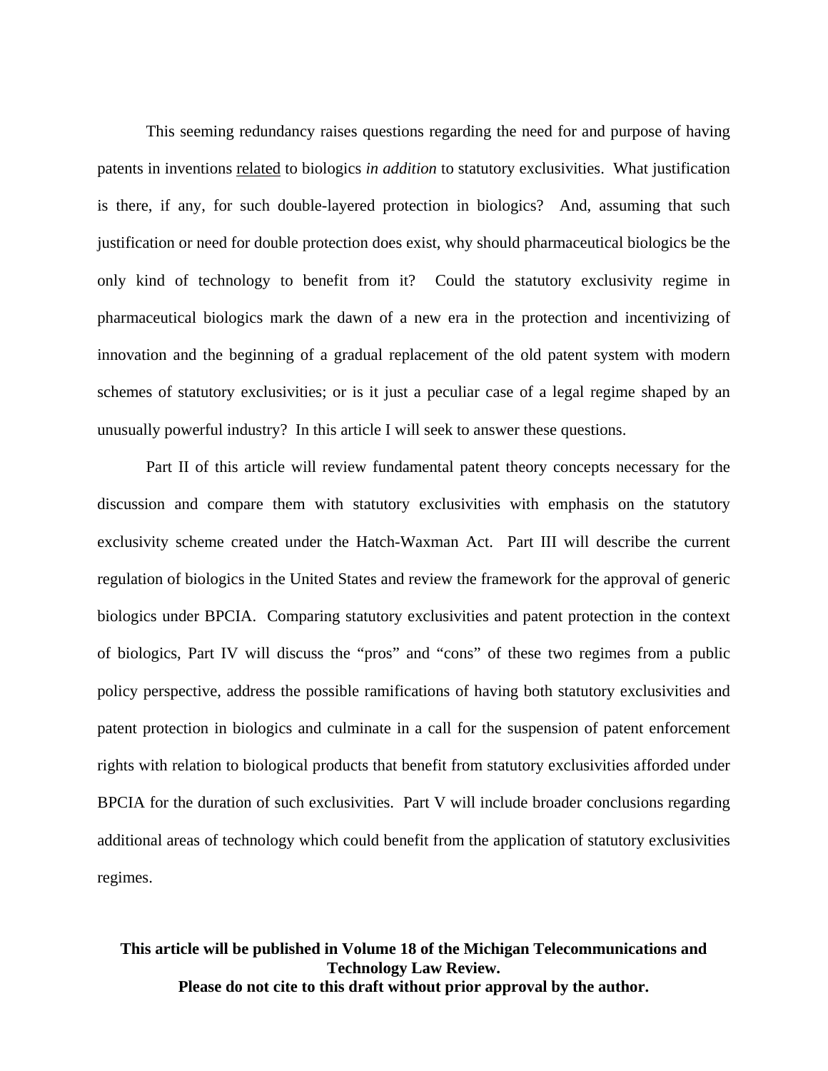This seeming redundancy raises questions regarding the need for and purpose of having patents in inventions <u>related</u> to biologics *in addition* to statutory exclusivities. What justification is there, if any, for such double-layered protection in biologics? And, assuming that such justification or need for double protection does exist, why should pharmaceutical biologics be the only kind of technology to benefit from it? Could the statutory exclusivity regime in pharmaceutical biologics mark the dawn of a new era in the protection and incentivizing of innovation and the beginning of a gradual replacement of the old patent system with modern schemes of statutory exclusivities; or is it just a peculiar case of a legal regime shaped by an unusually powerful industry? In this article I will seek to answer these questions.

Part II of this article will review fundamental patent theory concepts necessary for the discussion and compare them with statutory exclusivities with emphasis on the statutory exclusivity scheme created under the Hatch-Waxman Act. Part III will describe the current regulation of biologics in the United States and review the framework for the approval of generic biologics under BPCIA. Comparing statutory exclusivities and patent protection in the context of biologics, Part IV will discuss the "pros" and "cons" of these two regimes from a public policy perspective, address the possible ramifications of having both statutory exclusivities and patent protection in biologics and culminate in a call for the suspension of patent enforcement rights with relation to biological products that benefit from statutory exclusivities afforded under BPCIA for the duration of such exclusivities. Part V will include broader conclusions regarding additional areas of technology which could benefit from the application of statutory exclusivities regimes.

**This article will be published in Volume 18 of the Michigan Telecommunications and Technology Law Review.**
**Please do not cite to this draft without prior approval by the author.**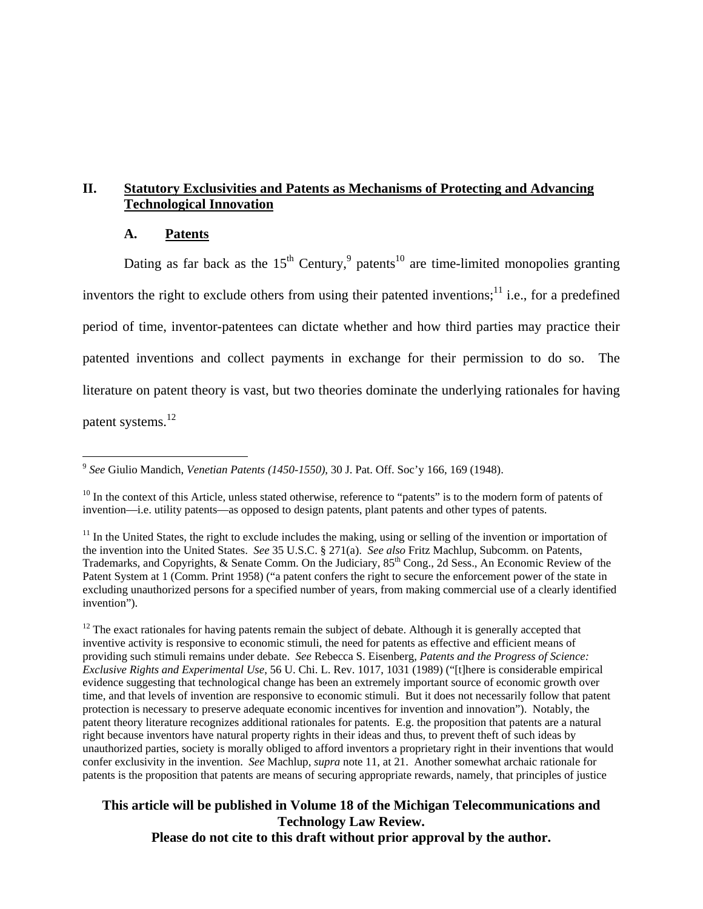## II. Statutory Exclusivities and Patents as Mechanisms of Protecting and Advancing Technological Innovation

### A. Patents

Dating as far back as the 15th Century,[9] patents[10] are time-limited monopolies granting inventors the right to exclude others from using their patented inventions;[11] i.e., for a predefined period of time, inventor-patentees can dictate whether and how third parties may practice their patented inventions and collect payments in exchange for their permission to do so. The literature on patent theory is vast, but two theories dominate the underlying rationales for having patent systems.[12]

---

[9] *See* Giulio Mandich, *Venetian Patents (1450-1550)*, 30 J. Pat. Off. Soc'y 166, 169 (1948).

[10] In the context of this Article, unless stated otherwise, reference to "patents" is to the modern form of patents of invention—i.e. utility patents—as opposed to design patents, plant patents and other types of patents.

[11] In the United States, the right to exclude includes the making, using or selling of the invention or importation of the invention into the United States. *See* 35 U.S.C. § 271(a). *See also* Fritz Machlup, Subcomm. on Patents, Trademarks, and Copyrights, & Senate Comm. On the Judiciary, 85th Cong., 2d Sess., An Economic Review of the Patent System at 1 (Comm. Print 1958) ("a patent confers the right to secure the enforcement power of the state in excluding unauthorized persons for a specified number of years, from making commercial use of a clearly identified invention").

[12] The exact rationales for having patents remain the subject of debate. Although it is generally accepted that inventive activity is responsive to economic stimuli, the need for patents as effective and efficient means of providing such stimuli remains under debate. *See* Rebecca S. Eisenberg, *Patents and the Progress of Science: Exclusive Rights and Experimental Use*, 56 U. Chi. L. Rev. 1017, 1031 (1989) ("[t]here is considerable empirical evidence suggesting that technological change has been an extremely important source of economic growth over time, and that levels of invention are responsive to economic stimuli. But it does not necessarily follow that patent protection is necessary to preserve adequate economic incentives for invention and innovation"). Notably, the patent theory literature recognizes additional rationales for patents. E.g. the proposition that patents are a natural right because inventors have natural property rights in their ideas and thus, to prevent theft of such ideas by unauthorized parties, society is morally obliged to afford inventors a proprietary right in their inventions that would confer exclusivity in the invention. *See* Machlup, *supra* note 11, at 21. Another somewhat archaic rationale for patents is the proposition that patents are means of securing appropriate rewards, namely, that principles of justice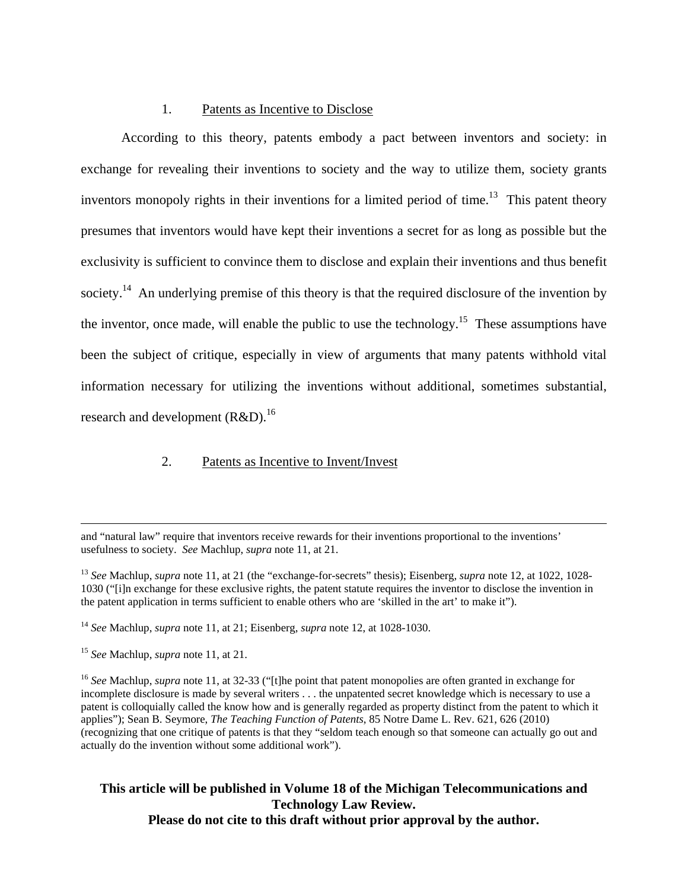### 1. Patents as Incentive to Disclose

According to this theory, patents embody a pact between inventors and society: in exchange for revealing their inventions to society and the way to utilize them, society grants inventors monopoly rights in their inventions for a limited period of time.[13] This patent theory presumes that inventors would have kept their inventions a secret for as long as possible but the exclusivity is sufficient to convince them to disclose and explain their inventions and thus benefit society.[14] An underlying premise of this theory is that the required disclosure of the invention by the inventor, once made, will enable the public to use the technology.[15] These assumptions have been the subject of critique, especially in view of arguments that many patents withhold vital information necessary for utilizing the inventions without additional, sometimes substantial, research and development (R&D).[16]

### 2. Patents as Incentive to Invent/Invest

---

and "natural law" require that inventors receive rewards for their inventions proportional to the inventions' usefulness to society. *See* Machlup, *supra* note 11, at 21.

[13] *See* Machlup, *supra* note 11, at 21 (the "exchange-for-secrets" thesis); Eisenberg, *supra* note 12, at 1022, 1028-1030 ("[i]n exchange for these exclusive rights, the patent statute requires the inventor to disclose the invention in the patent application in terms sufficient to enable others who are 'skilled in the art' to make it").

[14] *See* Machlup, *supra* note 11, at 21; Eisenberg, *supra* note 12, at 1028-1030.

[15] *See* Machlup, *supra* note 11, at 21.

[16] *See* Machlup, *supra* note 11, at 32-33 ("[t]he point that patent monopolies are often granted in exchange for incomplete disclosure is made by several writers . . . the unpatented secret knowledge which is necessary to use a patent is colloquially called the know how and is generally regarded as property distinct from the patent to which it applies"); Sean B. Seymore, *The Teaching Function of Patents*, 85 Notre Dame L. Rev. 621, 626 (2010) (recognizing that one critique of patents is that they "seldom teach enough so that someone can actually go out and actually do the invention without some additional work").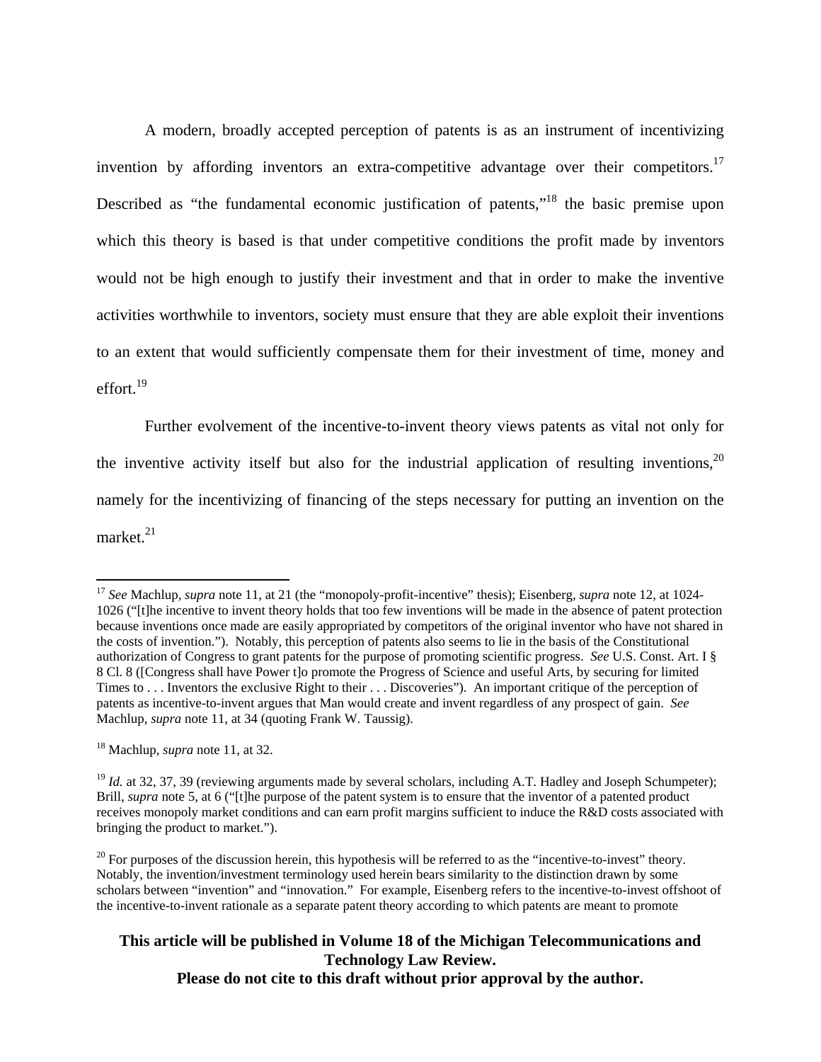A modern, broadly accepted perception of patents is as an instrument of incentivizing invention by affording inventors an extra-competitive advantage over their competitors.[17] Described as "the fundamental economic justification of patents,"[18] the basic premise upon which this theory is based is that under competitive conditions the profit made by inventors would not be high enough to justify their investment and that in order to make the inventive activities worthwhile to inventors, society must ensure that they are able exploit their inventions to an extent that would sufficiently compensate them for their investment of time, money and effort.[19]

Further evolvement of the incentive-to-invent theory views patents as vital not only for the inventive activity itself but also for the industrial application of resulting inventions,[20] namely for the incentivizing of financing of the steps necessary for putting an invention on the market.[21]

---

[17] *See* Machlup, *supra* note 11, at 21 (the "monopoly-profit-incentive" thesis); Eisenberg, *supra* note 12, at 1024-1026 ("[t]he incentive to invent theory holds that too few inventions will be made in the absence of patent protection because inventions once made are easily appropriated by competitors of the original inventor who have not shared in the costs of invention."). Notably, this perception of patents also seems to lie in the basis of the Constitutional authorization of Congress to grant patents for the purpose of promoting scientific progress. *See* U.S. Const. Art. I § 8 Cl. 8 ([Congress shall have Power t]o promote the Progress of Science and useful Arts, by securing for limited Times to . . . Inventors the exclusive Right to their . . . Discoveries"). An important critique of the perception of patents as incentive-to-invent argues that Man would create and invent regardless of any prospect of gain. *See* Machlup, *supra* note 11, at 34 (quoting Frank W. Taussig).

[18] Machlup, *supra* note 11, at 32.

[19] *Id.* at 32, 37, 39 (reviewing arguments made by several scholars, including A.T. Hadley and Joseph Schumpeter); Brill, *supra* note 5, at 6 ("[t]he purpose of the patent system is to ensure that the inventor of a patented product receives monopoly market conditions and can earn profit margins sufficient to induce the R&D costs associated with bringing the product to market.").

[20] For purposes of the discussion herein, this hypothesis will be referred to as the "incentive-to-invest" theory. Notably, the invention/investment terminology used herein bears similarity to the distinction drawn by some scholars between "invention" and "innovation." For example, Eisenberg refers to the incentive-to-invest offshoot of the incentive-to-invent rationale as a separate patent theory according to which patents are meant to promote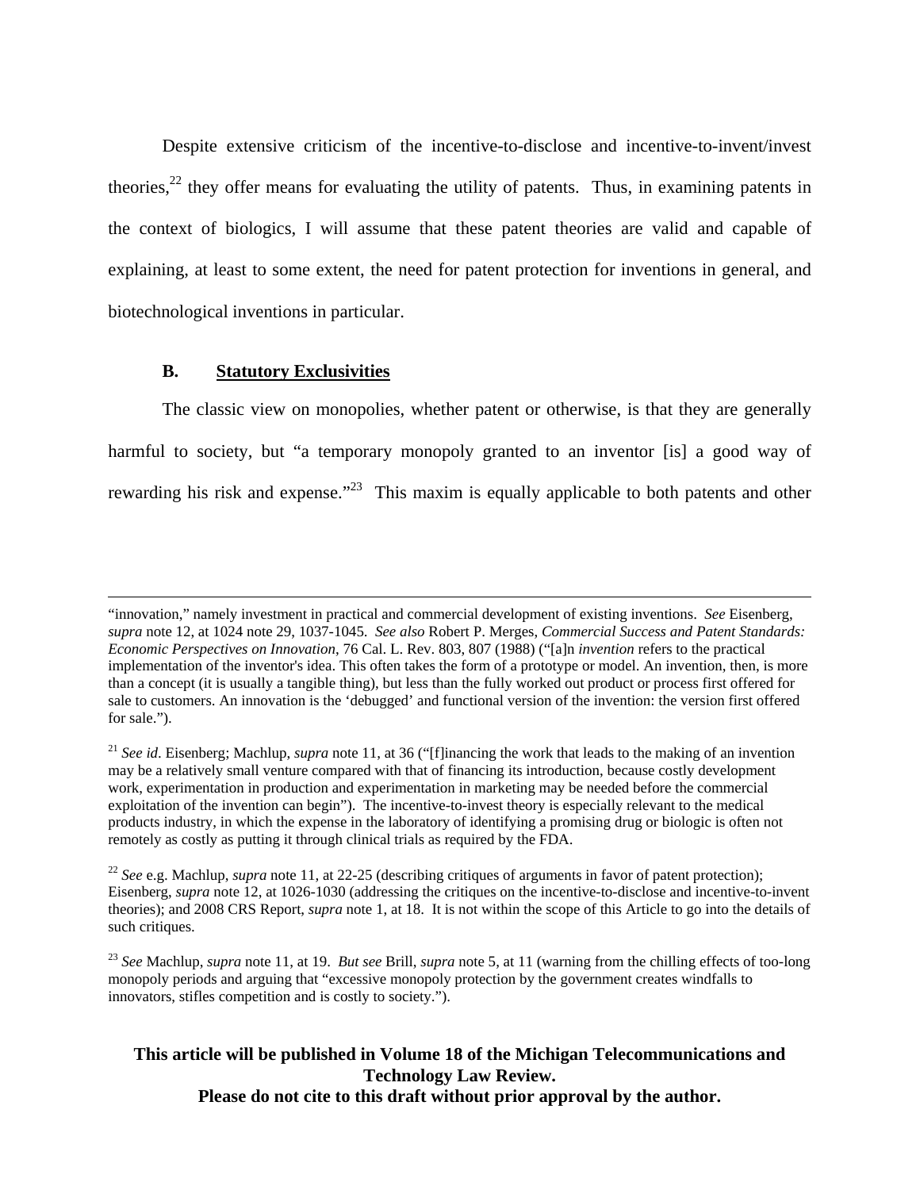Despite extensive criticism of the incentive-to-disclose and incentive-to-invent/invest theories,[22] they offer means for evaluating the utility of patents. Thus, in examining patents in the context of biologics, I will assume that these patent theories are valid and capable of explaining, at least to some extent, the need for patent protection for inventions in general, and biotechnological inventions in particular.

### B. Statutory Exclusivities

The classic view on monopolies, whether patent or otherwise, is that they are generally harmful to society, but "a temporary monopoly granted to an inventor [is] a good way of rewarding his risk and expense."[23] This maxim is equally applicable to both patents and other

---

"innovation," namely investment in practical and commercial development of existing inventions. *See* Eisenberg, *supra* note 12, at 1024 note 29, 1037-1045. *See also* Robert P. Merges, *Commercial Success and Patent Standards: Economic Perspectives on Innovation*, 76 Cal. L. Rev. 803, 807 (1988) ("[a]n *invention* refers to the practical implementation of the inventor's idea. This often takes the form of a prototype or model. An invention, then, is more than a concept (it is usually a tangible thing), but less than the fully worked out product or process first offered for sale to customers. An innovation is the 'debugged' and functional version of the invention: the version first offered for sale.").

[21] *See id*. Eisenberg; Machlup, *supra* note 11, at 36 ("[f]inancing the work that leads to the making of an invention may be a relatively small venture compared with that of financing its introduction, because costly development work, experimentation in production and experimentation in marketing may be needed before the commercial exploitation of the invention can begin"). The incentive-to-invest theory is especially relevant to the medical products industry, in which the expense in the laboratory of identifying a promising drug or biologic is often not remotely as costly as putting it through clinical trials as required by the FDA.

[22] *See* e.g. Machlup, *supra* note 11, at 22-25 (describing critiques of arguments in favor of patent protection); Eisenberg, *supra* note 12, at 1026-1030 (addressing the critiques on the incentive-to-disclose and incentive-to-invent theories); and 2008 CRS Report, *supra* note 1, at 18. It is not within the scope of this Article to go into the details of such critiques.

[23] *See* Machlup, *supra* note 11, at 19. *But see* Brill, *supra* note 5, at 11 (warning from the chilling effects of too-long monopoly periods and arguing that "excessive monopoly protection by the government creates windfalls to innovators, stifles competition and is costly to society.").

**This article will be published in Volume 18 of the Michigan Telecommunications and Technology Law Review.**
**Please do not cite to this draft without prior approval by the author.**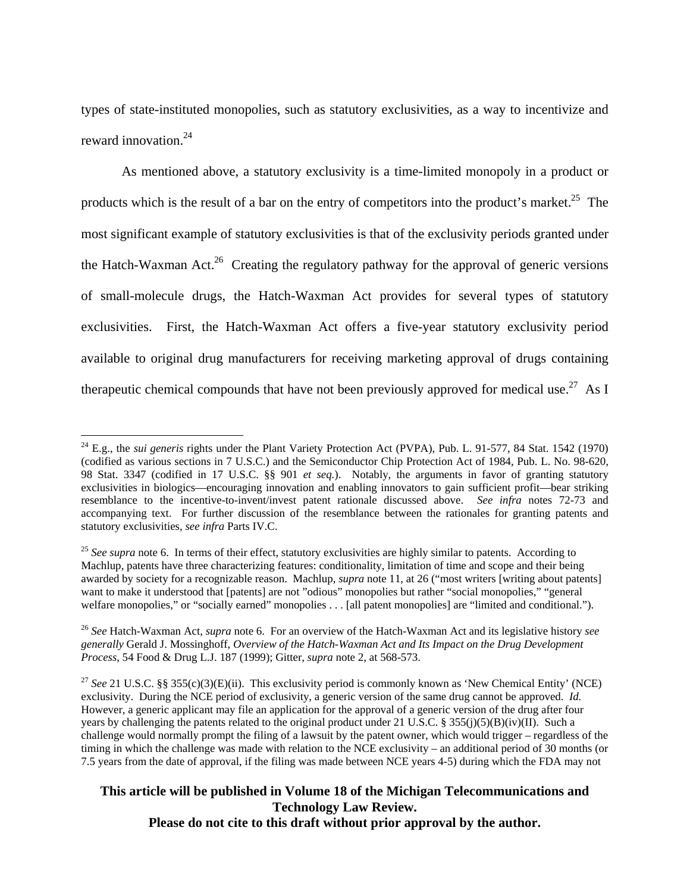types of state-instituted monopolies, such as statutory exclusivities, as a way to incentivize and reward innovation.[24]

As mentioned above, a statutory exclusivity is a time-limited monopoly in a product or products which is the result of a bar on the entry of competitors into the product's market.[25] The most significant example of statutory exclusivities is that of the exclusivity periods granted under the Hatch-Waxman Act.[26] Creating the regulatory pathway for the approval of generic versions of small-molecule drugs, the Hatch-Waxman Act provides for several types of statutory exclusivities. First, the Hatch-Waxman Act offers a five-year statutory exclusivity period available to original drug manufacturers for receiving marketing approval of drugs containing therapeutic chemical compounds that have not been previously approved for medical use.[27] As I

---

[24] E.g., the *sui generis* rights under the Plant Variety Protection Act (PVPA), Pub. L. 91-577, 84 Stat. 1542 (1970) (codified as various sections in 7 U.S.C.) and the Semiconductor Chip Protection Act of 1984, Pub. L. No. 98-620, 98 Stat. 3347 (codified in 17 U.S.C. §§ 901 *et seq.*). Notably, the arguments in favor of granting statutory exclusivities in biologics—encouraging innovation and enabling innovators to gain sufficient profit—bear striking resemblance to the incentive-to-invent/invest patent rationale discussed above. *See infra* notes 72-73 and accompanying text. For further discussion of the resemblance between the rationales for granting patents and statutory exclusivities, *see infra* Parts IV.C.

[25] *See supra* note 6. In terms of their effect, statutory exclusivities are highly similar to patents. According to Machlup, patents have three characterizing features: conditionality, limitation of time and scope and their being awarded by society for a recognizable reason. Machlup, *supra* note 11, at 26 ("most writers [writing about patents] want to make it understood that [patents] are not "odious" monopolies but rather "social monopolies," "general welfare monopolies," or "socially earned" monopolies . . . [all patent monopolies] are "limited and conditional.").

[26] *See* Hatch-Waxman Act, *supra* note 6. For an overview of the Hatch-Waxman Act and its legislative history *see generally* Gerald J. Mossinghoff, *Overview of the Hatch-Waxman Act and Its Impact on the Drug Development Process*, 54 Food & Drug L.J. 187 (1999); Gitter, *supra* note 2, at 568-573.

[27] *See* 21 U.S.C. §§ 355(c)(3)(E)(ii). This exclusivity period is commonly known as 'New Chemical Entity' (NCE) exclusivity. During the NCE period of exclusivity, a generic version of the same drug cannot be approved. *Id.* However, a generic applicant may file an application for the approval of a generic version of the drug after four years by challenging the patents related to the original product under 21 U.S.C. § 355(j)(5)(B)(iv)(II). Such a challenge would normally prompt the filing of a lawsuit by the patent owner, which would trigger – regardless of the timing in which the challenge was made with relation to the NCE exclusivity – an additional period of 30 months (or 7.5 years from the date of approval, if the filing was made between NCE years 4-5) during which the FDA may not

**This article will be published in Volume 18 of the Michigan Telecommunications and Technology Law Review.**
**Please do not cite to this draft without prior approval by the author.**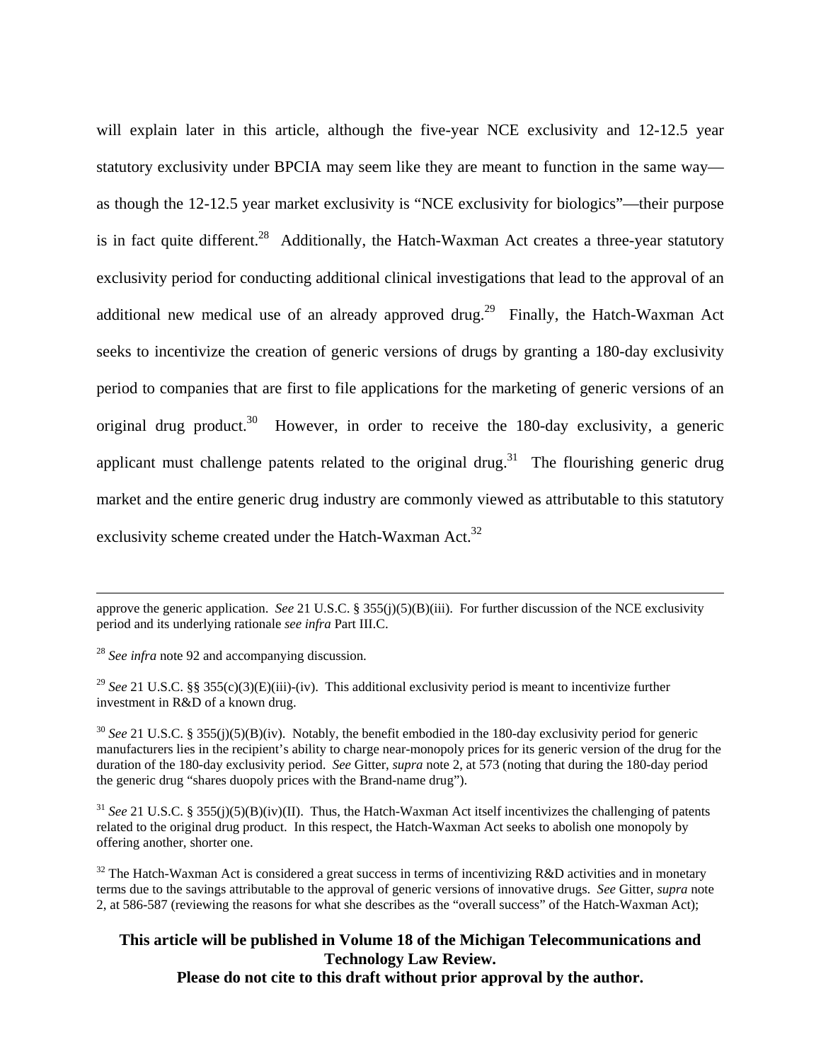will explain later in this article, although the five-year NCE exclusivity and 12-12.5 year statutory exclusivity under BPCIA may seem like they are meant to function in the same way—as though the 12-12.5 year market exclusivity is "NCE exclusivity for biologics"—their purpose is in fact quite different.[28] Additionally, the Hatch-Waxman Act creates a three-year statutory exclusivity period for conducting additional clinical investigations that lead to the approval of an additional new medical use of an already approved drug.[29] Finally, the Hatch-Waxman Act seeks to incentivize the creation of generic versions of drugs by granting a 180-day exclusivity period to companies that are first to file applications for the marketing of generic versions of an original drug product.[30] However, in order to receive the 180-day exclusivity, a generic applicant must challenge patents related to the original drug.[31] The flourishing generic drug market and the entire generic drug industry are commonly viewed as attributable to this statutory exclusivity scheme created under the Hatch-Waxman Act.[32]

---

approve the generic application. *See* 21 U.S.C. § 355(j)(5)(B)(iii). For further discussion of the NCE exclusivity period and its underlying rationale *see infra* Part III.C.

[28] *See infra* note 92 and accompanying discussion.

[29] *See* 21 U.S.C. §§ 355(c)(3)(E)(iii)-(iv). This additional exclusivity period is meant to incentivize further investment in R&D of a known drug.

[30] *See* 21 U.S.C. § 355(j)(5)(B)(iv). Notably, the benefit embodied in the 180-day exclusivity period for generic manufacturers lies in the recipient's ability to charge near-monopoly prices for its generic version of the drug for the duration of the 180-day exclusivity period. *See* Gitter, *supra* note 2, at 573 (noting that during the 180-day period the generic drug "shares duopoly prices with the Brand-name drug").

[31] *See* 21 U.S.C. § 355(j)(5)(B)(iv)(II). Thus, the Hatch-Waxman Act itself incentivizes the challenging of patents related to the original drug product. In this respect, the Hatch-Waxman Act seeks to abolish one monopoly by offering another, shorter one.

[32] The Hatch-Waxman Act is considered a great success in terms of incentivizing R&D activities and in monetary terms due to the savings attributable to the approval of generic versions of innovative drugs. *See* Gitter, *supra* note 2, at 586-587 (reviewing the reasons for what she describes as the "overall success" of the Hatch-Waxman Act);

**This article will be published in Volume 18 of the Michigan Telecommunications and Technology Law Review.**
**Please do not cite to this draft without prior approval by the author.**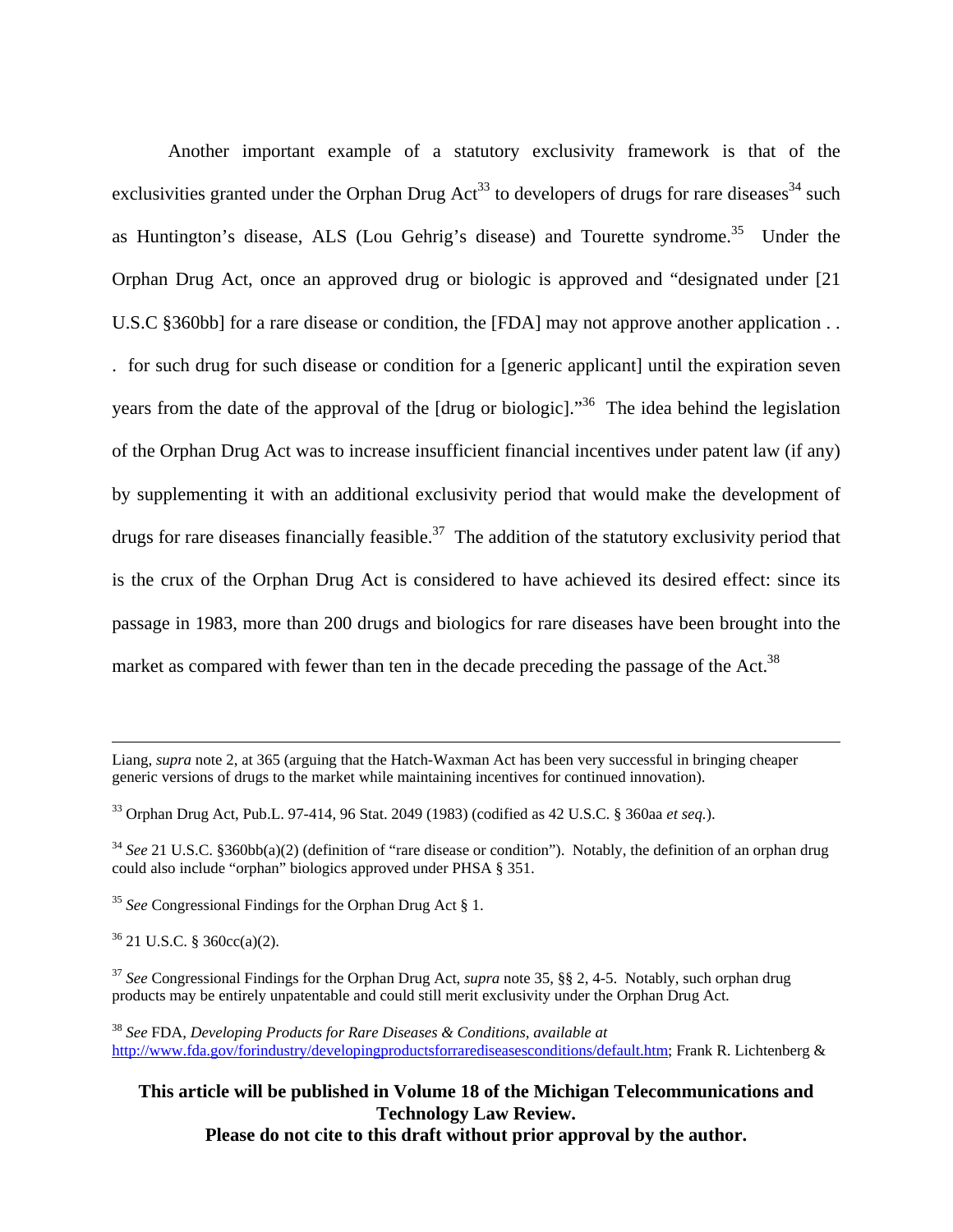Another important example of a statutory exclusivity framework is that of the exclusivities granted under the Orphan Drug Act[33] to developers of drugs for rare diseases[34] such as Huntington's disease, ALS (Lou Gehrig's disease) and Tourette syndrome.[35] Under the Orphan Drug Act, once an approved drug or biologic is approved and "designated under [21 U.S.C §360bb] for a rare disease or condition, the [FDA] may not approve another application . . . for such drug for such disease or condition for a [generic applicant] until the expiration seven years from the date of the approval of the [drug or biologic]."[36] The idea behind the legislation of the Orphan Drug Act was to increase insufficient financial incentives under patent law (if any) by supplementing it with an additional exclusivity period that would make the development of drugs for rare diseases financially feasible.[37] The addition of the statutory exclusivity period that is the crux of the Orphan Drug Act is considered to have achieved its desired effect: since its passage in 1983, more than 200 drugs and biologics for rare diseases have been brought into the market as compared with fewer than ten in the decade preceding the passage of the Act.[38]

---

Liang, *supra* note 2, at 365 (arguing that the Hatch-Waxman Act has been very successful in bringing cheaper generic versions of drugs to the market while maintaining incentives for continued innovation).

[33] Orphan Drug Act, Pub.L. 97-414, 96 Stat. 2049 (1983) (codified as 42 U.S.C. § 360aa *et seq.*).

[34] *See* 21 U.S.C. §360bb(a)(2) (definition of "rare disease or condition"). Notably, the definition of an orphan drug could also include "orphan" biologics approved under PHSA § 351.

[35] *See* Congressional Findings for the Orphan Drug Act § 1.

[36] 21 U.S.C. § 360cc(a)(2).

[37] *See* Congressional Findings for the Orphan Drug Act, *supra* note 35, §§ 2, 4-5. Notably, such orphan drug products may be entirely unpatentable and could still merit exclusivity under the Orphan Drug Act.

[38] *See* FDA, *Developing Products for Rare Diseases & Conditions*, *available at* http://www.fda.gov/forindustry/developingproductsforrarediseasesconditions/default.htm; Frank R. Lichtenberg &

**This article will be published in Volume 18 of the Michigan Telecommunications and Technology Law Review.**
**Please do not cite to this draft without prior approval by the author.**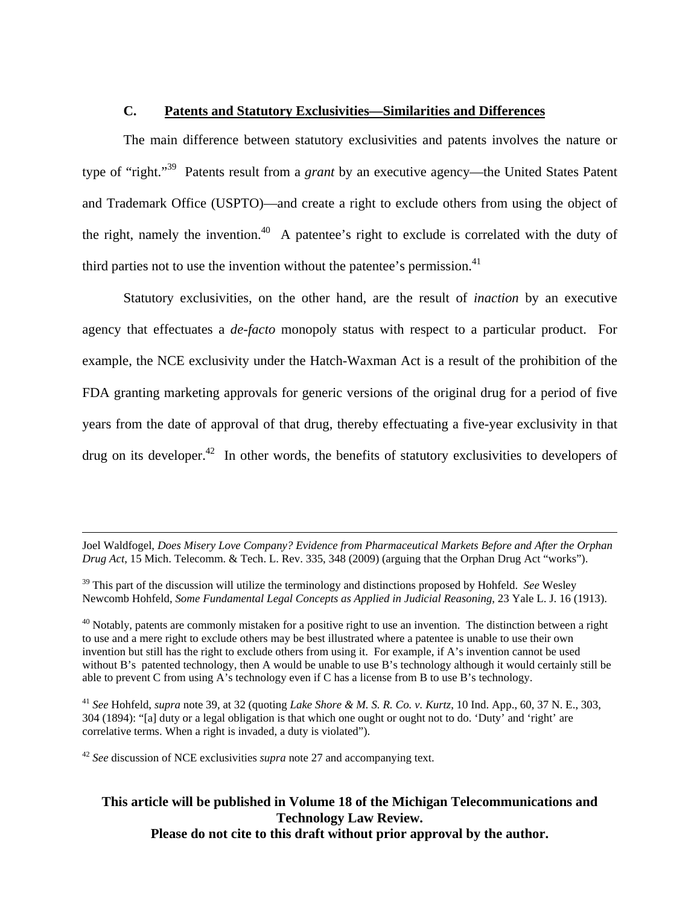### C. Patents and Statutory Exclusivities—Similarities and Differences

The main difference between statutory exclusivities and patents involves the nature or type of "right."[39] Patents result from a *grant* by an executive agency—the United States Patent and Trademark Office (USPTO)—and create a right to exclude others from using the object of the right, namely the invention.[40] A patentee's right to exclude is correlated with the duty of third parties not to use the invention without the patentee's permission.[41]

Statutory exclusivities, on the other hand, are the result of *inaction* by an executive agency that effectuates a *de-facto* monopoly status with respect to a particular product. For example, the NCE exclusivity under the Hatch-Waxman Act is a result of the prohibition of the FDA granting marketing approvals for generic versions of the original drug for a period of five years from the date of approval of that drug, thereby effectuating a five-year exclusivity in that drug on its developer.[42] In other words, the benefits of statutory exclusivities to developers of

---

Joel Waldfogel, *Does Misery Love Company? Evidence from Pharmaceutical Markets Before and After the Orphan Drug Act*, 15 Mich. Telecomm. & Tech. L. Rev. 335, 348 (2009) (arguing that the Orphan Drug Act "works").

[39] This part of the discussion will utilize the terminology and distinctions proposed by Hohfeld. *See* Wesley Newcomb Hohfeld, *Some Fundamental Legal Concepts as Applied in Judicial Reasoning*, 23 Yale L. J. 16 (1913).

[40] Notably, patents are commonly mistaken for a positive right to use an invention. The distinction between a right to use and a mere right to exclude others may be best illustrated where a patentee is unable to use their own invention but still has the right to exclude others from using it. For example, if A's invention cannot be used without B's patented technology, then A would be unable to use B's technology although it would certainly still be able to prevent C from using A's technology even if C has a license from B to use B's technology.

[41] *See* Hohfeld, *supra* note 39, at 32 (quoting *Lake Shore & M. S. R. Co. v. Kurtz*, 10 Ind. App., 60, 37 N. E., 303, 304 (1894): "[a] duty or a legal obligation is that which one ought or ought not to do. 'Duty' and 'right' are correlative terms. When a right is invaded, a duty is violated").

[42] *See* discussion of NCE exclusivities *supra* note 27 and accompanying text.

**This article will be published in Volume 18 of the Michigan Telecommunications and Technology Law Review.**
**Please do not cite to this draft without prior approval by the author.**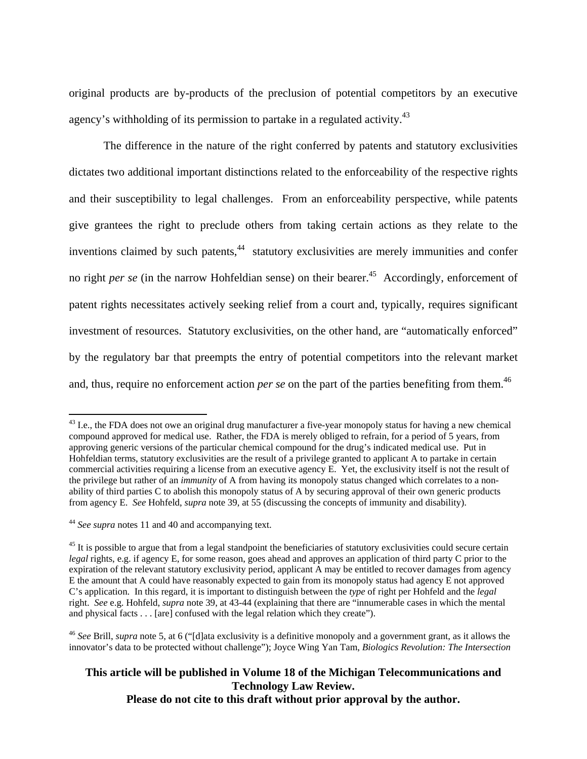original products are by-products of the preclusion of potential competitors by an executive agency's withholding of its permission to partake in a regulated activity.[43]

The difference in the nature of the right conferred by patents and statutory exclusivities dictates two additional important distinctions related to the enforceability of the respective rights and their susceptibility to legal challenges. From an enforceability perspective, while patents give grantees the right to preclude others from taking certain actions as they relate to the inventions claimed by such patents,[44] statutory exclusivities are merely immunities and confer no right *per se* (in the narrow Hohfeldian sense) on their bearer.[45] Accordingly, enforcement of patent rights necessitates actively seeking relief from a court and, typically, requires significant investment of resources. Statutory exclusivities, on the other hand, are "automatically enforced" by the regulatory bar that preempts the entry of potential competitors into the relevant market and, thus, require no enforcement action *per se* on the part of the parties benefiting from them.[46]

---

[43] I.e., the FDA does not owe an original drug manufacturer a five-year monopoly status for having a new chemical compound approved for medical use. Rather, the FDA is merely obliged to refrain, for a period of 5 years, from approving generic versions of the particular chemical compound for the drug's indicated medical use. Put in Hohfeldian terms, statutory exclusivities are the result of a privilege granted to applicant A to partake in certain commercial activities requiring a license from an executive agency E. Yet, the exclusivity itself is not the result of the privilege but rather of an *immunity* of A from having its monopoly status changed which correlates to a non-ability of third parties C to abolish this monopoly status of A by securing approval of their own generic products from agency E. *See* Hohfeld, *supra* note 39, at 55 (discussing the concepts of immunity and disability).

[44] *See supra* notes 11 and 40 and accompanying text.

[45] It is possible to argue that from a legal standpoint the beneficiaries of statutory exclusivities could secure certain *legal* rights, e.g. if agency E, for some reason, goes ahead and approves an application of third party C prior to the expiration of the relevant statutory exclusivity period, applicant A may be entitled to recover damages from agency E the amount that A could have reasonably expected to gain from its monopoly status had agency E not approved C's application. In this regard, it is important to distinguish between the *type* of right per Hohfeld and the *legal* right. *See* e.g. Hohfeld, *supra* note 39, at 43-44 (explaining that there are "innumerable cases in which the mental and physical facts . . . [are] confused with the legal relation which they create").

[46] *See* Brill, *supra* note 5, at 6 ("[d]ata exclusivity is a definitive monopoly and a government grant, as it allows the innovator's data to be protected without challenge"); Joyce Wing Yan Tam, *Biologics Revolution: The Intersection*

**This article will be published in Volume 18 of the Michigan Telecommunications and Technology Law Review.**
**Please do not cite to this draft without prior approval by the author.**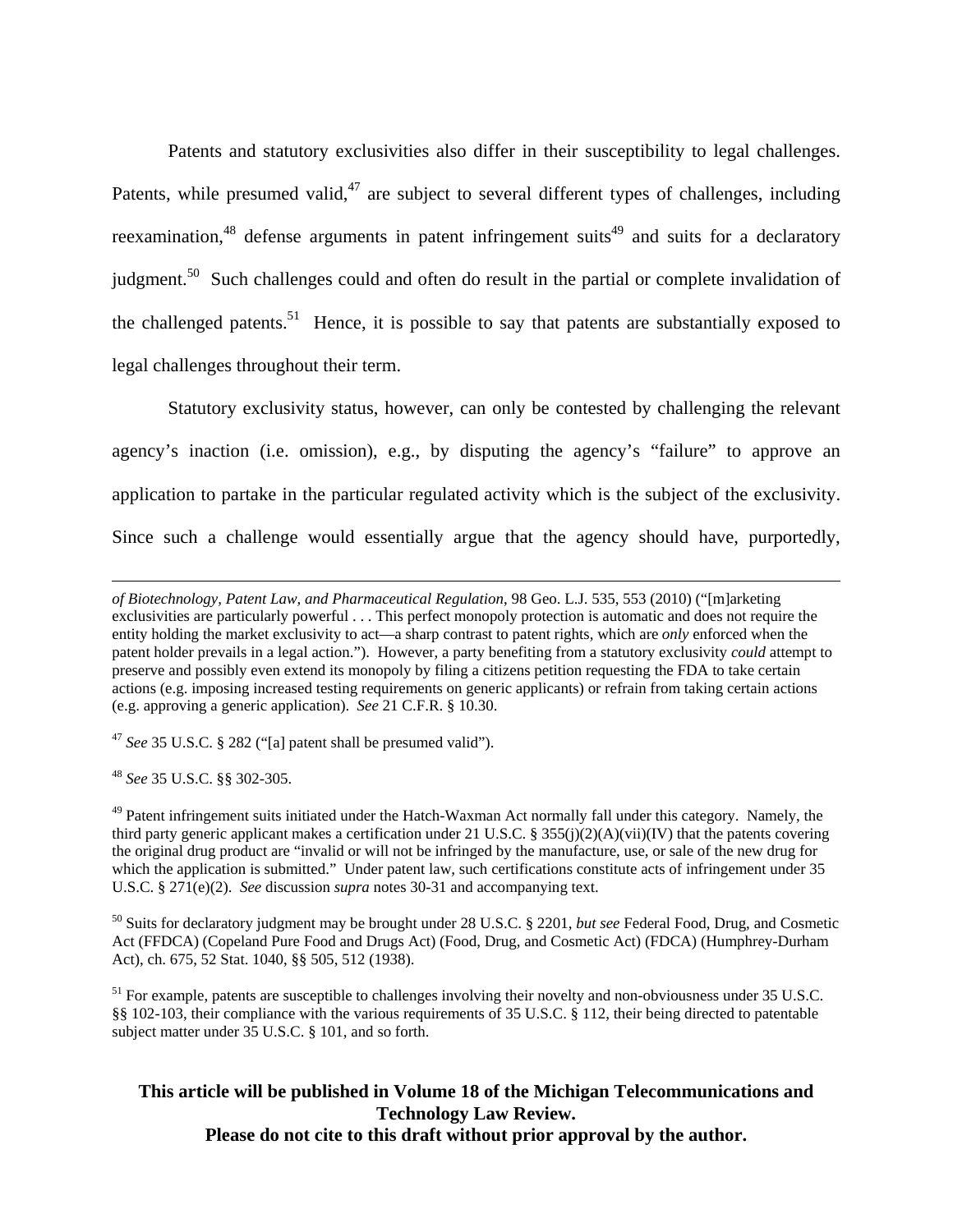Patents and statutory exclusivities also differ in their susceptibility to legal challenges. Patents, while presumed valid,[47] are subject to several different types of challenges, including reexamination,[48] defense arguments in patent infringement suits[49] and suits for a declaratory judgment.[50] Such challenges could and often do result in the partial or complete invalidation of the challenged patents.[51] Hence, it is possible to say that patents are substantially exposed to legal challenges throughout their term.

Statutory exclusivity status, however, can only be contested by challenging the relevant agency's inaction (i.e. omission), e.g., by disputing the agency's "failure" to approve an application to partake in the particular regulated activity which is the subject of the exclusivity. Since such a challenge would essentially argue that the agency should have, purportedly,

---

*of Biotechnology, Patent Law, and Pharmaceutical Regulation*, 98 Geo. L.J. 535, 553 (2010) ("[m]arketing exclusivities are particularly powerful . . . This perfect monopoly protection is automatic and does not require the entity holding the market exclusivity to act—a sharp contrast to patent rights, which are *only* enforced when the patent holder prevails in a legal action."). However, a party benefiting from a statutory exclusivity *could* attempt to preserve and possibly even extend its monopoly by filing a citizens petition requesting the FDA to take certain actions (e.g. imposing increased testing requirements on generic applicants) or refrain from taking certain actions (e.g. approving a generic application). *See* 21 C.F.R. § 10.30.

[47] *See* 35 U.S.C. § 282 ("[a] patent shall be presumed valid").

[48] *See* 35 U.S.C. §§ 302-305.

[49] Patent infringement suits initiated under the Hatch-Waxman Act normally fall under this category. Namely, the third party generic applicant makes a certification under 21 U.S.C. § 355(j)(2)(A)(vii)(IV) that the patents covering the original drug product are "invalid or will not be infringed by the manufacture, use, or sale of the new drug for which the application is submitted." Under patent law, such certifications constitute acts of infringement under 35 U.S.C. § 271(e)(2). *See* discussion *supra* notes 30-31 and accompanying text.

[50] Suits for declaratory judgment may be brought under 28 U.S.C. § 2201, *but see* Federal Food, Drug, and Cosmetic Act (FFDCA) (Copeland Pure Food and Drugs Act) (Food, Drug, and Cosmetic Act) (FDCA) (Humphrey-Durham Act), ch. 675, 52 Stat. 1040, §§ 505, 512 (1938).

[51] For example, patents are susceptible to challenges involving their novelty and non-obviousness under 35 U.S.C. §§ 102-103, their compliance with the various requirements of 35 U.S.C. § 112, their being directed to patentable subject matter under 35 U.S.C. § 101, and so forth.

**This article will be published in Volume 18 of the Michigan Telecommunications and Technology Law Review.**
**Please do not cite to this draft without prior approval by the author.**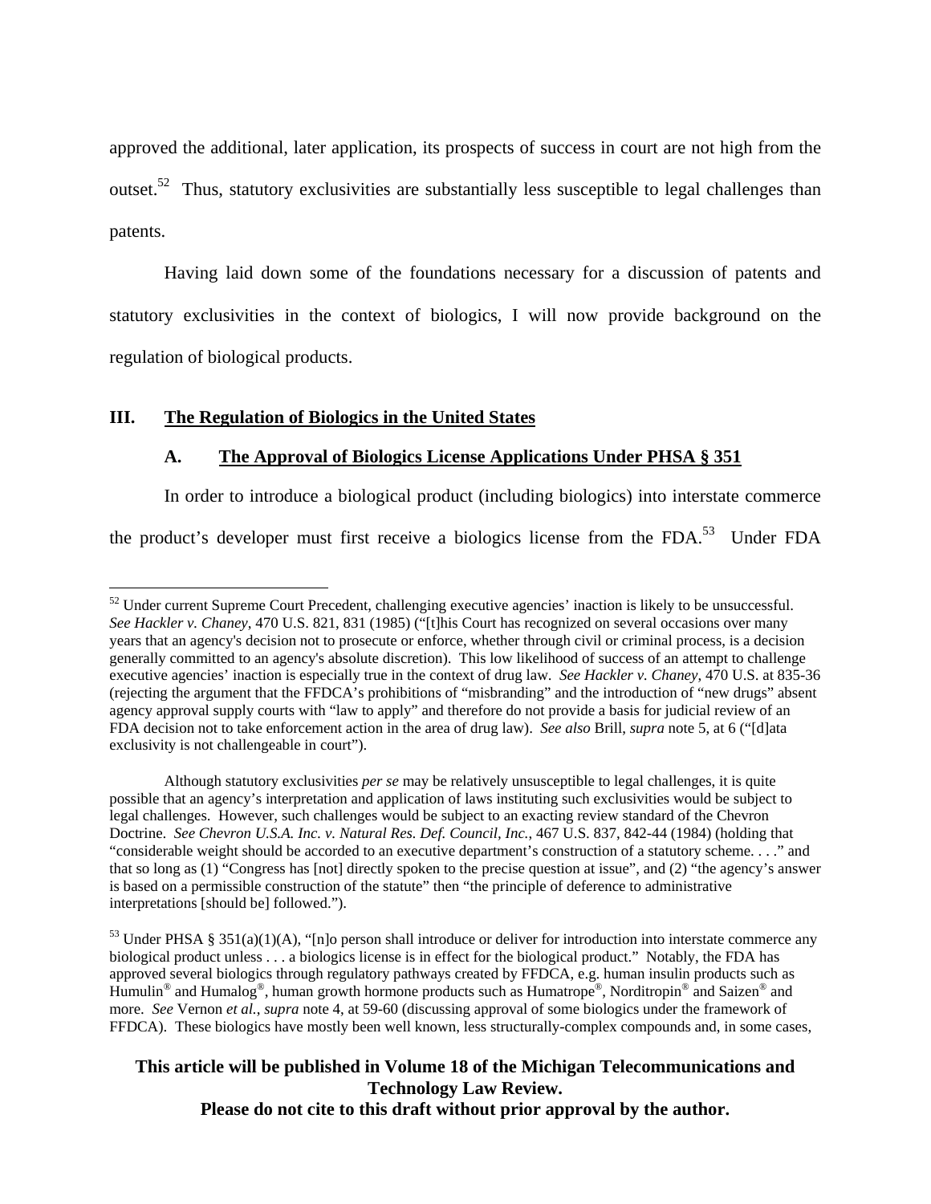approved the additional, later application, its prospects of success in court are not high from the outset.[52] Thus, statutory exclusivities are substantially less susceptible to legal challenges than patents.

Having laid down some of the foundations necessary for a discussion of patents and statutory exclusivities in the context of biologics, I will now provide background on the regulation of biological products.

## III. The Regulation of Biologics in the United States

### A. The Approval of Biologics License Applications Under PHSA § 351

In order to introduce a biological product (including biologics) into interstate commerce the product's developer must first receive a biologics license from the FDA.[53] Under FDA

---

[52] Under current Supreme Court Precedent, challenging executive agencies' inaction is likely to be unsuccessful. *See Hackler v. Chaney*, 470 U.S. 821, 831 (1985) ("[t]his Court has recognized on several occasions over many years that an agency's decision not to prosecute or enforce, whether through civil or criminal process, is a decision generally committed to an agency's absolute discretion). This low likelihood of success of an attempt to challenge executive agencies' inaction is especially true in the context of drug law. *See Hackler v. Chaney*, 470 U.S. at 835-36 (rejecting the argument that the FFDCA's prohibitions of "misbranding" and the introduction of "new drugs" absent agency approval supply courts with "law to apply" and therefore do not provide a basis for judicial review of an FDA decision not to take enforcement action in the area of drug law). *See also* Brill, *supra* note 5, at 6 ("[d]ata exclusivity is not challengeable in court").

Although statutory exclusivities *per se* may be relatively unsusceptible to legal challenges, it is quite possible that an agency's interpretation and application of laws instituting such exclusivities would be subject to legal challenges. However, such challenges would be subject to an exacting review standard of the Chevron Doctrine. *See Chevron U.S.A. Inc. v. Natural Res. Def. Council, Inc.*, 467 U.S. 837, 842-44 (1984) (holding that "considerable weight should be accorded to an executive department's construction of a statutory scheme. . . ." and that so long as (1) "Congress has [not] directly spoken to the precise question at issue", and (2) "the agency's answer is based on a permissible construction of the statute" then "the principle of deference to administrative interpretations [should be] followed.").

[53] Under PHSA § 351(a)(1)(A), "[n]o person shall introduce or deliver for introduction into interstate commerce any biological product unless . . . a biologics license is in effect for the biological product." Notably, the FDA has approved several biologics through regulatory pathways created by FFDCA, e.g. human insulin products such as Humulin® and Humalog®, human growth hormone products such as Humatrope®, Norditropin® and Saizen® and more. *See* Vernon *et al.*, *supra* note 4, at 59-60 (discussing approval of some biologics under the framework of FFDCA). These biologics have mostly been well known, less structurally-complex compounds and, in some cases,

**This article will be published in Volume 18 of the Michigan Telecommunications and Technology Law Review.**
**Please do not cite to this draft without prior approval by the author.**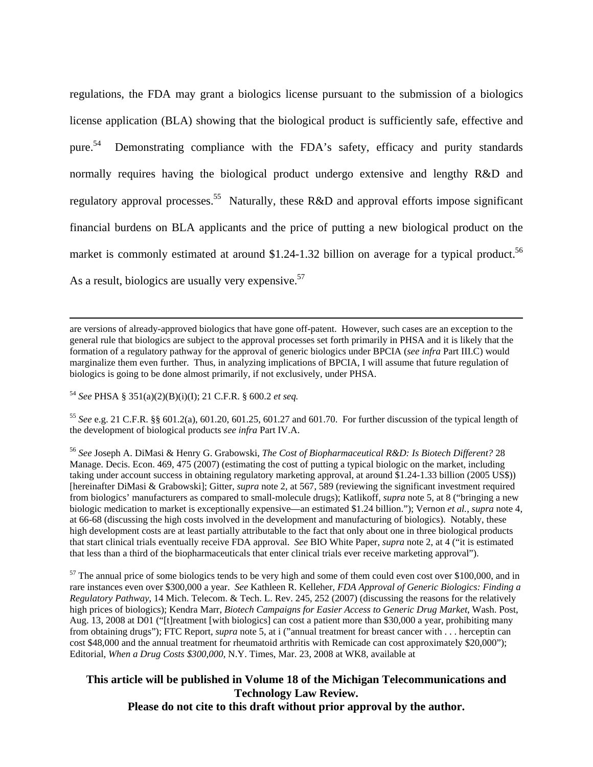regulations, the FDA may grant a biologics license pursuant to the submission of a biologics license application (BLA) showing that the biological product is sufficiently safe, effective and pure.[54] Demonstrating compliance with the FDA's safety, efficacy and purity standards normally requires having the biological product undergo extensive and lengthy R&D and regulatory approval processes.[55] Naturally, these R&D and approval efforts impose significant financial burdens on BLA applicants and the price of putting a new biological product on the market is commonly estimated at around $1.24-1.32 billion on average for a typical product.[56] As a result, biologics are usually very expensive.[57]

---

are versions of already-approved biologics that have gone off-patent. However, such cases are an exception to the general rule that biologics are subject to the approval processes set forth primarily in PHSA and it is likely that the formation of a regulatory pathway for the approval of generic biologics under BPCIA (*see infra* Part III.C) would marginalize them even further. Thus, in analyzing implications of BPCIA, I will assume that future regulation of biologics is going to be done almost primarily, if not exclusively, under PHSA.

[54] *See* PHSA § 351(a)(2)(B)(i)(I); 21 C.F.R. § 600.2 *et seq.*

[55] *See* e.g. 21 C.F.R. §§ 601.2(a), 601.20, 601.25, 601.27 and 601.70. For further discussion of the typical length of the development of biological products *see infra* Part IV.A.

[56] *See* Joseph A. DiMasi & Henry G. Grabowski, *The Cost of Biopharmaceutical R&D: Is Biotech Different?* 28 Manage. Decis. Econ. 469, 475 (2007) (estimating the cost of putting a typical biologic on the market, including taking under account success in obtaining regulatory marketing approval, at around $1.24-1.33 billion (2005 US$)) [hereinafter DiMasi & Grabowski]; Gitter, *supra* note 2, at 567, 589 (reviewing the significant investment required from biologics' manufacturers as compared to small-molecule drugs); Katlikoff, *supra* note 5, at 8 ("bringing a new biologic medication to market is exceptionally expensive—an estimated $1.24 billion."); Vernon *et al.*, *supra* note 4, at 66-68 (discussing the high costs involved in the development and manufacturing of biologics). Notably, these high development costs are at least partially attributable to the fact that only about one in three biological products that start clinical trials eventually receive FDA approval. *See* BIO White Paper, *supra* note 2, at 4 ("it is estimated that less than a third of the biopharmaceuticals that enter clinical trials ever receive marketing approval").

[57] The annual price of some biologics tends to be very high and some of them could even cost over $100,000, and in rare instances even over $300,000 a year. *See* Kathleen R. Kelleher, *FDA Approval of Generic Biologics: Finding a Regulatory Pathway*, 14 Mich. Telecom. & Tech. L. Rev. 245, 252 (2007) (discussing the reasons for the relatively high prices of biologics); Kendra Marr, *Biotech Campaigns for Easier Access to Generic Drug Market*, Wash. Post, Aug. 13, 2008 at D01 ("[t]reatment [with biologics] can cost a patient more than $30,000 a year, prohibiting many from obtaining drugs"); FTC Report, *supra* note 5, at i ("annual treatment for breast cancer with . . . herceptin can cost $48,000 and the annual treatment for rheumatoid arthritis with Remicade can cost approximately $20,000"); Editorial, *When a Drug Costs $300,000*, N.Y. Times, Mar. 23, 2008 at WK8, available at

**This article will be published in Volume 18 of the Michigan Telecommunications and Technology Law Review.**
**Please do not cite to this draft without prior approval by the author.**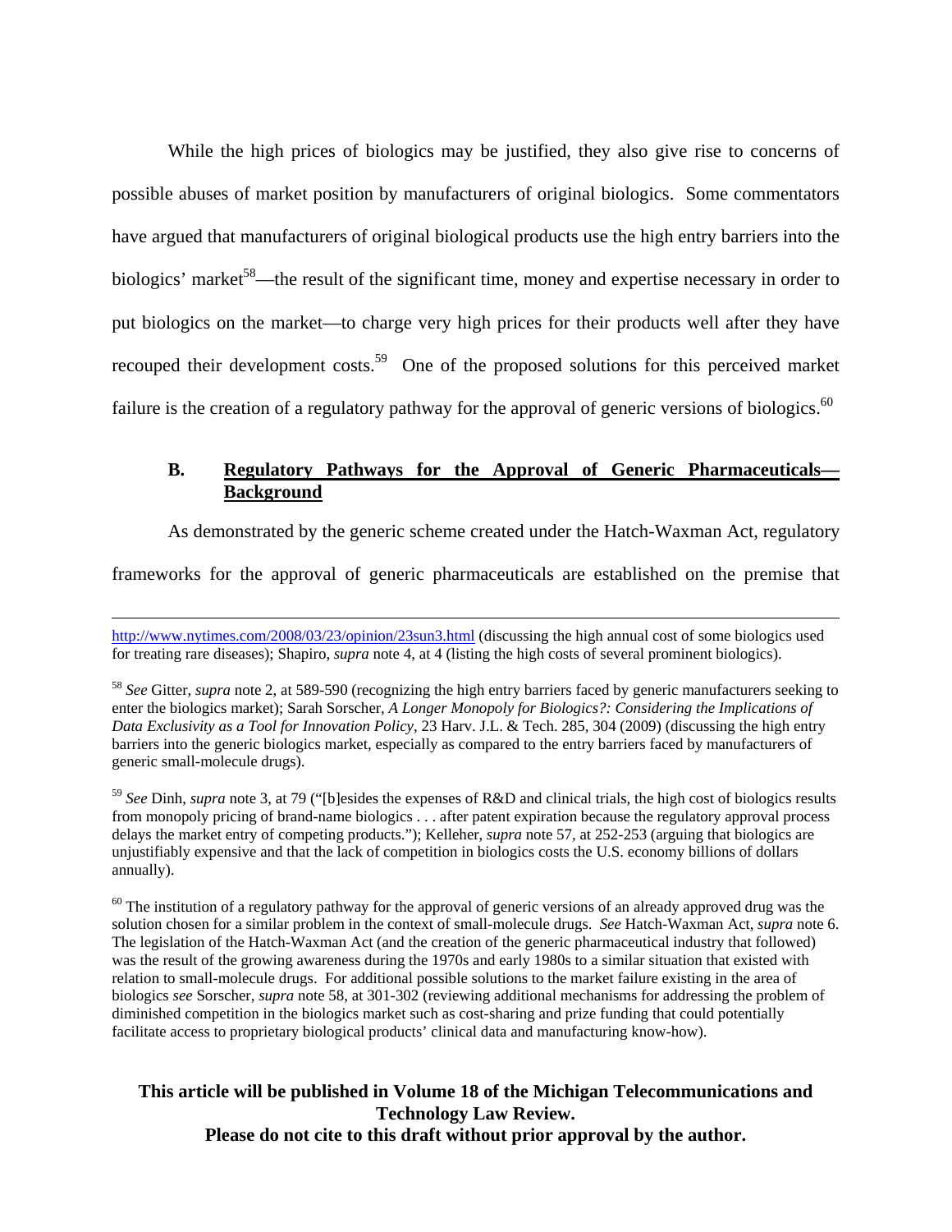While the high prices of biologics may be justified, they also give rise to concerns of possible abuses of market position by manufacturers of original biologics. Some commentators have argued that manufacturers of original biological products use the high entry barriers into the biologics' market[58]—the result of the significant time, money and expertise necessary in order to put biologics on the market—to charge very high prices for their products well after they have recouped their development costs.[59] One of the proposed solutions for this perceived market failure is the creation of a regulatory pathway for the approval of generic versions of biologics.[60]

## B. Regulatory Pathways for the Approval of Generic Pharmaceuticals—Background

As demonstrated by the generic scheme created under the Hatch-Waxman Act, regulatory frameworks for the approval of generic pharmaceuticals are established on the premise that

---

http://www.nytimes.com/2008/03/23/opinion/23sun3.html (discussing the high annual cost of some biologics used for treating rare diseases); Shapiro, *supra* note 4, at 4 (listing the high costs of several prominent biologics).

[58] *See* Gitter, *supra* note 2, at 589-590 (recognizing the high entry barriers faced by generic manufacturers seeking to enter the biologics market); Sarah Sorscher, *A Longer Monopoly for Biologics?: Considering the Implications of Data Exclusivity as a Tool for Innovation Policy*, 23 Harv. J.L. & Tech. 285, 304 (2009) (discussing the high entry barriers into the generic biologics market, especially as compared to the entry barriers faced by manufacturers of generic small-molecule drugs).

[59] *See* Dinh, *supra* note 3, at 79 ("[b]esides the expenses of R&D and clinical trials, the high cost of biologics results from monopoly pricing of brand-name biologics . . . after patent expiration because the regulatory approval process delays the market entry of competing products."); Kelleher, *supra* note 57, at 252-253 (arguing that biologics are unjustifiably expensive and that the lack of competition in biologics costs the U.S. economy billions of dollars annually).

[60] The institution of a regulatory pathway for the approval of generic versions of an already approved drug was the solution chosen for a similar problem in the context of small-molecule drugs. *See* Hatch-Waxman Act, *supra* note 6. The legislation of the Hatch-Waxman Act (and the creation of the generic pharmaceutical industry that followed) was the result of the growing awareness during the 1970s and early 1980s to a similar situation that existed with relation to small-molecule drugs. For additional possible solutions to the market failure existing in the area of biologics *see* Sorscher, *supra* note 58, at 301-302 (reviewing additional mechanisms for addressing the problem of diminished competition in the biologics market such as cost-sharing and prize funding that could potentially facilitate access to proprietary biological products' clinical data and manufacturing know-how).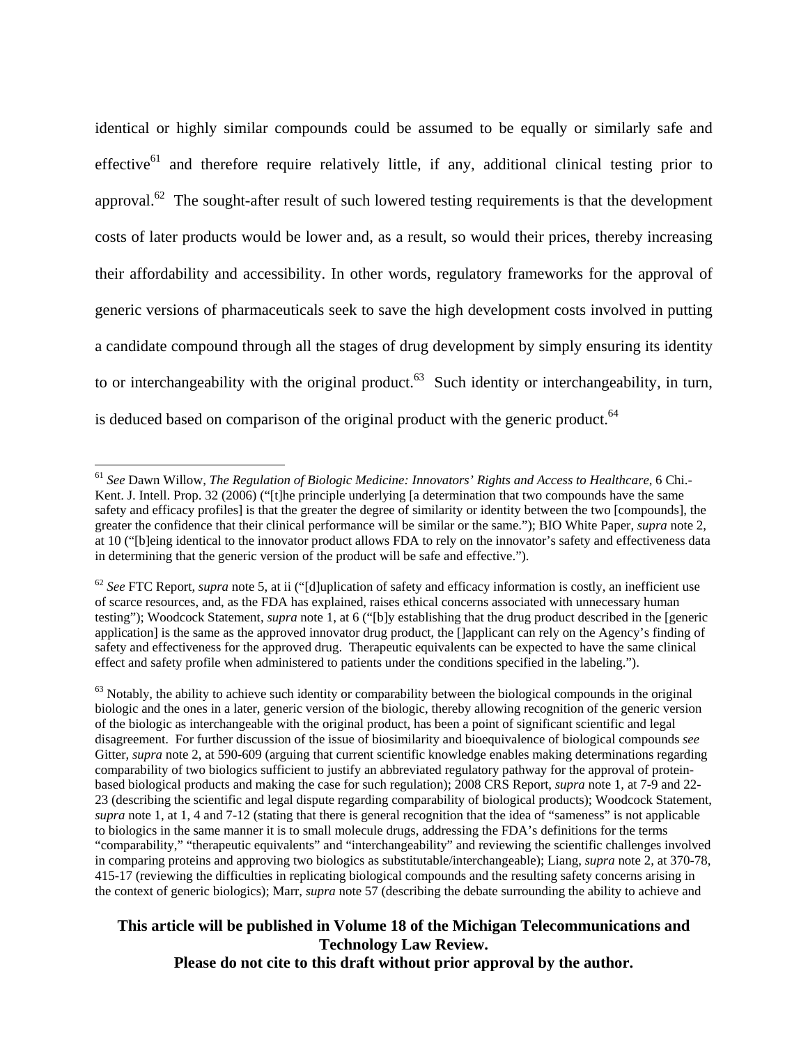identical or highly similar compounds could be assumed to be equally or similarly safe and effective[61] and therefore require relatively little, if any, additional clinical testing prior to approval.[62] The sought-after result of such lowered testing requirements is that the development costs of later products would be lower and, as a result, so would their prices, thereby increasing their affordability and accessibility. In other words, regulatory frameworks for the approval of generic versions of pharmaceuticals seek to save the high development costs involved in putting a candidate compound through all the stages of drug development by simply ensuring its identity to or interchangeability with the original product.[63] Such identity or interchangeability, in turn, is deduced based on comparison of the original product with the generic product.[64]

---

[61] *See* Dawn Willow, *The Regulation of Biologic Medicine: Innovators' Rights and Access to Healthcare*, 6 Chi.-Kent. J. Intell. Prop. 32 (2006) ("[t]he principle underlying [a determination that two compounds have the same safety and efficacy profiles] is that the greater the degree of similarity or identity between the two [compounds], the greater the confidence that their clinical performance will be similar or the same."); BIO White Paper, *supra* note 2, at 10 ("[b]eing identical to the innovator product allows FDA to rely on the innovator's safety and effectiveness data in determining that the generic version of the product will be safe and effective.").

[62] *See* FTC Report, *supra* note 5, at ii ("[d]uplication of safety and efficacy information is costly, an inefficient use of scarce resources, and, as the FDA has explained, raises ethical concerns associated with unnecessary human testing"); Woodcock Statement, *supra* note 1, at 6 ("[b]y establishing that the drug product described in the [generic application] is the same as the approved innovator drug product, the []applicant can rely on the Agency's finding of safety and effectiveness for the approved drug. Therapeutic equivalents can be expected to have the same clinical effect and safety profile when administered to patients under the conditions specified in the labeling.").

[63] Notably, the ability to achieve such identity or comparability between the biological compounds in the original biologic and the ones in a later, generic version of the biologic, thereby allowing recognition of the generic version of the biologic as interchangeable with the original product, has been a point of significant scientific and legal disagreement. For further discussion of the issue of biosimilarity and bioequivalence of biological compounds *see* Gitter, *supra* note 2, at 590-609 (arguing that current scientific knowledge enables making determinations regarding comparability of two biologics sufficient to justify an abbreviated regulatory pathway for the approval of protein-based biological products and making the case for such regulation); 2008 CRS Report, *supra* note 1, at 7-9 and 22-23 (describing the scientific and legal dispute regarding comparability of biological products); Woodcock Statement, *supra* note 1, at 1, 4 and 7-12 (stating that there is general recognition that the idea of "sameness" is not applicable to biologics in the same manner it is to small molecule drugs, addressing the FDA's definitions for the terms "comparability," "therapeutic equivalents" and "interchangeability" and reviewing the scientific challenges involved in comparing proteins and approving two biologics as substitutable/interchangeable); Liang, *supra* note 2, at 370-78, 415-17 (reviewing the difficulties in replicating biological compounds and the resulting safety concerns arising in the context of generic biologics); Marr, *supra* note 57 (describing the debate surrounding the ability to achieve and

**This article will be published in Volume 18 of the Michigan Telecommunications and Technology Law Review.**
**Please do not cite to this draft without prior approval by the author.**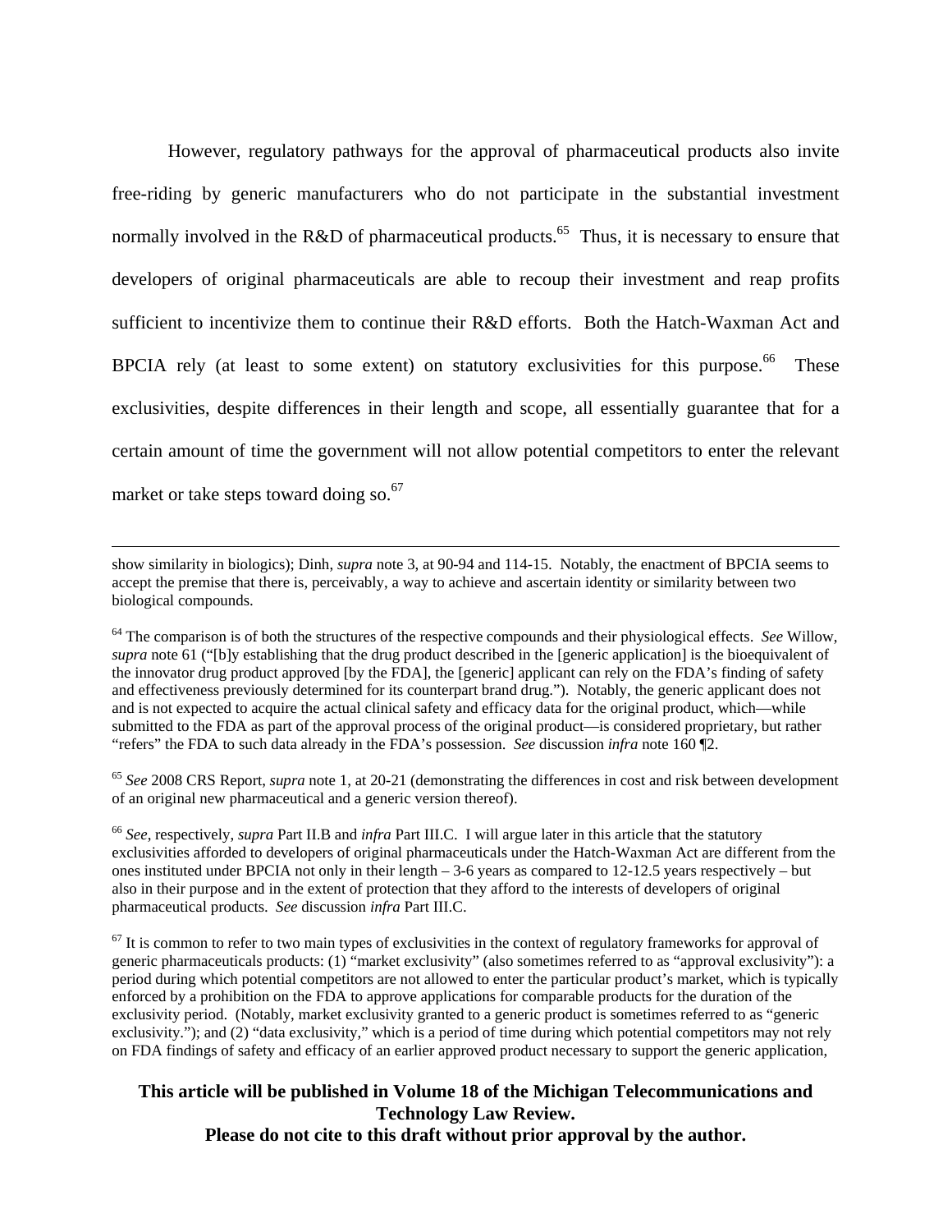However, regulatory pathways for the approval of pharmaceutical products also invite free-riding by generic manufacturers who do not participate in the substantial investment normally involved in the R&D of pharmaceutical products.[65] Thus, it is necessary to ensure that developers of original pharmaceuticals are able to recoup their investment and reap profits sufficient to incentivize them to continue their R&D efforts. Both the Hatch-Waxman Act and BPCIA rely (at least to some extent) on statutory exclusivities for this purpose.[66] These exclusivities, despite differences in their length and scope, all essentially guarantee that for a certain amount of time the government will not allow potential competitors to enter the relevant market or take steps toward doing so.[67]

---

show similarity in biologics); Dinh, *supra* note 3, at 90-94 and 114-15. Notably, the enactment of BPCIA seems to accept the premise that there is, perceivably, a way to achieve and ascertain identity or similarity between two biological compounds.

[64] The comparison is of both the structures of the respective compounds and their physiological effects. *See* Willow, *supra* note 61 ("[b]y establishing that the drug product described in the [generic application] is the bioequivalent of the innovator drug product approved [by the FDA], the [generic] applicant can rely on the FDA's finding of safety and effectiveness previously determined for its counterpart brand drug."). Notably, the generic applicant does not and is not expected to acquire the actual clinical safety and efficacy data for the original product, which—while submitted to the FDA as part of the approval process of the original product—is considered proprietary, but rather "refers" the FDA to such data already in the FDA's possession. *See* discussion *infra* note 160 ¶2.

[65] *See* 2008 CRS Report, *supra* note 1, at 20-21 (demonstrating the differences in cost and risk between development of an original new pharmaceutical and a generic version thereof).

[66] *See*, respectively, *supra* Part II.B and *infra* Part III.C. I will argue later in this article that the statutory exclusivities afforded to developers of original pharmaceuticals under the Hatch-Waxman Act are different from the ones instituted under BPCIA not only in their length – 3-6 years as compared to 12-12.5 years respectively – but also in their purpose and in the extent of protection that they afford to the interests of developers of original pharmaceutical products. *See* discussion *infra* Part III.C.

[67] It is common to refer to two main types of exclusivities in the context of regulatory frameworks for approval of generic pharmaceuticals products: (1) "market exclusivity" (also sometimes referred to as "approval exclusivity"): a period during which potential competitors are not allowed to enter the particular product's market, which is typically enforced by a prohibition on the FDA to approve applications for comparable products for the duration of the exclusivity period. (Notably, market exclusivity granted to a generic product is sometimes referred to as "generic exclusivity."); and (2) "data exclusivity," which is a period of time during which potential competitors may not rely on FDA findings of safety and efficacy of an earlier approved product necessary to support the generic application,

**This article will be published in Volume 18 of the Michigan Telecommunications and Technology Law Review.**
**Please do not cite to this draft without prior approval by the author.**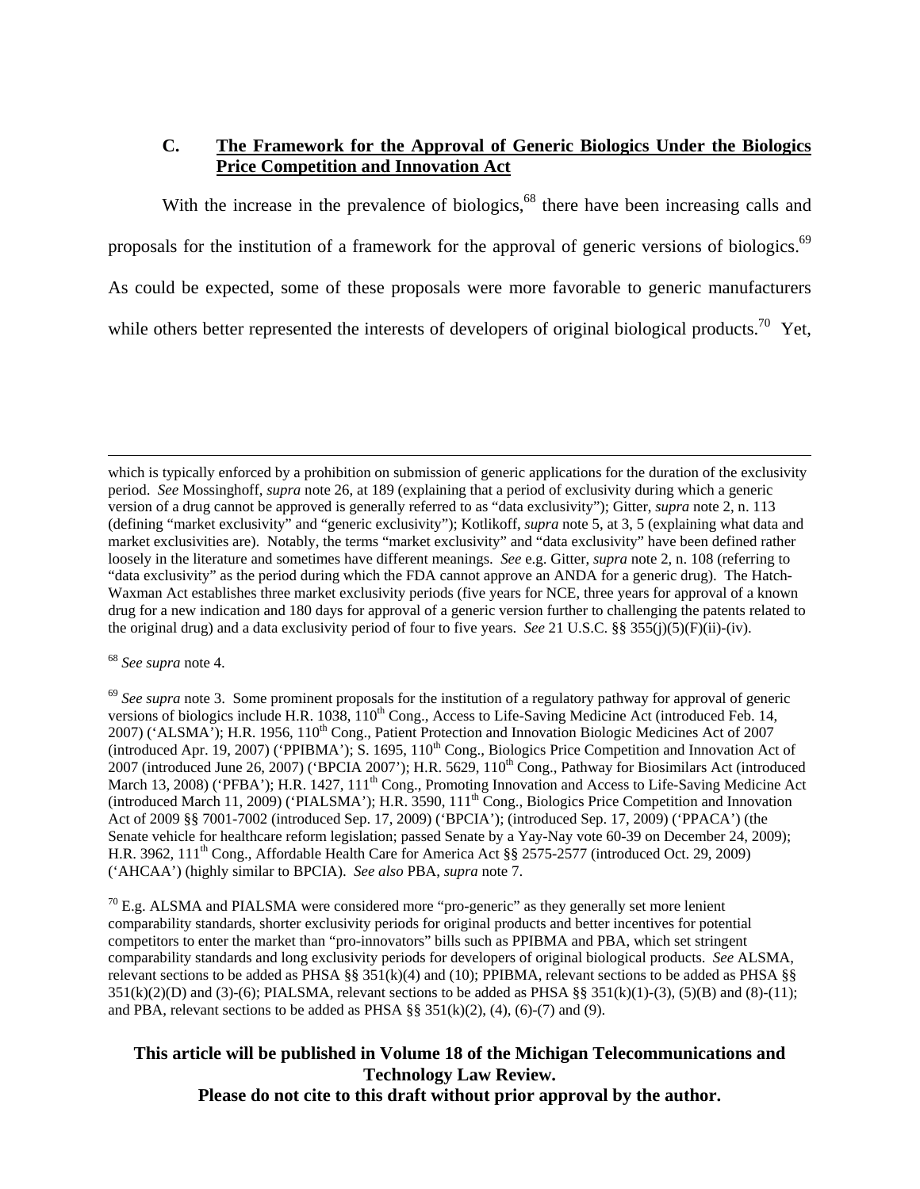### C. **The Framework for the Approval of Generic Biologics Under the Biologics Price Competition and Innovation Act**

With the increase in the prevalence of biologics,[68] there have been increasing calls and proposals for the institution of a framework for the approval of generic versions of biologics.[69] As could be expected, some of these proposals were more favorable to generic manufacturers while others better represented the interests of developers of original biological products.[70] Yet,

---

which is typically enforced by a prohibition on submission of generic applications for the duration of the exclusivity period. *See* Mossinghoff, *supra* note 26, at 189 (explaining that a period of exclusivity during which a generic version of a drug cannot be approved is generally referred to as "data exclusivity"); Gitter, *supra* note 2, n. 113 (defining "market exclusivity" and "generic exclusivity"); Kotlikoff, *supra* note 5, at 3, 5 (explaining what data and market exclusivities are). Notably, the terms "market exclusivity" and "data exclusivity" have been defined rather loosely in the literature and sometimes have different meanings. *See* e.g. Gitter, *supra* note 2, n. 108 (referring to "data exclusivity" as the period during which the FDA cannot approve an ANDA for a generic drug). The Hatch-Waxman Act establishes three market exclusivity periods (five years for NCE, three years for approval of a known drug for a new indication and 180 days for approval of a generic version further to challenging the patents related to the original drug) and a data exclusivity period of four to five years. *See* 21 U.S.C. §§ 355(j)(5)(F)(ii)-(iv).

[68] *See supra* note 4.

[69] *See supra* note 3. Some prominent proposals for the institution of a regulatory pathway for approval of generic versions of biologics include H.R. 1038, 110th Cong., Access to Life-Saving Medicine Act (introduced Feb. 14, 2007) ('ALSMA'); H.R. 1956, 110th Cong., Patient Protection and Innovation Biologic Medicines Act of 2007 (introduced Apr. 19, 2007) ('PPIBMA'); S. 1695, 110th Cong., Biologics Price Competition and Innovation Act of 2007 (introduced June 26, 2007) ('BPCIA 2007'); H.R. 5629, 110th Cong., Pathway for Biosimilars Act (introduced March 13, 2008) ('PFBA'); H.R. 1427, 111th Cong., Promoting Innovation and Access to Life-Saving Medicine Act (introduced March 11, 2009) ('PIALSMA'); H.R. 3590, 111th Cong., Biologics Price Competition and Innovation Act of 2009 §§ 7001-7002 (introduced Sep. 17, 2009) ('BPCIA'); (introduced Sep. 17, 2009) ('PPACA') (the Senate vehicle for healthcare reform legislation; passed Senate by a Yay-Nay vote 60-39 on December 24, 2009); H.R. 3962, 111th Cong., Affordable Health Care for America Act §§ 2575-2577 (introduced Oct. 29, 2009) ('AHCAA') (highly similar to BPCIA). *See also* PBA, *supra* note 7.

[70] E.g. ALSMA and PIALSMA were considered more "pro-generic" as they generally set more lenient comparability standards, shorter exclusivity periods for original products and better incentives for potential competitors to enter the market than "pro-innovators" bills such as PPIBMA and PBA, which set stringent comparability standards and long exclusivity periods for developers of original biological products. *See* ALSMA, relevant sections to be added as PHSA §§ 351(k)(4) and (10); PPIBMA, relevant sections to be added as PHSA §§ 351(k)(2)(D) and (3)-(6); PIALSMA, relevant sections to be added as PHSA §§ 351(k)(1)-(3), (5)(B) and (8)-(11); and PBA, relevant sections to be added as PHSA §§ 351(k)(2), (4), (6)-(7) and (9).

**This article will be published in Volume 18 of the Michigan Telecommunications and Technology Law Review.**
**Please do not cite to this draft without prior approval by the author.**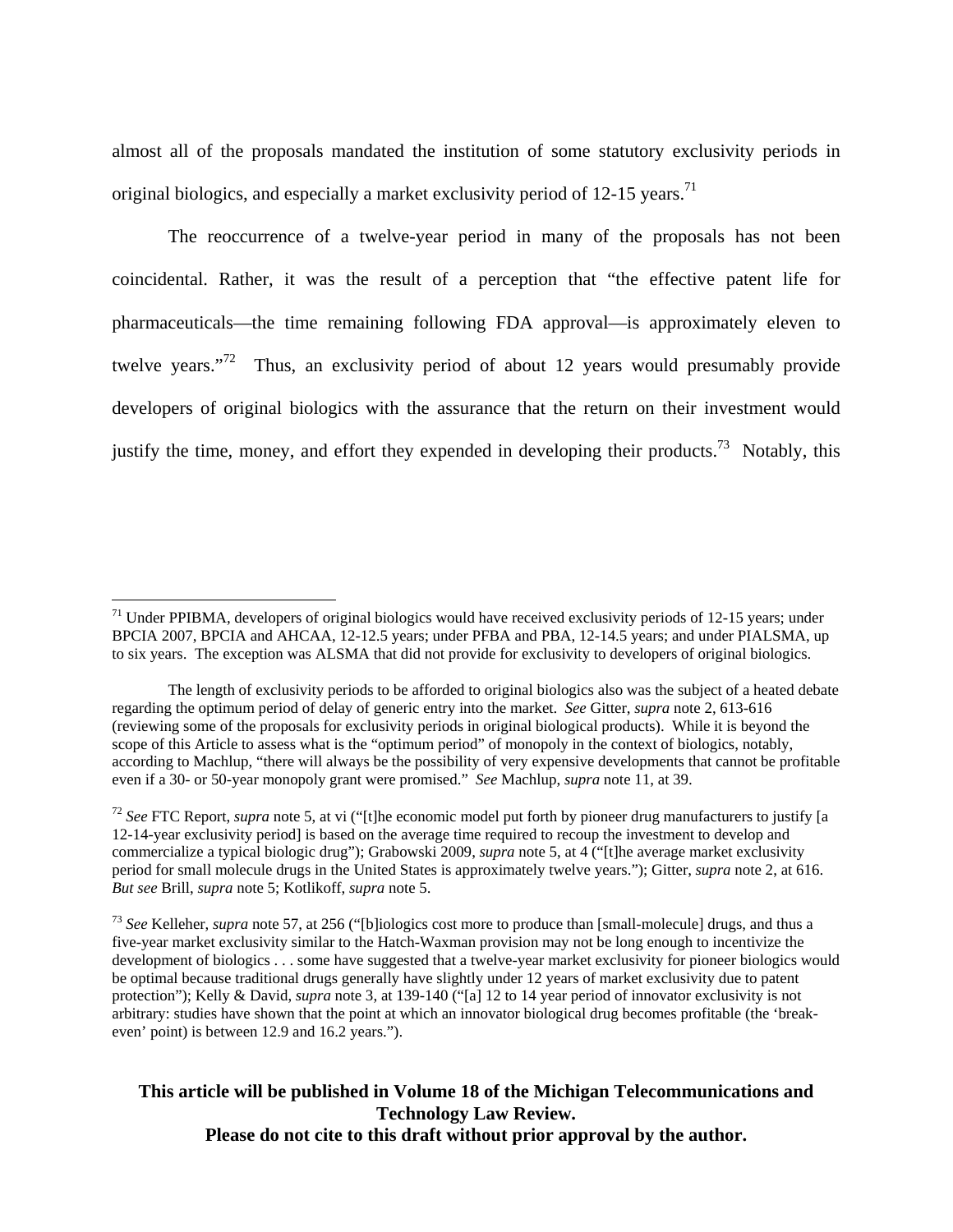almost all of the proposals mandated the institution of some statutory exclusivity periods in original biologics, and especially a market exclusivity period of 12-15 years.[71]

The reoccurrence of a twelve-year period in many of the proposals has not been coincidental. Rather, it was the result of a perception that "the effective patent life for pharmaceuticals—the time remaining following FDA approval—is approximately eleven to twelve years."[72] Thus, an exclusivity period of about 12 years would presumably provide developers of original biologics with the assurance that the return on their investment would justify the time, money, and effort they expended in developing their products.[73] Notably, this

---

[71] Under PPIBMA, developers of original biologics would have received exclusivity periods of 12-15 years; under BPCIA 2007, BPCIA and AHCAA, 12-12.5 years; under PFBA and PBA, 12-14.5 years; and under PIALSMA, up to six years. The exception was ALSMA that did not provide for exclusivity to developers of original biologics.

The length of exclusivity periods to be afforded to original biologics also was the subject of a heated debate regarding the optimum period of delay of generic entry into the market. *See* Gitter, *supra* note 2, 613-616 (reviewing some of the proposals for exclusivity periods in original biological products). While it is beyond the scope of this Article to assess what is the "optimum period" of monopoly in the context of biologics, notably, according to Machlup, "there will always be the possibility of very expensive developments that cannot be profitable even if a 30- or 50-year monopoly grant were promised." *See* Machlup, *supra* note 11, at 39.

[72] *See* FTC Report, *supra* note 5, at vi ("[t]he economic model put forth by pioneer drug manufacturers to justify [a 12-14-year exclusivity period] is based on the average time required to recoup the investment to develop and commercialize a typical biologic drug"); Grabowski 2009, *supra* note 5, at 4 ("[t]he average market exclusivity period for small molecule drugs in the United States is approximately twelve years."); Gitter, *supra* note 2, at 616. *But see* Brill, *supra* note 5; Kotlikoff, *supra* note 5.

[73] *See* Kelleher, *supra* note 57, at 256 ("[b]iologics cost more to produce than [small-molecule] drugs, and thus a five-year market exclusivity similar to the Hatch-Waxman provision may not be long enough to incentivize the development of biologics . . . some have suggested that a twelve-year market exclusivity for pioneer biologics would be optimal because traditional drugs generally have slightly under 12 years of market exclusivity due to patent protection"); Kelly & David, *supra* note 3, at 139-140 ("[a] 12 to 14 year period of innovator exclusivity is not arbitrary: studies have shown that the point at which an innovator biological drug becomes profitable (the 'break-even' point) is between 12.9 and 16.2 years.").

**This article will be published in Volume 18 of the Michigan Telecommunications and Technology Law Review.**
**Please do not cite to this draft without prior approval by the author.**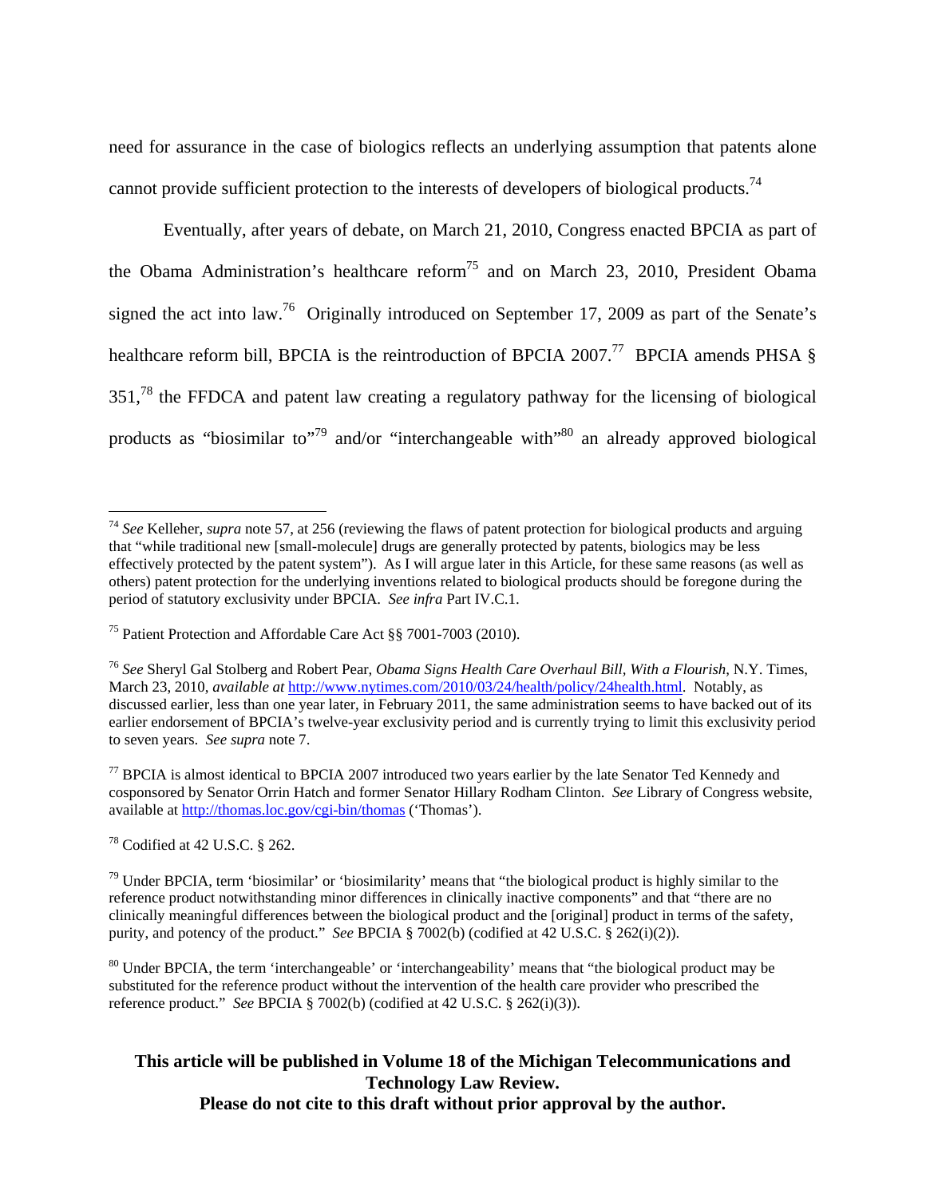need for assurance in the case of biologics reflects an underlying assumption that patents alone cannot provide sufficient protection to the interests of developers of biological products.[74]

Eventually, after years of debate, on March 21, 2010, Congress enacted BPCIA as part of the Obama Administration's healthcare reform[75] and on March 23, 2010, President Obama signed the act into law.[76] Originally introduced on September 17, 2009 as part of the Senate's healthcare reform bill, BPCIA is the reintroduction of BPCIA 2007.[77] BPCIA amends PHSA § 351,[78] the FFDCA and patent law creating a regulatory pathway for the licensing of biological products as "biosimilar to"[79] and/or "interchangeable with"[80] an already approved biological

---

[74] *See* Kelleher, *supra* note 57, at 256 (reviewing the flaws of patent protection for biological products and arguing that "while traditional new [small-molecule] drugs are generally protected by patents, biologics may be less effectively protected by the patent system"). As I will argue later in this Article, for these same reasons (as well as others) patent protection for the underlying inventions related to biological products should be foregone during the period of statutory exclusivity under BPCIA. *See infra* Part IV.C.1.

[75] Patient Protection and Affordable Care Act §§ 7001-7003 (2010).

[76] *See* Sheryl Gal Stolberg and Robert Pear, *Obama Signs Health Care Overhaul Bill, With a Flourish*, N.Y. Times, March 23, 2010, *available at* http://www.nytimes.com/2010/03/24/health/policy/24health.html. Notably, as discussed earlier, less than one year later, in February 2011, the same administration seems to have backed out of its earlier endorsement of BPCIA's twelve-year exclusivity period and is currently trying to limit this exclusivity period to seven years. *See supra* note 7.

[77] BPCIA is almost identical to BPCIA 2007 introduced two years earlier by the late Senator Ted Kennedy and cosponsored by Senator Orrin Hatch and former Senator Hillary Rodham Clinton. *See* Library of Congress website, available at http://thomas.loc.gov/cgi-bin/thomas ('Thomas').

[78] Codified at 42 U.S.C. § 262.

[79] Under BPCIA, term 'biosimilar' or 'biosimilarity' means that "the biological product is highly similar to the reference product notwithstanding minor differences in clinically inactive components" and that "there are no clinically meaningful differences between the biological product and the [original] product in terms of the safety, purity, and potency of the product." *See* BPCIA § 7002(b) (codified at 42 U.S.C. § 262(i)(2)).

[80] Under BPCIA, the term 'interchangeable' or 'interchangeability' means that "the biological product may be substituted for the reference product without the intervention of the health care provider who prescribed the reference product." *See* BPCIA § 7002(b) (codified at 42 U.S.C. § 262(i)(3)).

**This article will be published in Volume 18 of the Michigan Telecommunications and Technology Law Review.**
**Please do not cite to this draft without prior approval by the author.**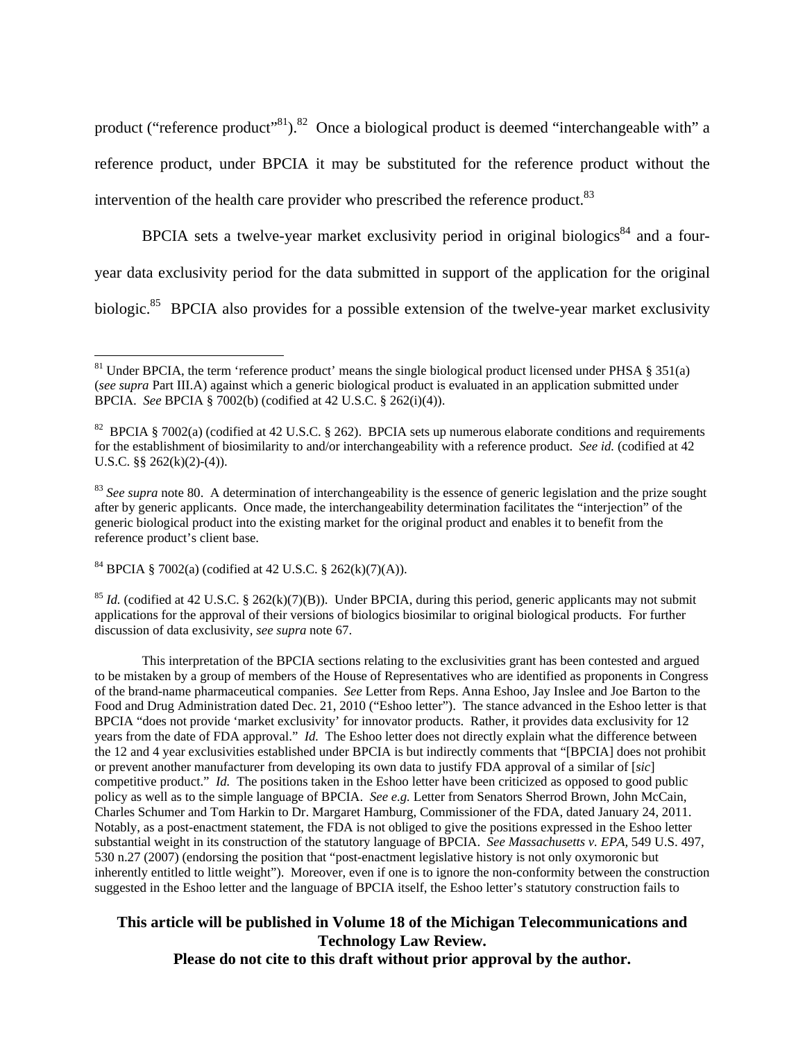product ("reference product"[81]).[82] Once a biological product is deemed "interchangeable with" a reference product, under BPCIA it may be substituted for the reference product without the intervention of the health care provider who prescribed the reference product.[83]

BPCIA sets a twelve-year market exclusivity period in original biologics[84] and a four-year data exclusivity period for the data submitted in support of the application for the original biologic.[85] BPCIA also provides for a possible extension of the twelve-year market exclusivity

---

[81] Under BPCIA, the term 'reference product' means the single biological product licensed under PHSA § 351(a) (*see supra* Part III.A) against which a generic biological product is evaluated in an application submitted under BPCIA. *See* BPCIA § 7002(b) (codified at 42 U.S.C. § 262(i)(4)).

[82] BPCIA § 7002(a) (codified at 42 U.S.C. § 262). BPCIA sets up numerous elaborate conditions and requirements for the establishment of biosimilarity to and/or interchangeability with a reference product. *See id.* (codified at 42 U.S.C. §§ 262(k)(2)-(4)).

[83] *See supra* note 80. A determination of interchangeability is the essence of generic legislation and the prize sought after by generic applicants. Once made, the interchangeability determination facilitates the "interjection" of the generic biological product into the existing market for the original product and enables it to benefit from the reference product's client base.

[84] BPCIA § 7002(a) (codified at 42 U.S.C. § 262(k)(7)(A)).

[85] *Id.* (codified at 42 U.S.C. § 262(k)(7)(B)). Under BPCIA, during this period, generic applicants may not submit applications for the approval of their versions of biologics biosimilar to original biological products. For further discussion of data exclusivity, *see supra* note 67.

This interpretation of the BPCIA sections relating to the exclusivities grant has been contested and argued to be mistaken by a group of members of the House of Representatives who are identified as proponents in Congress of the brand-name pharmaceutical companies. *See* Letter from Reps. Anna Eshoo, Jay Inslee and Joe Barton to the Food and Drug Administration dated Dec. 21, 2010 ("Eshoo letter"). The stance advanced in the Eshoo letter is that BPCIA "does not provide 'market exclusivity' for innovator products. Rather, it provides data exclusivity for 12 years from the date of FDA approval." *Id.* The Eshoo letter does not directly explain what the difference between the 12 and 4 year exclusivities established under BPCIA is but indirectly comments that "[BPCIA] does not prohibit or prevent another manufacturer from developing its own data to justify FDA approval of a similar of [*sic*] competitive product." *Id.* The positions taken in the Eshoo letter have been criticized as opposed to good public policy as well as to the simple language of BPCIA. *See e.g.* Letter from Senators Sherrod Brown, John McCain, Charles Schumer and Tom Harkin to Dr. Margaret Hamburg, Commissioner of the FDA, dated January 24, 2011. Notably, as a post-enactment statement, the FDA is not obliged to give the positions expressed in the Eshoo letter substantial weight in its construction of the statutory language of BPCIA. *See Massachusetts v. EPA*, 549 U.S. 497, 530 n.27 (2007) (endorsing the position that "post-enactment legislative history is not only oxymoronic but inherently entitled to little weight"). Moreover, even if one is to ignore the non-conformity between the construction suggested in the Eshoo letter and the language of BPCIA itself, the Eshoo letter's statutory construction fails to

**This article will be published in Volume 18 of the Michigan Telecommunications and Technology Law Review.**
**Please do not cite to this draft without prior approval by the author.**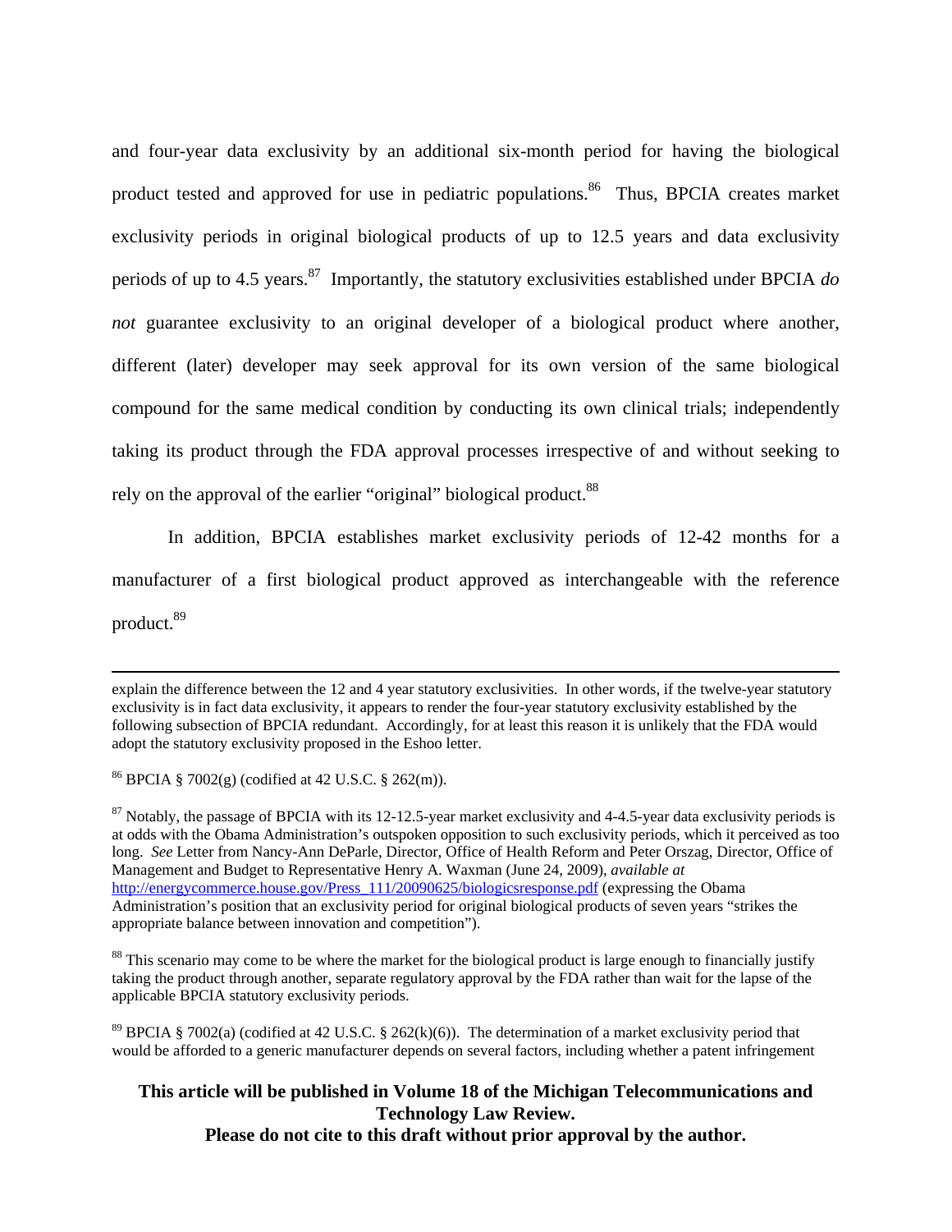and four-year data exclusivity by an additional six-month period for having the biological product tested and approved for use in pediatric populations.[86] Thus, BPCIA creates market exclusivity periods in original biological products of up to 12.5 years and data exclusivity periods of up to 4.5 years.[87] Importantly, the statutory exclusivities established under BPCIA *do not* guarantee exclusivity to an original developer of a biological product where another, different (later) developer may seek approval for its own version of the same biological compound for the same medical condition by conducting its own clinical trials; independently taking its product through the FDA approval processes irrespective of and without seeking to rely on the approval of the earlier "original" biological product.[88]

In addition, BPCIA establishes market exclusivity periods of 12-42 months for a manufacturer of a first biological product approved as interchangeable with the reference product.[89]

---

explain the difference between the 12 and 4 year statutory exclusivities. In other words, if the twelve-year statutory exclusivity is in fact data exclusivity, it appears to render the four-year statutory exclusivity established by the following subsection of BPCIA redundant. Accordingly, for at least this reason it is unlikely that the FDA would adopt the statutory exclusivity proposed in the Eshoo letter.

[86] BPCIA § 7002(g) (codified at 42 U.S.C. § 262(m)).

[87] Notably, the passage of BPCIA with its 12-12.5-year market exclusivity and 4-4.5-year data exclusivity periods is at odds with the Obama Administration's outspoken opposition to such exclusivity periods, which it perceived as too long. *See* Letter from Nancy-Ann DeParle, Director, Office of Health Reform and Peter Orszag, Director, Office of Management and Budget to Representative Henry A. Waxman (June 24, 2009), *available at* http://energycommerce.house.gov/Press_111/20090625/biologicsresponse.pdf (expressing the Obama Administration's position that an exclusivity period for original biological products of seven years "strikes the appropriate balance between innovation and competition").

[88] This scenario may come to be where the market for the biological product is large enough to financially justify taking the product through another, separate regulatory approval by the FDA rather than wait for the lapse of the applicable BPCIA statutory exclusivity periods.

[89] BPCIA § 7002(a) (codified at 42 U.S.C. § 262(k)(6)). The determination of a market exclusivity period that would be afforded to a generic manufacturer depends on several factors, including whether a patent infringement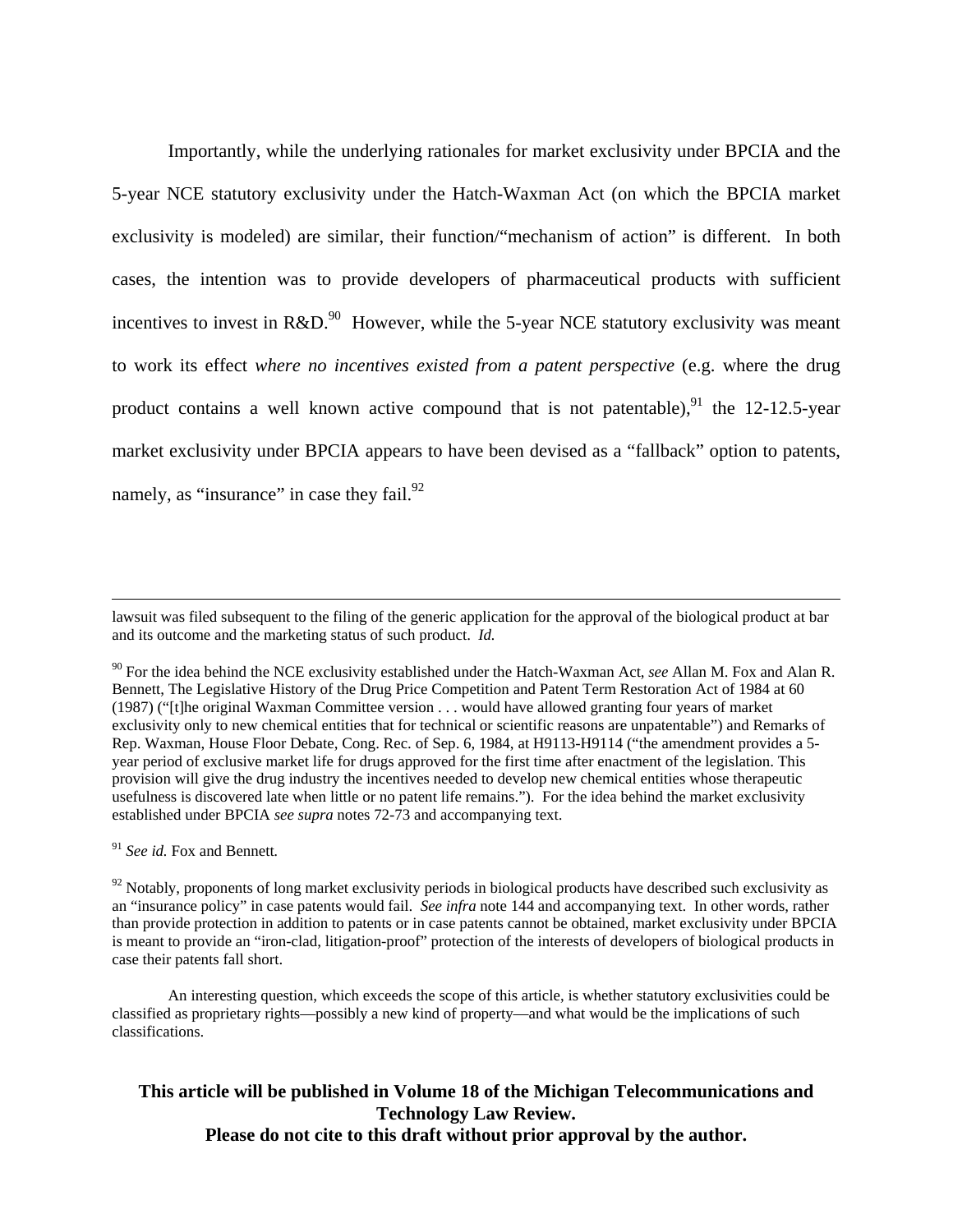Importantly, while the underlying rationales for market exclusivity under BPCIA and the 5-year NCE statutory exclusivity under the Hatch-Waxman Act (on which the BPCIA market exclusivity is modeled) are similar, their function/"mechanism of action" is different. In both cases, the intention was to provide developers of pharmaceutical products with sufficient incentives to invest in R&D.[90] However, while the 5-year NCE statutory exclusivity was meant to work its effect *where no incentives existed from a patent perspective* (e.g. where the drug product contains a well known active compound that is not patentable),[91] the 12-12.5-year market exclusivity under BPCIA appears to have been devised as a "fallback" option to patents, namely, as "insurance" in case they fail.[92]

---

lawsuit was filed subsequent to the filing of the generic application for the approval of the biological product at bar and its outcome and the marketing status of such product. *Id.*

[90] For the idea behind the NCE exclusivity established under the Hatch-Waxman Act, *see* Allan M. Fox and Alan R. Bennett, The Legislative History of the Drug Price Competition and Patent Term Restoration Act of 1984 at 60 (1987) ("[t]he original Waxman Committee version . . . would have allowed granting four years of market exclusivity only to new chemical entities that for technical or scientific reasons are unpatentable") and Remarks of Rep. Waxman, House Floor Debate, Cong. Rec. of Sep. 6, 1984, at H9113-H9114 ("the amendment provides a 5-year period of exclusive market life for drugs approved for the first time after enactment of the legislation. This provision will give the drug industry the incentives needed to develop new chemical entities whose therapeutic usefulness is discovered late when little or no patent life remains."). For the idea behind the market exclusivity established under BPCIA *see supra* notes 72-73 and accompanying text.

[91] *See id.* Fox and Bennett.

[92] Notably, proponents of long market exclusivity periods in biological products have described such exclusivity as an "insurance policy" in case patents would fail. *See infra* note 144 and accompanying text. In other words, rather than provide protection in addition to patents or in case patents cannot be obtained, market exclusivity under BPCIA is meant to provide an "iron-clad, litigation-proof" protection of the interests of developers of biological products in case their patents fall short.

An interesting question, which exceeds the scope of this article, is whether statutory exclusivities could be classified as proprietary rights—possibly a new kind of property—and what would be the implications of such classifications.

**This article will be published in Volume 18 of the Michigan Telecommunications and Technology Law Review.**
**Please do not cite to this draft without prior approval by the author.**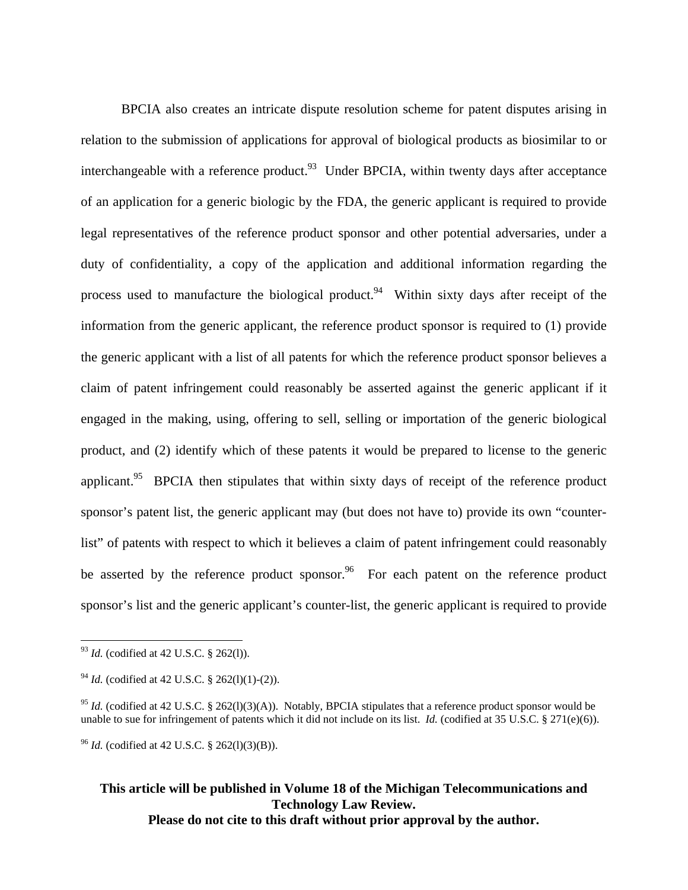BPCIA also creates an intricate dispute resolution scheme for patent disputes arising in relation to the submission of applications for approval of biological products as biosimilar to or interchangeable with a reference product.[93] Under BPCIA, within twenty days after acceptance of an application for a generic biologic by the FDA, the generic applicant is required to provide legal representatives of the reference product sponsor and other potential adversaries, under a duty of confidentiality, a copy of the application and additional information regarding the process used to manufacture the biological product.[94] Within sixty days after receipt of the information from the generic applicant, the reference product sponsor is required to (1) provide the generic applicant with a list of all patents for which the reference product sponsor believes a claim of patent infringement could reasonably be asserted against the generic applicant if it engaged in the making, using, offering to sell, selling or importation of the generic biological product, and (2) identify which of these patents it would be prepared to license to the generic applicant.[95] BPCIA then stipulates that within sixty days of receipt of the reference product sponsor's patent list, the generic applicant may (but does not have to) provide its own "counter-list" of patents with respect to which it believes a claim of patent infringement could reasonably be asserted by the reference product sponsor.[96] For each patent on the reference product sponsor's list and the generic applicant's counter-list, the generic applicant is required to provide

---

[93] *Id.* (codified at 42 U.S.C. § 262(l)).

[94] *Id.* (codified at 42 U.S.C. § 262(l)(1)-(2)).

[95] *Id.* (codified at 42 U.S.C. § 262(l)(3)(A)). Notably, BPCIA stipulates that a reference product sponsor would be unable to sue for infringement of patents which it did not include on its list. *Id.* (codified at 35 U.S.C. § 271(e)(6)).

[96] *Id.* (codified at 42 U.S.C. § 262(l)(3)(B)).

**This article will be published in Volume 18 of the Michigan Telecommunications and Technology Law Review.**
**Please do not cite to this draft without prior approval by the author.**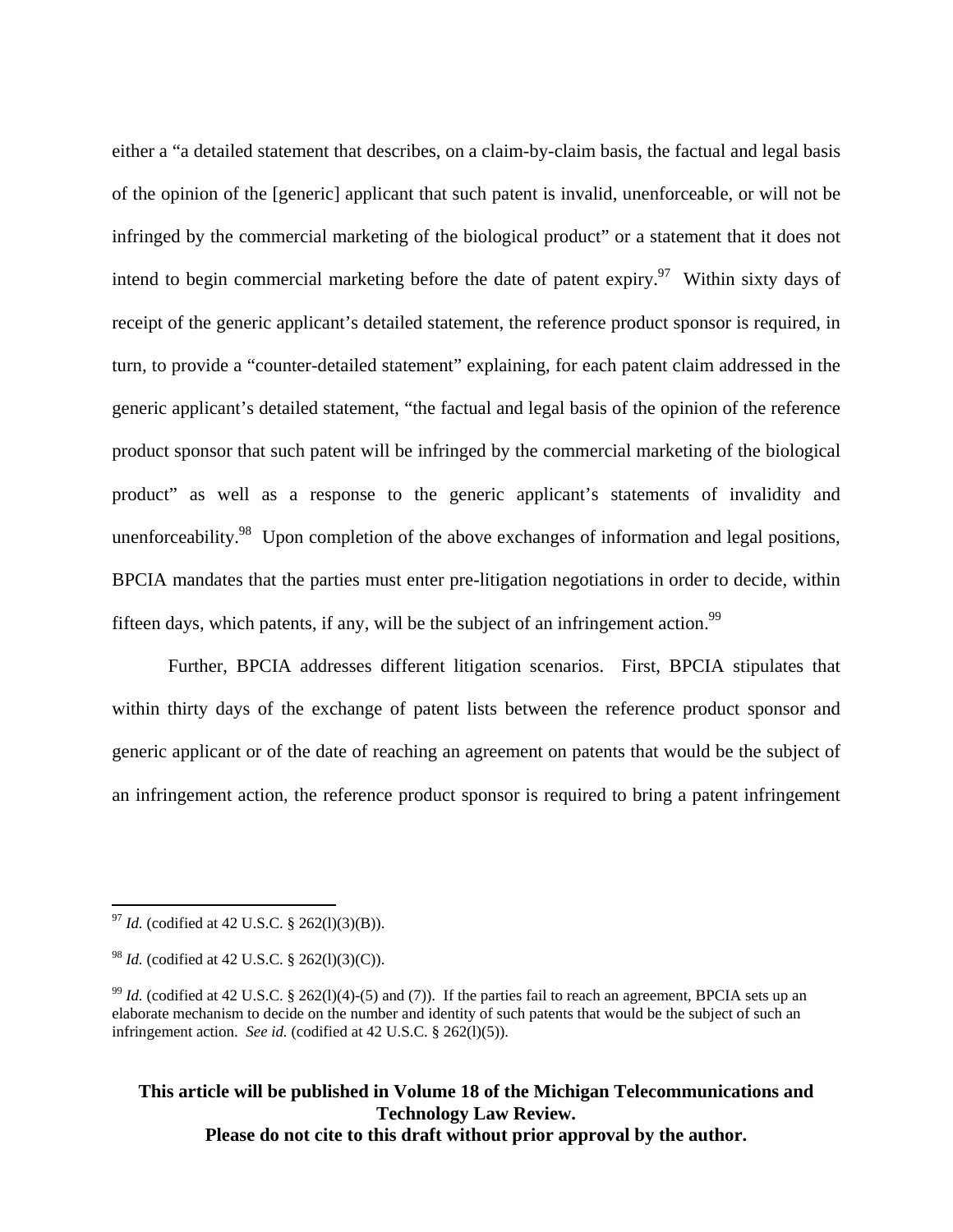either a "a detailed statement that describes, on a claim-by-claim basis, the factual and legal basis of the opinion of the [generic] applicant that such patent is invalid, unenforceable, or will not be infringed by the commercial marketing of the biological product" or a statement that it does not intend to begin commercial marketing before the date of patent expiry.[97] Within sixty days of receipt of the generic applicant's detailed statement, the reference product sponsor is required, in turn, to provide a "counter-detailed statement" explaining, for each patent claim addressed in the generic applicant's detailed statement, "the factual and legal basis of the opinion of the reference product sponsor that such patent will be infringed by the commercial marketing of the biological product" as well as a response to the generic applicant's statements of invalidity and unenforceability.[98] Upon completion of the above exchanges of information and legal positions, BPCIA mandates that the parties must enter pre-litigation negotiations in order to decide, within fifteen days, which patents, if any, will be the subject of an infringement action.[99]

Further, BPCIA addresses different litigation scenarios. First, BPCIA stipulates that within thirty days of the exchange of patent lists between the reference product sponsor and generic applicant or of the date of reaching an agreement on patents that would be the subject of an infringement action, the reference product sponsor is required to bring a patent infringement

---

[97] *Id.* (codified at 42 U.S.C. § 262(l)(3)(B)).

[98] *Id.* (codified at 42 U.S.C. § 262(l)(3)(C)).

[99] *Id.* (codified at 42 U.S.C. § 262(l)(4)-(5) and (7)). If the parties fail to reach an agreement, BPCIA sets up an elaborate mechanism to decide on the number and identity of such patents that would be the subject of such an infringement action. *See id.* (codified at 42 U.S.C. § 262(l)(5)).

**This article will be published in Volume 18 of the Michigan Telecommunications and Technology Law Review.**
**Please do not cite to this draft without prior approval by the author.**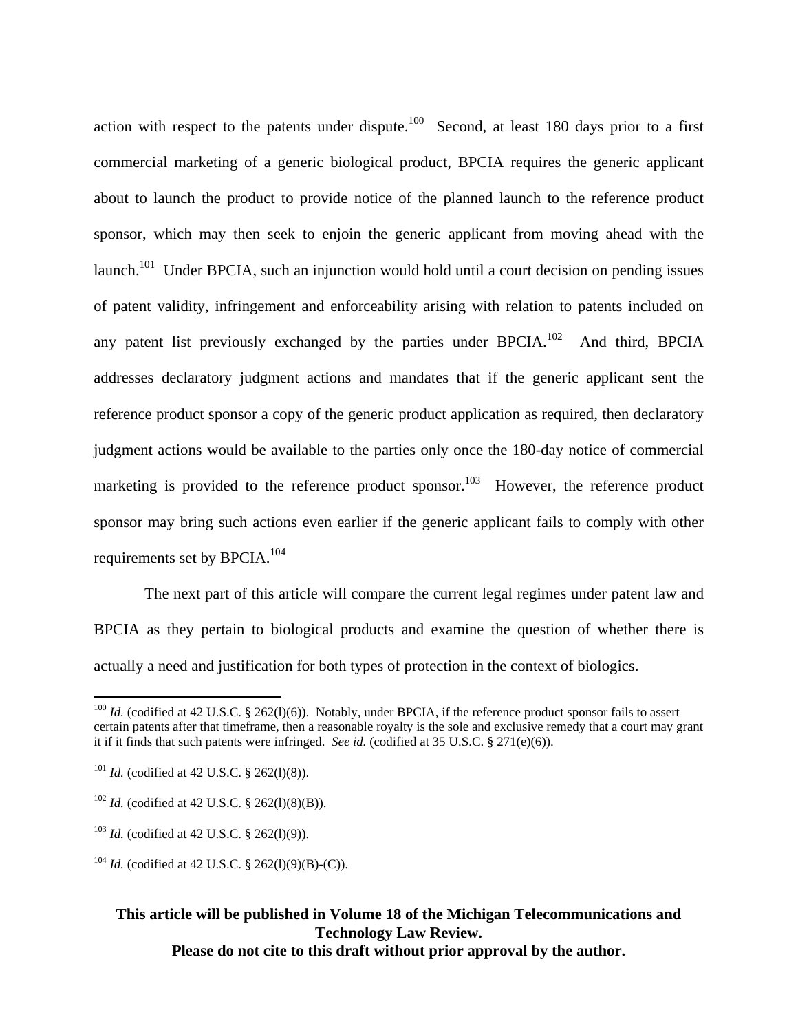action with respect to the patents under dispute.[100] Second, at least 180 days prior to a first commercial marketing of a generic biological product, BPCIA requires the generic applicant about to launch the product to provide notice of the planned launch to the reference product sponsor, which may then seek to enjoin the generic applicant from moving ahead with the launch.[101] Under BPCIA, such an injunction would hold until a court decision on pending issues of patent validity, infringement and enforceability arising with relation to patents included on any patent list previously exchanged by the parties under BPCIA.[102] And third, BPCIA addresses declaratory judgment actions and mandates that if the generic applicant sent the reference product sponsor a copy of the generic product application as required, then declaratory judgment actions would be available to the parties only once the 180-day notice of commercial marketing is provided to the reference product sponsor.[103] However, the reference product sponsor may bring such actions even earlier if the generic applicant fails to comply with other requirements set by BPCIA.[104]

The next part of this article will compare the current legal regimes under patent law and BPCIA as they pertain to biological products and examine the question of whether there is actually a need and justification for both types of protection in the context of biologics.

---

[100] *Id.* (codified at 42 U.S.C. § 262(l)(6)). Notably, under BPCIA, if the reference product sponsor fails to assert certain patents after that timeframe, then a reasonable royalty is the sole and exclusive remedy that a court may grant it if it finds that such patents were infringed. *See id.* (codified at 35 U.S.C. § 271(e)(6)).

[101] *Id.* (codified at 42 U.S.C. § 262(l)(8)).

[102] *Id.* (codified at 42 U.S.C. § 262(l)(8)(B)).

[103] *Id.* (codified at 42 U.S.C. § 262(l)(9)).

[104] *Id.* (codified at 42 U.S.C. § 262(l)(9)(B)-(C)).

**This article will be published in Volume 18 of the Michigan Telecommunications and Technology Law Review.**
**Please do not cite to this draft without prior approval by the author.**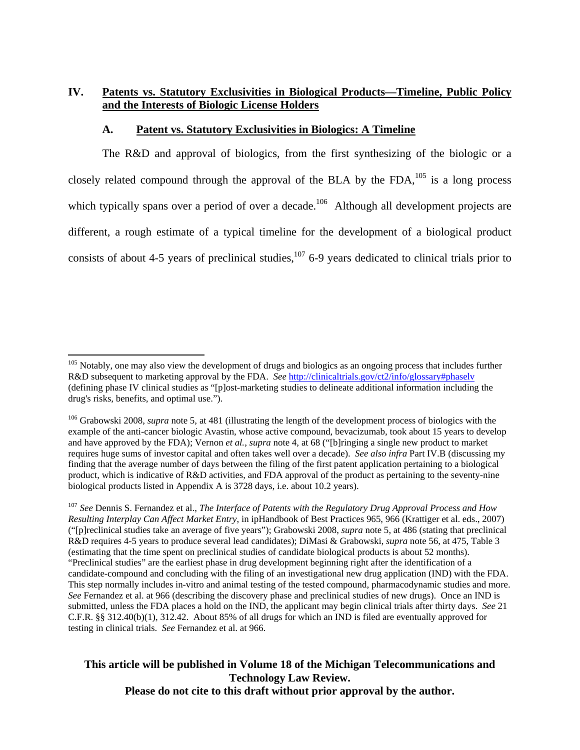## IV. Patents vs. Statutory Exclusivities in Biological Products—Timeline, Public Policy and the Interests of Biologic License Holders

### A. Patent vs. Statutory Exclusivities in Biologics: A Timeline

The R&D and approval of biologics, from the first synthesizing of the biologic or a closely related compound through the approval of the BLA by the FDA,[105] is a long process which typically spans over a period of over a decade.[106] Although all development projects are different, a rough estimate of a typical timeline for the development of a biological product consists of about 4-5 years of preclinical studies,[107] 6-9 years dedicated to clinical trials prior to

---

[105] Notably, one may also view the development of drugs and biologics as an ongoing process that includes further R&D subsequent to marketing approval by the FDA. *See* http://clinicaltrials.gov/ct2/info/glossary#phaseIv (defining phase IV clinical studies as "[p]ost-marketing studies to delineate additional information including the drug's risks, benefits, and optimal use.").

[106] Grabowski 2008, *supra* note 5, at 481 (illustrating the length of the development process of biologics with the example of the anti-cancer biologic Avastin, whose active compound, bevacizumab, took about 15 years to develop and have approved by the FDA); Vernon *et al.*, *supra* note 4, at 68 ("[b]ringing a single new product to market requires huge sums of investor capital and often takes well over a decade). *See also infra* Part IV.B (discussing my finding that the average number of days between the filing of the first patent application pertaining to a biological product, which is indicative of R&D activities, and FDA approval of the product as pertaining to the seventy-nine biological products listed in Appendix A is 3728 days, i.e. about 10.2 years).

[107] *See* Dennis S. Fernandez et al., *The Interface of Patents with the Regulatory Drug Approval Process and How Resulting Interplay Can Affect Market Entry*, in ipHandbook of Best Practices 965, 966 (Krattiger et al. eds., 2007) ("[p]reclinical studies take an average of five years"); Grabowski 2008, *supra* note 5, at 486 (stating that preclinical R&D requires 4-5 years to produce several lead candidates); DiMasi & Grabowski, *supra* note 56, at 475, Table 3 (estimating that the time spent on preclinical studies of candidate biological products is about 52 months). "Preclinical studies" are the earliest phase in drug development beginning right after the identification of a candidate-compound and concluding with the filing of an investigational new drug application (IND) with the FDA. This step normally includes in-vitro and animal testing of the tested compound, pharmacodynamic studies and more. *See* Fernandez et al. at 966 (describing the discovery phase and preclinical studies of new drugs). Once an IND is submitted, unless the FDA places a hold on the IND, the applicant may begin clinical trials after thirty days. *See* 21 C.F.R. §§ 312.40(b)(1), 312.42. About 85% of all drugs for which an IND is filed are eventually approved for testing in clinical trials. *See* Fernandez et al. at 966.

**This article will be published in Volume 18 of the Michigan Telecommunications and Technology Law Review.**
**Please do not cite to this draft without prior approval by the author.**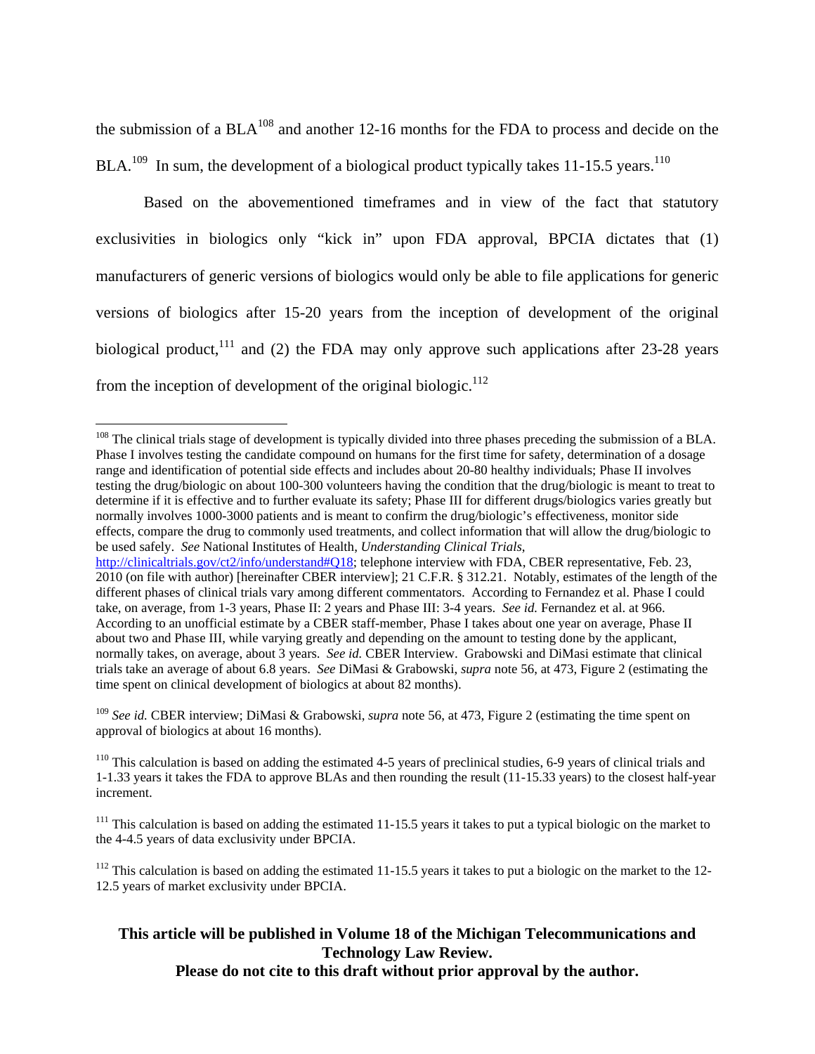the submission of a BLA[108] and another 12-16 months for the FDA to process and decide on the BLA.[109] In sum, the development of a biological product typically takes 11-15.5 years.[110]

Based on the abovementioned timeframes and in view of the fact that statutory exclusivities in biologics only "kick in" upon FDA approval, BPCIA dictates that (1) manufacturers of generic versions of biologics would only be able to file applications for generic versions of biologics after 15-20 years from the inception of development of the original biological product,[111] and (2) the FDA may only approve such applications after 23-28 years from the inception of development of the original biologic.[112]

---

[108] The clinical trials stage of development is typically divided into three phases preceding the submission of a BLA. Phase I involves testing the candidate compound on humans for the first time for safety, determination of a dosage range and identification of potential side effects and includes about 20-80 healthy individuals; Phase II involves testing the drug/biologic on about 100-300 volunteers having the condition that the drug/biologic is meant to treat to determine if it is effective and to further evaluate its safety; Phase III for different drugs/biologics varies greatly but normally involves 1000-3000 patients and is meant to confirm the drug/biologic's effectiveness, monitor side effects, compare the drug to commonly used treatments, and collect information that will allow the drug/biologic to be used safely. *See* National Institutes of Health, *Understanding Clinical Trials*, http://clinicaltrials.gov/ct2/info/understand#Q18; telephone interview with FDA, CBER representative, Feb. 23, 2010 (on file with author) [hereinafter CBER interview]; 21 C.F.R. § 312.21. Notably, estimates of the length of the different phases of clinical trials vary among different commentators. According to Fernandez et al. Phase I could take, on average, from 1-3 years, Phase II: 2 years and Phase III: 3-4 years. *See id.* Fernandez et al. at 966. According to an unofficial estimate by a CBER staff-member, Phase I takes about one year on average, Phase II about two and Phase III, while varying greatly and depending on the amount to testing done by the applicant, normally takes, on average, about 3 years. *See id.* CBER Interview. Grabowski and DiMasi estimate that clinical trials take an average of about 6.8 years. *See* DiMasi & Grabowski, *supra* note 56, at 473, Figure 2 (estimating the time spent on clinical development of biologics at about 82 months).

[109] *See id.* CBER interview; DiMasi & Grabowski, *supra* note 56, at 473, Figure 2 (estimating the time spent on approval of biologics at about 16 months).

[110] This calculation is based on adding the estimated 4-5 years of preclinical studies, 6-9 years of clinical trials and 1-1.33 years it takes the FDA to approve BLAs and then rounding the result (11-15.33 years) to the closest half-year increment.

[111] This calculation is based on adding the estimated 11-15.5 years it takes to put a typical biologic on the market to the 4-4.5 years of data exclusivity under BPCIA.

[112] This calculation is based on adding the estimated 11-15.5 years it takes to put a biologic on the market to the 12-12.5 years of market exclusivity under BPCIA.

**This article will be published in Volume 18 of the Michigan Telecommunications and Technology Law Review.**
**Please do not cite to this draft without prior approval by the author.**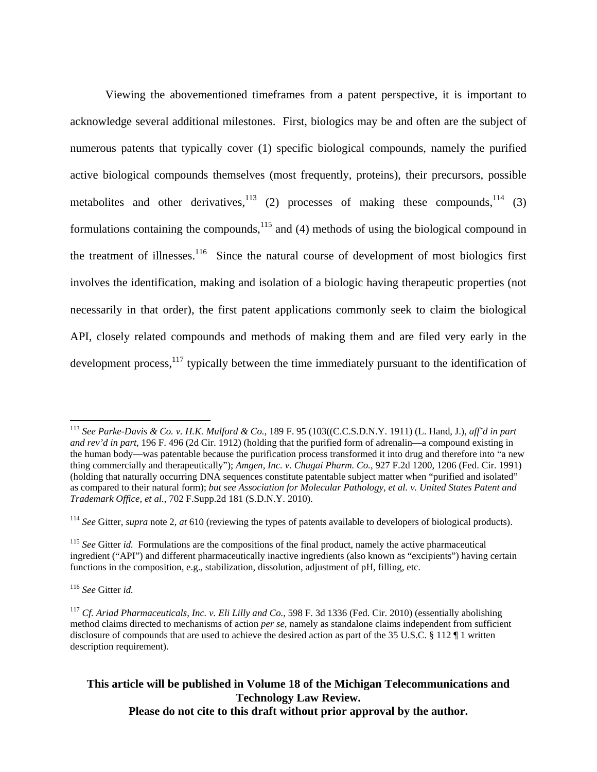Viewing the abovementioned timeframes from a patent perspective, it is important to acknowledge several additional milestones. First, biologics may be and often are the subject of numerous patents that typically cover (1) specific biological compounds, namely the purified active biological compounds themselves (most frequently, proteins), their precursors, possible metabolites and other derivatives,[113] (2) processes of making these compounds,[114] (3) formulations containing the compounds,[115] and (4) methods of using the biological compound in the treatment of illnesses.[116] Since the natural course of development of most biologics first involves the identification, making and isolation of a biologic having therapeutic properties (not necessarily in that order), the first patent applications commonly seek to claim the biological API, closely related compounds and methods of making them and are filed very early in the development process,[117] typically between the time immediately pursuant to the identification of

---

[113] *See Parke-Davis & Co. v. H.K. Mulford & Co.*, 189 F. 95 (103((C.C.S.D.N.Y. 1911) (L. Hand, J.), *aff'd in part and rev'd in part*, 196 F. 496 (2d Cir. 1912) (holding that the purified form of adrenalin—a compound existing in the human body—was patentable because the purification process transformed it into drug and therefore into "a new thing commercially and therapeutically"); *Amgen, Inc. v. Chugai Pharm. Co.*, 927 F.2d 1200, 1206 (Fed. Cir. 1991) (holding that naturally occurring DNA sequences constitute patentable subject matter when "purified and isolated" as compared to their natural form); *but see Association for Molecular Pathology, et al. v. United States Patent and Trademark Office, et al.*, 702 F.Supp.2d 181 (S.D.N.Y. 2010).

[114] *See* Gitter, *supra* note 2, *at* 610 (reviewing the types of patents available to developers of biological products).

[115] *See* Gitter *id.* Formulations are the compositions of the final product, namely the active pharmaceutical ingredient ("API") and different pharmaceutically inactive ingredients (also known as "excipients") having certain functions in the composition, e.g., stabilization, dissolution, adjustment of pH, filling, etc.

[116] *See* Gitter *id.*

[117] *Cf. Ariad Pharmaceuticals, Inc. v. Eli Lilly and Co.*, 598 F. 3d 1336 (Fed. Cir. 2010) (essentially abolishing method claims directed to mechanisms of action *per se*, namely as standalone claims independent from sufficient disclosure of compounds that are used to achieve the desired action as part of the 35 U.S.C. § 112 ¶ 1 written description requirement).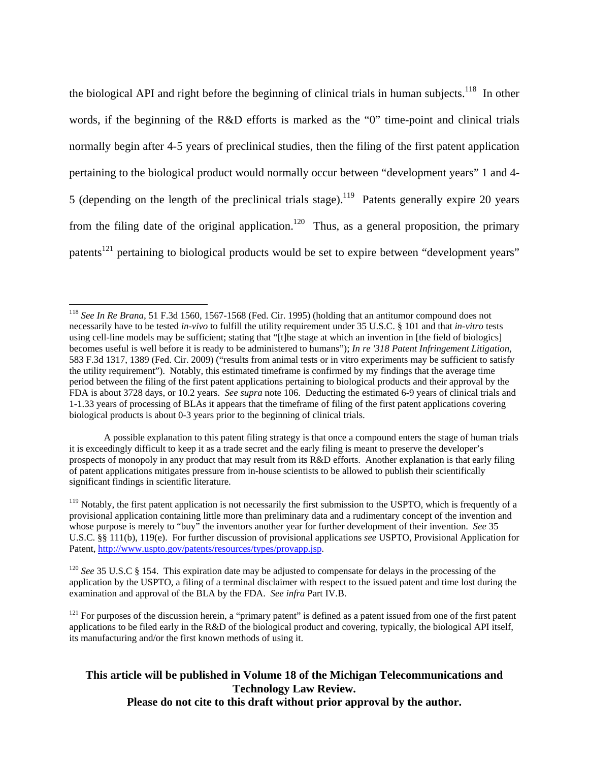the biological API and right before the beginning of clinical trials in human subjects.[118] In other words, if the beginning of the R&D efforts is marked as the "0" time-point and clinical trials normally begin after 4-5 years of preclinical studies, then the filing of the first patent application pertaining to the biological product would normally occur between "development years" 1 and 4-5 (depending on the length of the preclinical trials stage).[119] Patents generally expire 20 years from the filing date of the original application.[120] Thus, as a general proposition, the primary patents[121] pertaining to biological products would be set to expire between "development years"

---

[118] *See In Re Brana*, 51 F.3d 1560, 1567-1568 (Fed. Cir. 1995) (holding that an antitumor compound does not necessarily have to be tested *in-vivo* to fulfill the utility requirement under 35 U.S.C. § 101 and that *in-vitro* tests using cell-line models may be sufficient; stating that "[t]he stage at which an invention in [the field of biologics] becomes useful is well before it is ready to be administered to humans"); *In re '318 Patent Infringement Litigation*, 583 F.3d 1317, 1389 (Fed. Cir. 2009) ("results from animal tests or in vitro experiments may be sufficient to satisfy the utility requirement"). Notably, this estimated timeframe is confirmed by my findings that the average time period between the filing of the first patent applications pertaining to biological products and their approval by the FDA is about 3728 days, or 10.2 years. *See supra* note 106. Deducting the estimated 6-9 years of clinical trials and 1-1.33 years of processing of BLAs it appears that the timeframe of filing of the first patent applications covering biological products is about 0-3 years prior to the beginning of clinical trials.

A possible explanation to this patent filing strategy is that once a compound enters the stage of human trials it is exceedingly difficult to keep it as a trade secret and the early filing is meant to preserve the developer's prospects of monopoly in any product that may result from its R&D efforts. Another explanation is that early filing of patent applications mitigates pressure from in-house scientists to be allowed to publish their scientifically significant findings in scientific literature.

[119] Notably, the first patent application is not necessarily the first submission to the USPTO, which is frequently of a provisional application containing little more than preliminary data and a rudimentary concept of the invention and whose purpose is merely to "buy" the inventors another year for further development of their invention. *See* 35 U.S.C. §§ 111(b), 119(e). For further discussion of provisional applications *see* USPTO, Provisional Application for Patent, http://www.uspto.gov/patents/resources/types/provapp.jsp.

[120] *See* 35 U.S.C § 154. This expiration date may be adjusted to compensate for delays in the processing of the application by the USPTO, a filing of a terminal disclaimer with respect to the issued patent and time lost during the examination and approval of the BLA by the FDA. *See infra* Part IV.B.

[121] For purposes of the discussion herein, a "primary patent" is defined as a patent issued from one of the first patent applications to be filed early in the R&D of the biological product and covering, typically, the biological API itself, its manufacturing and/or the first known methods of using it.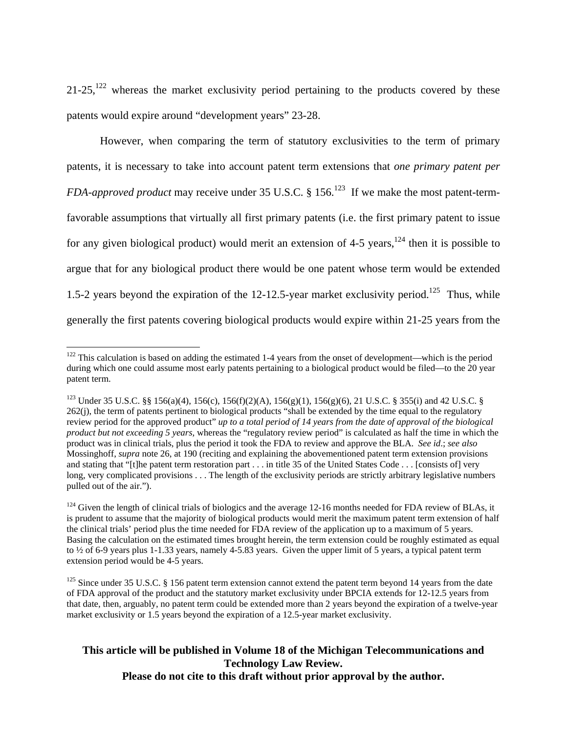21-25,[122] whereas the market exclusivity period pertaining to the products covered by these patents would expire around "development years" 23-28.

However, when comparing the term of statutory exclusivities to the term of primary patents, it is necessary to take into account patent term extensions that *one primary patent per FDA-approved product* may receive under 35 U.S.C. § 156.[123] If we make the most patent-term-favorable assumptions that virtually all first primary patents (i.e. the first primary patent to issue for any given biological product) would merit an extension of 4-5 years,[124] then it is possible to argue that for any biological product there would be one patent whose term would be extended 1.5-2 years beyond the expiration of the 12-12.5-year market exclusivity period.[125] Thus, while generally the first patents covering biological products would expire within 21-25 years from the

---

[122] This calculation is based on adding the estimated 1-4 years from the onset of development—which is the period during which one could assume most early patents pertaining to a biological product would be filed—to the 20 year patent term.

[123] Under 35 U.S.C. §§ 156(a)(4), 156(c), 156(f)(2)(A), 156(g)(1), 156(g)(6), 21 U.S.C. § 355(i) and 42 U.S.C. § 262(j), the term of patents pertinent to biological products "shall be extended by the time equal to the regulatory review period for the approved product" *up to a total period of 14 years from the date of approval of the biological product but not exceeding 5 years,* whereas the "regulatory review period" is calculated as half the time in which the product was in clinical trials, plus the period it took the FDA to review and approve the BLA. *See id*.; *see also* Mossinghoff, *supra* note 26, at 190 (reciting and explaining the abovementioned patent term extension provisions and stating that "[t]he patent term restoration part . . . in title 35 of the United States Code . . . [consists of] very long, very complicated provisions . . . The length of the exclusivity periods are strictly arbitrary legislative numbers pulled out of the air.").

[124] Given the length of clinical trials of biologics and the average 12-16 months needed for FDA review of BLAs, it is prudent to assume that the majority of biological products would merit the maximum patent term extension of half the clinical trials' period plus the time needed for FDA review of the application up to a maximum of 5 years. Basing the calculation on the estimated times brought herein, the term extension could be roughly estimated as equal to ½ of 6-9 years plus 1-1.33 years, namely 4-5.83 years. Given the upper limit of 5 years, a typical patent term extension period would be 4-5 years.

[125] Since under 35 U.S.C. § 156 patent term extension cannot extend the patent term beyond 14 years from the date of FDA approval of the product and the statutory market exclusivity under BPCIA extends for 12-12.5 years from that date, then, arguably, no patent term could be extended more than 2 years beyond the expiration of a twelve-year market exclusivity or 1.5 years beyond the expiration of a 12.5-year market exclusivity.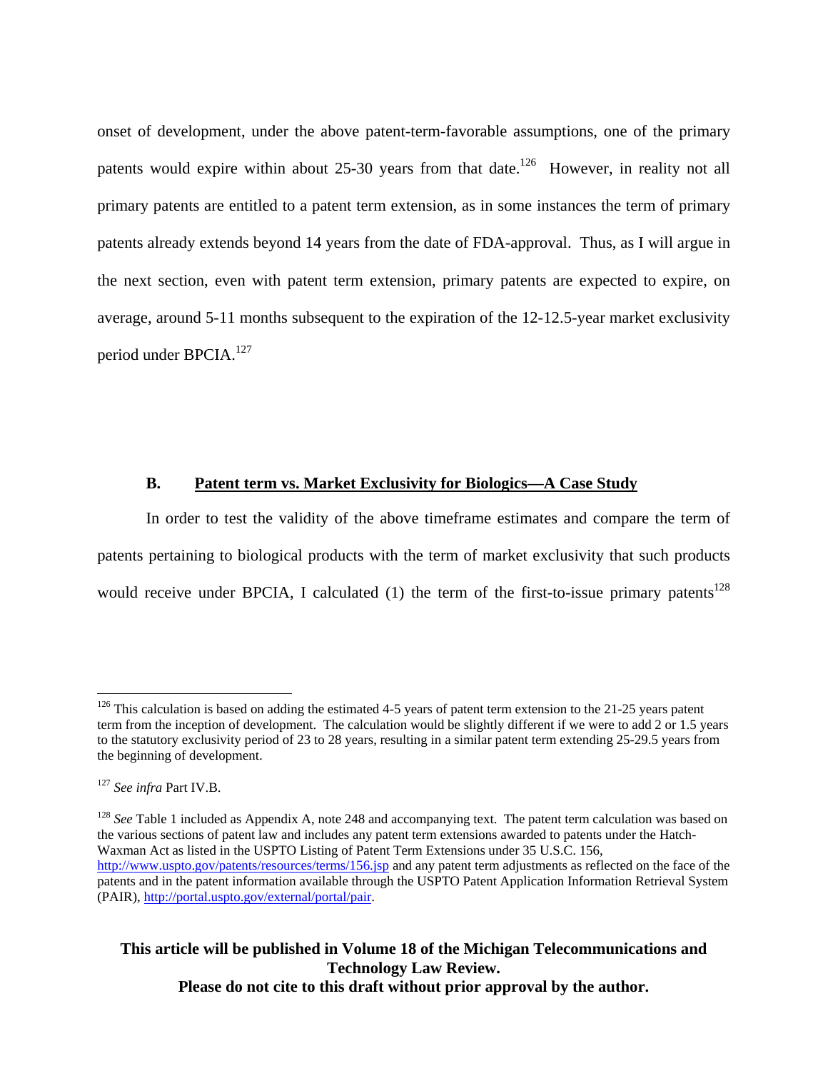onset of development, under the above patent-term-favorable assumptions, one of the primary patents would expire within about 25-30 years from that date.[126] However, in reality not all primary patents are entitled to a patent term extension, as in some instances the term of primary patents already extends beyond 14 years from the date of FDA-approval. Thus, as I will argue in the next section, even with patent term extension, primary patents are expected to expire, on average, around 5-11 months subsequent to the expiration of the 12-12.5-year market exclusivity period under BPCIA.[127]

### B. Patent term vs. Market Exclusivity for Biologics—A Case Study

In order to test the validity of the above timeframe estimates and compare the term of patents pertaining to biological products with the term of market exclusivity that such products would receive under BPCIA, I calculated (1) the term of the first-to-issue primary patents[128]

---

[126] This calculation is based on adding the estimated 4-5 years of patent term extension to the 21-25 years patent term from the inception of development. The calculation would be slightly different if we were to add 2 or 1.5 years to the statutory exclusivity period of 23 to 28 years, resulting in a similar patent term extending 25-29.5 years from the beginning of development.

[127] *See infra* Part IV.B.

[128] *See* Table 1 included as Appendix A, note 248 and accompanying text. The patent term calculation was based on the various sections of patent law and includes any patent term extensions awarded to patents under the Hatch-Waxman Act as listed in the USPTO Listing of Patent Term Extensions under 35 U.S.C. 156, http://www.uspto.gov/patents/resources/terms/156.jsp and any patent term adjustments as reflected on the face of the patents and in the patent information available through the USPTO Patent Application Information Retrieval System (PAIR), http://portal.uspto.gov/external/portal/pair.

**This article will be published in Volume 18 of the Michigan Telecommunications and Technology Law Review.**
**Please do not cite to this draft without prior approval by the author.**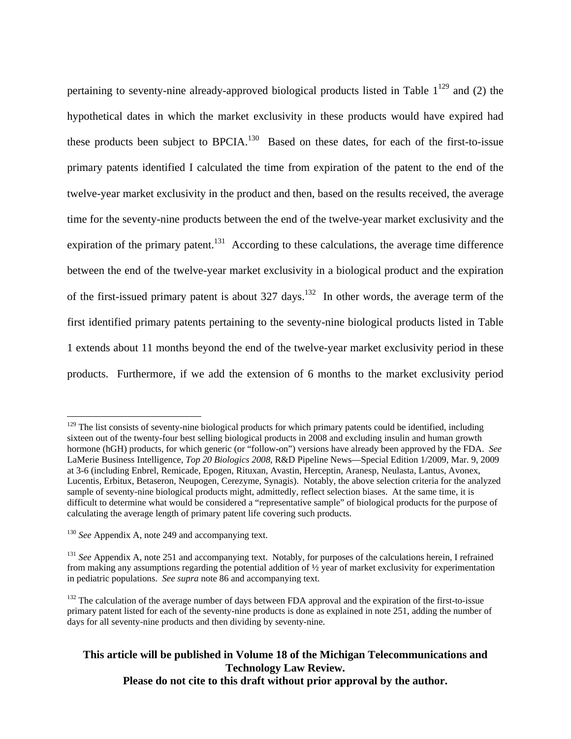pertaining to seventy-nine already-approved biological products listed in Table 1[129] and (2) the hypothetical dates in which the market exclusivity in these products would have expired had these products been subject to BPCIA.[130] Based on these dates, for each of the first-to-issue primary patents identified I calculated the time from expiration of the patent to the end of the twelve-year market exclusivity in the product and then, based on the results received, the average time for the seventy-nine products between the end of the twelve-year market exclusivity and the expiration of the primary patent.[131] According to these calculations, the average time difference between the end of the twelve-year market exclusivity in a biological product and the expiration of the first-issued primary patent is about 327 days.[132] In other words, the average term of the first identified primary patents pertaining to the seventy-nine biological products listed in Table 1 extends about 11 months beyond the end of the twelve-year market exclusivity period in these products. Furthermore, if we add the extension of 6 months to the market exclusivity period

---

[129] The list consists of seventy-nine biological products for which primary patents could be identified, including sixteen out of the twenty-four best selling biological products in 2008 and excluding insulin and human growth hormone (hGH) products, for which generic (or "follow-on") versions have already been approved by the FDA. *See* LaMerie Business Intelligence, *Top 20 Biologics 2008*, R&D Pipeline News—Special Edition 1/2009, Mar. 9, 2009 at 3-6 (including Enbrel, Remicade, Epogen, Rituxan, Avastin, Herceptin, Aranesp, Neulasta, Lantus, Avonex, Lucentis, Erbitux, Betaseron, Neupogen, Cerezyme, Synagis). Notably, the above selection criteria for the analyzed sample of seventy-nine biological products might, admittedly, reflect selection biases. At the same time, it is difficult to determine what would be considered a "representative sample" of biological products for the purpose of calculating the average length of primary patent life covering such products.

[130] *See* Appendix A, note 249 and accompanying text.

[131] *See* Appendix A, note 251 and accompanying text. Notably, for purposes of the calculations herein, I refrained from making any assumptions regarding the potential addition of ½ year of market exclusivity for experimentation in pediatric populations. *See supra* note 86 and accompanying text.

[132] The calculation of the average number of days between FDA approval and the expiration of the first-to-issue primary patent listed for each of the seventy-nine products is done as explained in note 251, adding the number of days for all seventy-nine products and then dividing by seventy-nine.

**This article will be published in Volume 18 of the Michigan Telecommunications and Technology Law Review.**
**Please do not cite to this draft without prior approval by the author.**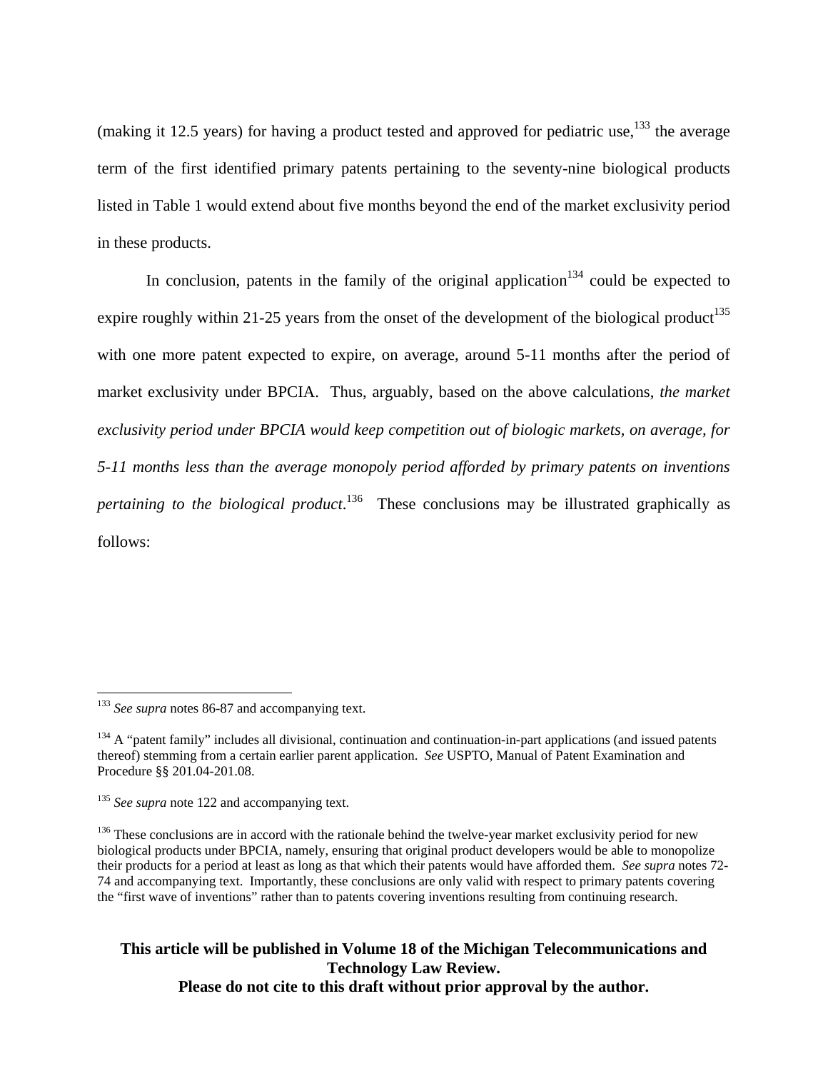(making it 12.5 years) for having a product tested and approved for pediatric use,[133] the average term of the first identified primary patents pertaining to the seventy-nine biological products listed in Table 1 would extend about five months beyond the end of the market exclusivity period in these products.

In conclusion, patents in the family of the original application[134] could be expected to expire roughly within 21-25 years from the onset of the development of the biological product[135] with one more patent expected to expire, on average, around 5-11 months after the period of market exclusivity under BPCIA. Thus, arguably, based on the above calculations, *the market exclusivity period under BPCIA would keep competition out of biologic markets, on average, for 5-11 months less than the average monopoly period afforded by primary patents on inventions pertaining to the biological product*.[136] These conclusions may be illustrated graphically as follows:

---

[133] *See supra* notes 86-87 and accompanying text.

[134] A "patent family" includes all divisional, continuation and continuation-in-part applications (and issued patents thereof) stemming from a certain earlier parent application. *See* USPTO, Manual of Patent Examination and Procedure §§ 201.04-201.08.

[135] *See supra* note 122 and accompanying text.

[136] These conclusions are in accord with the rationale behind the twelve-year market exclusivity period for new biological products under BPCIA, namely, ensuring that original product developers would be able to monopolize their products for a period at least as long as that which their patents would have afforded them. *See supra* notes 72-74 and accompanying text. Importantly, these conclusions are only valid with respect to primary patents covering the "first wave of inventions" rather than to patents covering inventions resulting from continuing research.

**This article will be published in Volume 18 of the Michigan Telecommunications and Technology Law Review.**
**Please do not cite to this draft without prior approval by the author.**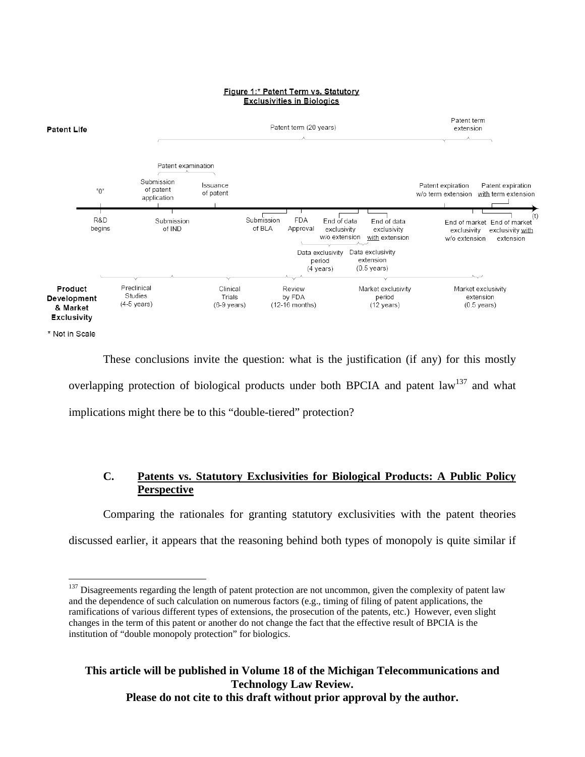**Figure 1:* Patent Term vs. Statutory Exclusivities in Biologics**

**Patent Life**

Patent term (20 years) — Patent term extension

Patent examination

"0" — Submission of patent application — Issuance of patent — Patent expiration w/o term extension — Patent expiration with term extension

R&D begins — Submission of IND — Submission of BLA — FDA Approval — End of data exclusivity w/o extension — End of data exclusivity with extension — End of market exclusivity w/o extension — End of market exclusivity with extension (t)

Data exclusivity period (4 years) — Data exclusivity extension (0.5 years)

**Product Development & Market Exclusivity**

Preclinical Studies (4-5 years) — Clinical Trials (6-9 years) — Review by FDA (12-16 months) — Market exclusivity period (12 years) — Market exclusivity extension (0.5 years)

* Not in Scale

These conclusions invite the question: what is the justification (if any) for this mostly overlapping protection of biological products under both BPCIA and patent law[137] and what implications might there be to this "double-tiered" protection?

### C. Patents vs. Statutory Exclusivities for Biological Products: A Public Policy Perspective

Comparing the rationales for granting statutory exclusivities with the patent theories discussed earlier, it appears that the reasoning behind both types of monopoly is quite similar if

---

[137] Disagreements regarding the length of patent protection are not uncommon, given the complexity of patent law and the dependence of such calculation on numerous factors (e.g., timing of filing of patent applications, the ramifications of various different types of extensions, the prosecution of the patents, etc.) However, even slight changes in the term of this patent or another do not change the fact that the effective result of BPCIA is the institution of "double monopoly protection" for biologics.

**This article will be published in Volume 18 of the Michigan Telecommunications and Technology Law Review.**
**Please do not cite to this draft without prior approval by the author.**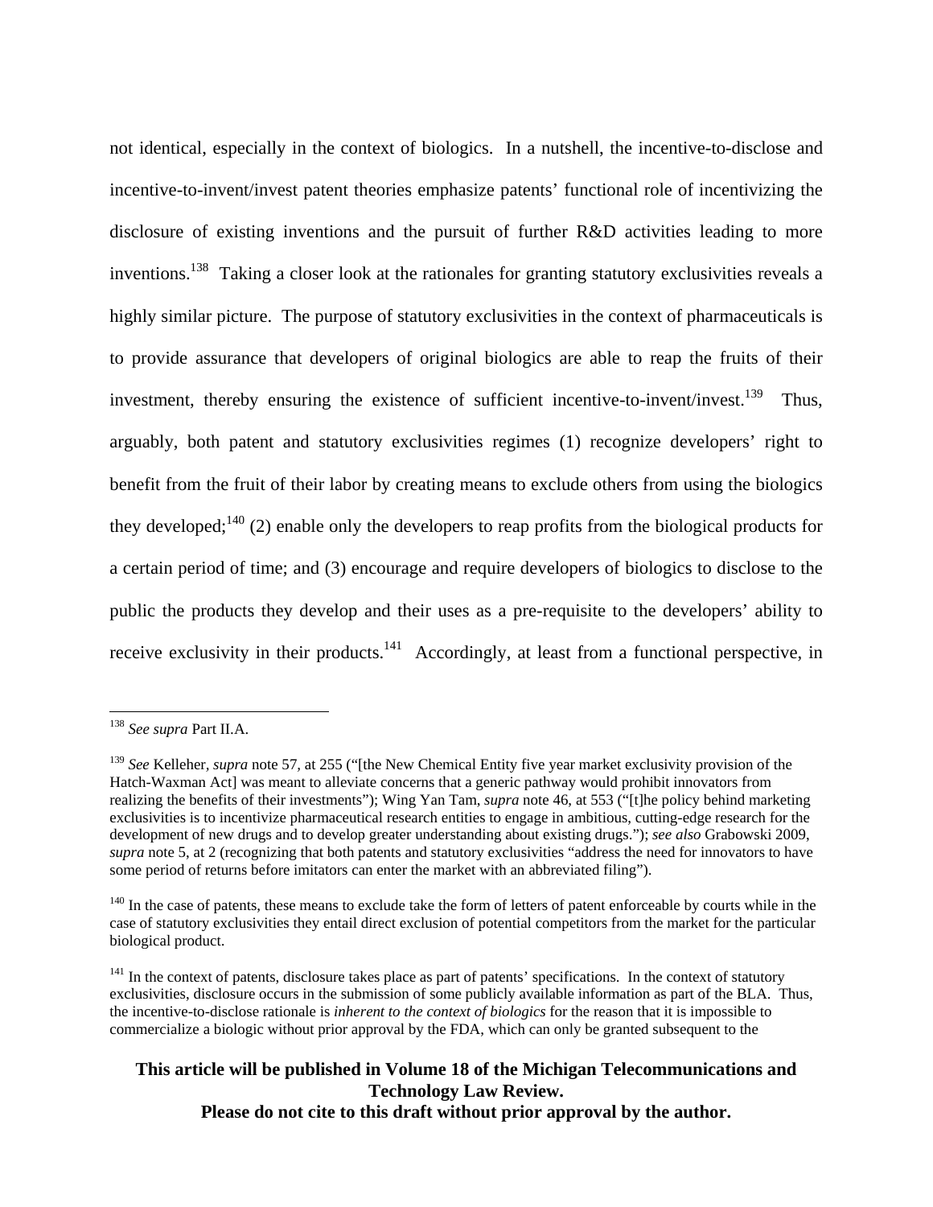not identical, especially in the context of biologics. In a nutshell, the incentive-to-disclose and incentive-to-invent/invest patent theories emphasize patents' functional role of incentivizing the disclosure of existing inventions and the pursuit of further R&D activities leading to more inventions.[138] Taking a closer look at the rationales for granting statutory exclusivities reveals a highly similar picture. The purpose of statutory exclusivities in the context of pharmaceuticals is to provide assurance that developers of original biologics are able to reap the fruits of their investment, thereby ensuring the existence of sufficient incentive-to-invent/invest.[139] Thus, arguably, both patent and statutory exclusivities regimes (1) recognize developers' right to benefit from the fruit of their labor by creating means to exclude others from using the biologics they developed;[140] (2) enable only the developers to reap profits from the biological products for a certain period of time; and (3) encourage and require developers of biologics to disclose to the public the products they develop and their uses as a pre-requisite to the developers' ability to receive exclusivity in their products.[141] Accordingly, at least from a functional perspective, in

---

[138] *See supra* Part II.A.

[139] *See* Kelleher, *supra* note 57, at 255 ("[the New Chemical Entity five year market exclusivity provision of the Hatch-Waxman Act] was meant to alleviate concerns that a generic pathway would prohibit innovators from realizing the benefits of their investments"); Wing Yan Tam, *supra* note 46, at 553 ("[t]he policy behind marketing exclusivities is to incentivize pharmaceutical research entities to engage in ambitious, cutting-edge research for the development of new drugs and to develop greater understanding about existing drugs."); *see also* Grabowski 2009, *supra* note 5, at 2 (recognizing that both patents and statutory exclusivities "address the need for innovators to have some period of returns before imitators can enter the market with an abbreviated filing").

[140] In the case of patents, these means to exclude take the form of letters of patent enforceable by courts while in the case of statutory exclusivities they entail direct exclusion of potential competitors from the market for the particular biological product.

[141] In the context of patents, disclosure takes place as part of patents' specifications. In the context of statutory exclusivities, disclosure occurs in the submission of some publicly available information as part of the BLA. Thus, the incentive-to-disclose rationale is *inherent to the context of biologics* for the reason that it is impossible to commercialize a biologic without prior approval by the FDA, which can only be granted subsequent to the

**This article will be published in Volume 18 of the Michigan Telecommunications and Technology Law Review.**
**Please do not cite to this draft without prior approval by the author.**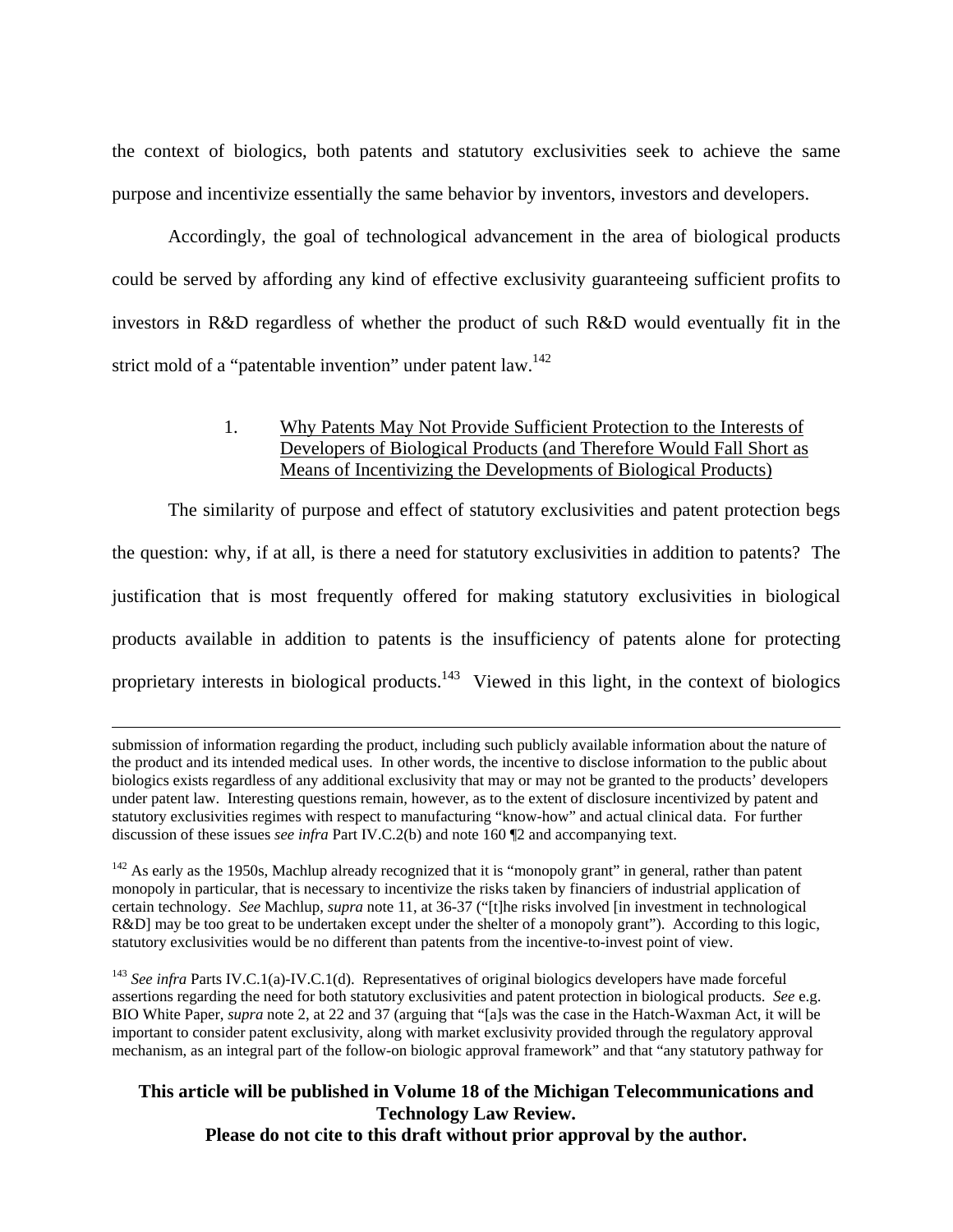the context of biologics, both patents and statutory exclusivities seek to achieve the same purpose and incentivize essentially the same behavior by inventors, investors and developers.

Accordingly, the goal of technological advancement in the area of biological products could be served by affording any kind of effective exclusivity guaranteeing sufficient profits to investors in R&D regardless of whether the product of such R&D would eventually fit in the strict mold of a "patentable invention" under patent law.[142]

### 1. Why Patents May Not Provide Sufficient Protection to the Interests of Developers of Biological Products (and Therefore Would Fall Short as Means of Incentivizing the Developments of Biological Products)

The similarity of purpose and effect of statutory exclusivities and patent protection begs the question: why, if at all, is there a need for statutory exclusivities in addition to patents? The justification that is most frequently offered for making statutory exclusivities in biological products available in addition to patents is the insufficiency of patents alone for protecting proprietary interests in biological products.[143] Viewed in this light, in the context of biologics

---

submission of information regarding the product, including such publicly available information about the nature of the product and its intended medical uses. In other words, the incentive to disclose information to the public about biologics exists regardless of any additional exclusivity that may or may not be granted to the products' developers under patent law. Interesting questions remain, however, as to the extent of disclosure incentivized by patent and statutory exclusivities regimes with respect to manufacturing "know-how" and actual clinical data. For further discussion of these issues *see infra* Part IV.C.2(b) and note 160 ¶2 and accompanying text.

[142] As early as the 1950s, Machlup already recognized that it is "monopoly grant" in general, rather than patent monopoly in particular, that is necessary to incentivize the risks taken by financiers of industrial application of certain technology. *See* Machlup, *supra* note 11, at 36-37 ("[t]he risks involved [in investment in technological R&D] may be too great to be undertaken except under the shelter of a monopoly grant"). According to this logic, statutory exclusivities would be no different than patents from the incentive-to-invest point of view.

[143] *See infra* Parts IV.C.1(a)-IV.C.1(d). Representatives of original biologics developers have made forceful assertions regarding the need for both statutory exclusivities and patent protection in biological products. *See* e.g. BIO White Paper, *supra* note 2, at 22 and 37 (arguing that "[a]s was the case in the Hatch-Waxman Act, it will be important to consider patent exclusivity, along with market exclusivity provided through the regulatory approval mechanism, as an integral part of the follow-on biologic approval framework" and that "any statutory pathway for

**This article will be published in Volume 18 of the Michigan Telecommunications and Technology Law Review.**
**Please do not cite to this draft without prior approval by the author.**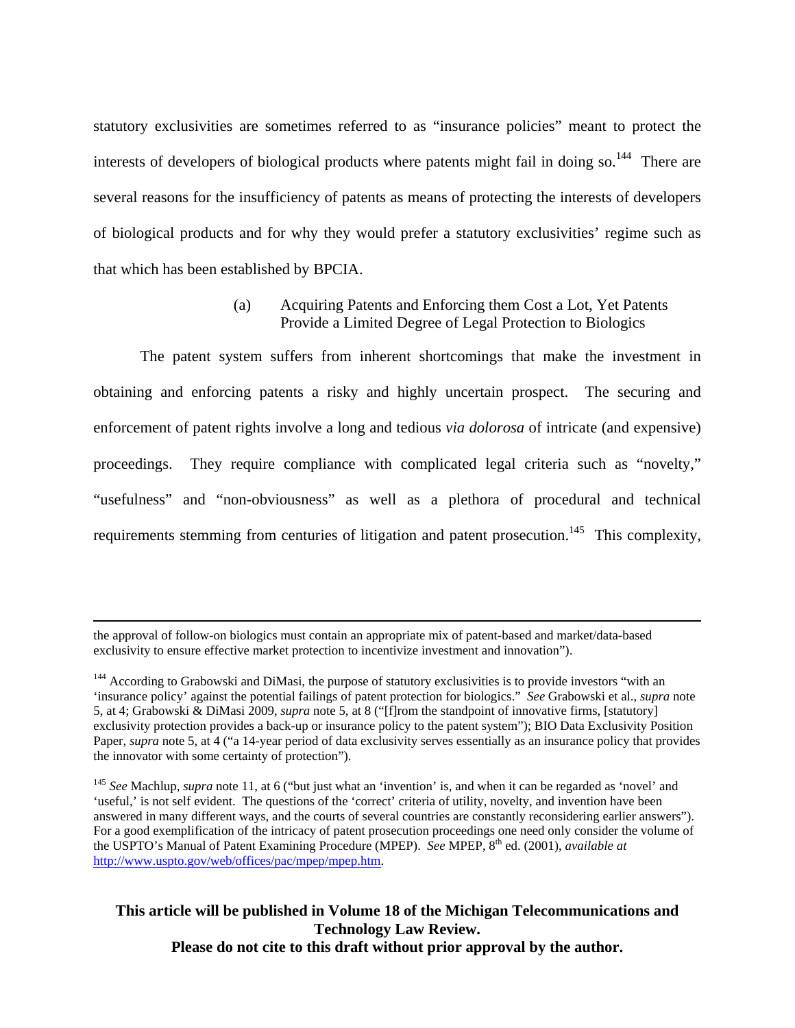statutory exclusivities are sometimes referred to as "insurance policies" meant to protect the interests of developers of biological products where patents might fail in doing so.[144] There are several reasons for the insufficiency of patents as means of protecting the interests of developers of biological products and for why they would prefer a statutory exclusivities' regime such as that which has been established by BPCIA.

### (a) Acquiring Patents and Enforcing them Cost a Lot, Yet Patents Provide a Limited Degree of Legal Protection to Biologics

The patent system suffers from inherent shortcomings that make the investment in obtaining and enforcing patents a risky and highly uncertain prospect. The securing and enforcement of patent rights involve a long and tedious *via dolorosa* of intricate (and expensive) proceedings. They require compliance with complicated legal criteria such as "novelty," "usefulness" and "non-obviousness" as well as a plethora of procedural and technical requirements stemming from centuries of litigation and patent prosecution.[145] This complexity,

---

the approval of follow-on biologics must contain an appropriate mix of patent-based and market/data-based exclusivity to ensure effective market protection to incentivize investment and innovation").

[144] According to Grabowski and DiMasi, the purpose of statutory exclusivities is to provide investors "with an 'insurance policy' against the potential failings of patent protection for biologics." *See* Grabowski et al., *supra* note 5, at 4; Grabowski & DiMasi 2009, *supra* note 5, at 8 ("[f]rom the standpoint of innovative firms, [statutory] exclusivity protection provides a back-up or insurance policy to the patent system"); BIO Data Exclusivity Position Paper, *supra* note 5, at 4 ("a 14-year period of data exclusivity serves essentially as an insurance policy that provides the innovator with some certainty of protection").

[145] *See* Machlup, *supra* note 11, at 6 ("but just what an 'invention' is, and when it can be regarded as 'novel' and 'useful,' is not self evident. The questions of the 'correct' criteria of utility, novelty, and invention have been answered in many different ways, and the courts of several countries are constantly reconsidering earlier answers"). For a good exemplification of the intricacy of patent prosecution proceedings one need only consider the volume of the USPTO's Manual of Patent Examining Procedure (MPEP). *See* MPEP, 8th ed. (2001), *available at* http://www.uspto.gov/web/offices/pac/mpep/mpep.htm.

**This article will be published in Volume 18 of the Michigan Telecommunications and Technology Law Review.**
**Please do not cite to this draft without prior approval by the author.**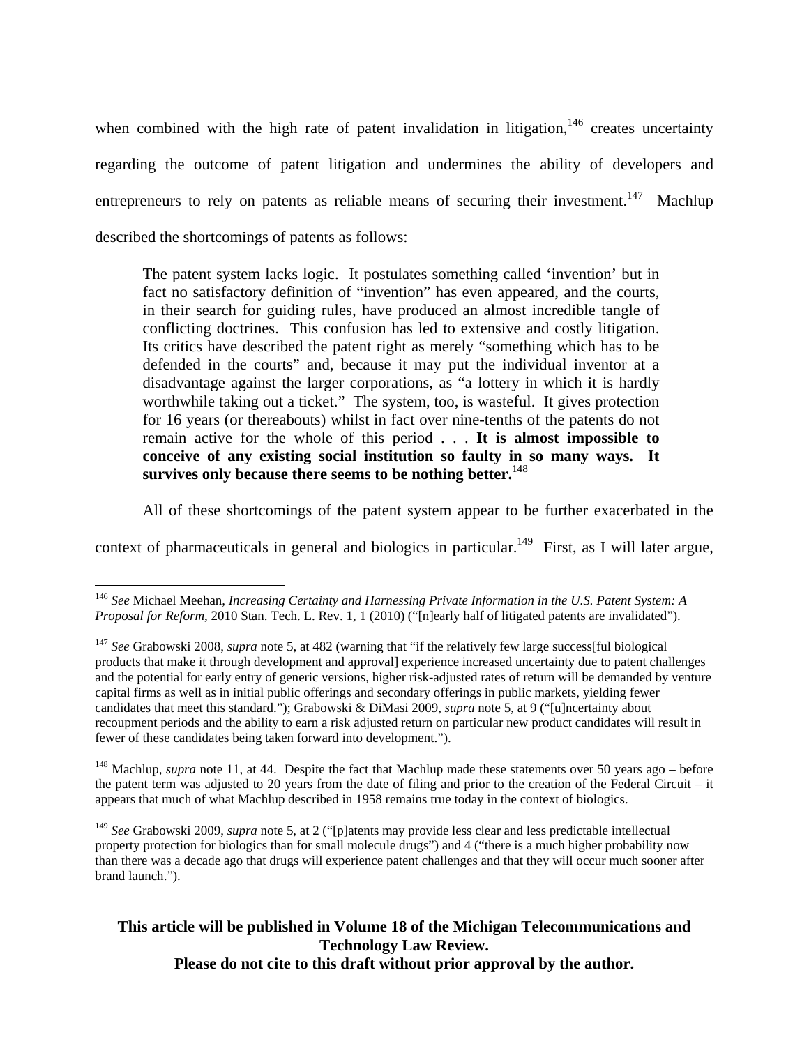when combined with the high rate of patent invalidation in litigation,[146] creates uncertainty regarding the outcome of patent litigation and undermines the ability of developers and entrepreneurs to rely on patents as reliable means of securing their investment.[147] Machlup described the shortcomings of patents as follows:

> The patent system lacks logic. It postulates something called 'invention' but in fact no satisfactory definition of "invention" has even appeared, and the courts, in their search for guiding rules, have produced an almost incredible tangle of conflicting doctrines. This confusion has led to extensive and costly litigation. Its critics have described the patent right as merely "something which has to be defended in the courts" and, because it may put the individual inventor at a disadvantage against the larger corporations, as "a lottery in which it is hardly worthwhile taking out a ticket." The system, too, is wasteful. It gives protection for 16 years (or thereabouts) whilst in fact over nine-tenths of the patents do not remain active for the whole of this period . . . **It is almost impossible to conceive of any existing social institution so faulty in so many ways. It survives only because there seems to be nothing better.**[148]

All of these shortcomings of the patent system appear to be further exacerbated in the context of pharmaceuticals in general and biologics in particular.[149] First, as I will later argue,

---

[146] *See* Michael Meehan, *Increasing Certainty and Harnessing Private Information in the U.S. Patent System: A Proposal for Reform*, 2010 Stan. Tech. L. Rev. 1, 1 (2010) ("[n]early half of litigated patents are invalidated").

[147] *See* Grabowski 2008, *supra* note 5, at 482 (warning that "if the relatively few large success[ful biological products that make it through development and approval] experience increased uncertainty due to patent challenges and the potential for early entry of generic versions, higher risk-adjusted rates of return will be demanded by venture capital firms as well as in initial public offerings and secondary offerings in public markets, yielding fewer candidates that meet this standard."); Grabowski & DiMasi 2009, *supra* note 5, at 9 ("[u]ncertainty about recoupment periods and the ability to earn a risk adjusted return on particular new product candidates will result in fewer of these candidates being taken forward into development.").

[148] Machlup, *supra* note 11, at 44. Despite the fact that Machlup made these statements over 50 years ago – before the patent term was adjusted to 20 years from the date of filing and prior to the creation of the Federal Circuit – it appears that much of what Machlup described in 1958 remains true today in the context of biologics.

[149] *See* Grabowski 2009, *supra* note 5, at 2 ("[p]atents may provide less clear and less predictable intellectual property protection for biologics than for small molecule drugs") and 4 ("there is a much higher probability now than there was a decade ago that drugs will experience patent challenges and that they will occur much sooner after brand launch.").

**This article will be published in Volume 18 of the Michigan Telecommunications and Technology Law Review.**
**Please do not cite to this draft without prior approval by the author.**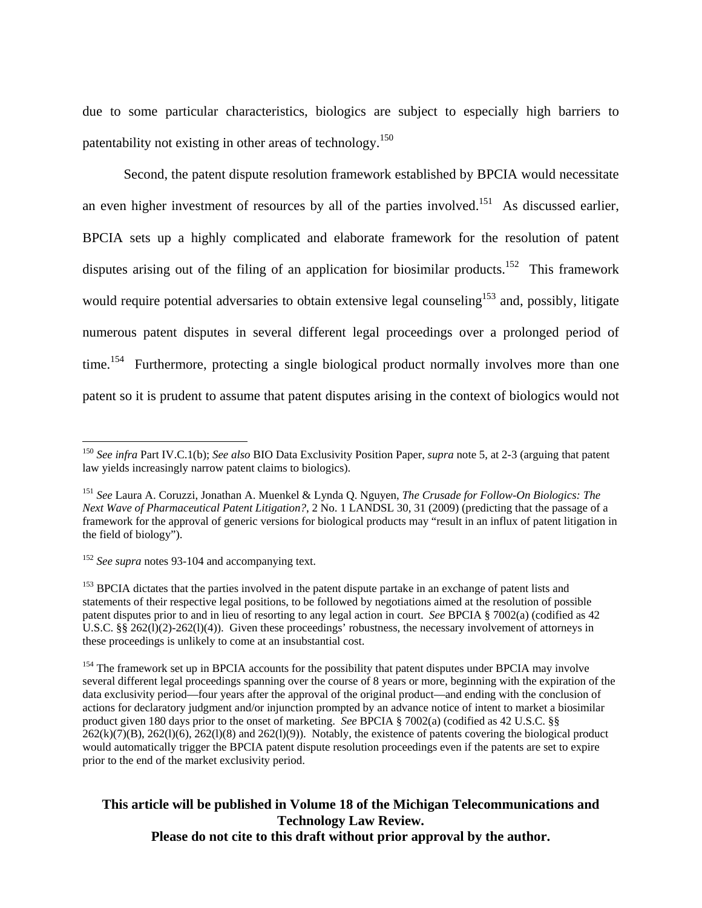due to some particular characteristics, biologics are subject to especially high barriers to patentability not existing in other areas of technology.[150]

Second, the patent dispute resolution framework established by BPCIA would necessitate an even higher investment of resources by all of the parties involved.[151] As discussed earlier, BPCIA sets up a highly complicated and elaborate framework for the resolution of patent disputes arising out of the filing of an application for biosimilar products.[152] This framework would require potential adversaries to obtain extensive legal counseling[153] and, possibly, litigate numerous patent disputes in several different legal proceedings over a prolonged period of time.[154] Furthermore, protecting a single biological product normally involves more than one patent so it is prudent to assume that patent disputes arising in the context of biologics would not

---

[150] *See infra* Part IV.C.1(b); *See also* BIO Data Exclusivity Position Paper, *supra* note 5, at 2-3 (arguing that patent law yields increasingly narrow patent claims to biologics).

[151] *See* Laura A. Coruzzi, Jonathan A. Muenkel & Lynda Q. Nguyen, *The Crusade for Follow-On Biologics: The Next Wave of Pharmaceutical Patent Litigation?*, 2 No. 1 LANDSL 30, 31 (2009) (predicting that the passage of a framework for the approval of generic versions for biological products may "result in an influx of patent litigation in the field of biology").

[152] *See supra* notes 93-104 and accompanying text.

[153] BPCIA dictates that the parties involved in the patent dispute partake in an exchange of patent lists and statements of their respective legal positions, to be followed by negotiations aimed at the resolution of possible patent disputes prior to and in lieu of resorting to any legal action in court. *See* BPCIA § 7002(a) (codified as 42 U.S.C. §§ 262(l)(2)-262(l)(4)). Given these proceedings' robustness, the necessary involvement of attorneys in these proceedings is unlikely to come at an insubstantial cost.

[154] The framework set up in BPCIA accounts for the possibility that patent disputes under BPCIA may involve several different legal proceedings spanning over the course of 8 years or more, beginning with the expiration of the data exclusivity period—four years after the approval of the original product—and ending with the conclusion of actions for declaratory judgment and/or injunction prompted by an advance notice of intent to market a biosimilar product given 180 days prior to the onset of marketing. *See* BPCIA § 7002(a) (codified as 42 U.S.C. §§ 262(k)(7)(B), 262(l)(6), 262(l)(8) and 262(l)(9)). Notably, the existence of patents covering the biological product would automatically trigger the BPCIA patent dispute resolution proceedings even if the patents are set to expire prior to the end of the market exclusivity period.

**This article will be published in Volume 18 of the Michigan Telecommunications and Technology Law Review.**
**Please do not cite to this draft without prior approval by the author.**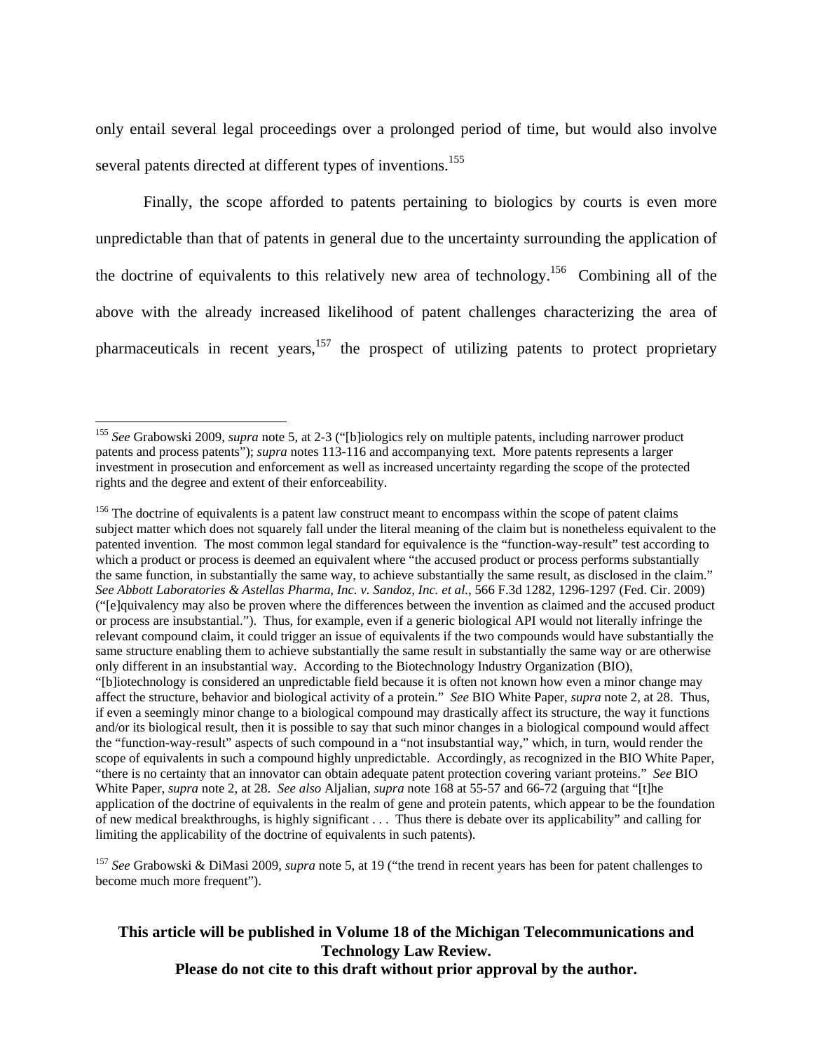only entail several legal proceedings over a prolonged period of time, but would also involve several patents directed at different types of inventions.[155]

Finally, the scope afforded to patents pertaining to biologics by courts is even more unpredictable than that of patents in general due to the uncertainty surrounding the application of the doctrine of equivalents to this relatively new area of technology.[156] Combining all of the above with the already increased likelihood of patent challenges characterizing the area of pharmaceuticals in recent years,[157] the prospect of utilizing patents to protect proprietary

---

[155] *See* Grabowski 2009, *supra* note 5, at 2-3 ("[b]iologics rely on multiple patents, including narrower product patents and process patents"); *supra* notes 113-116 and accompanying text. More patents represents a larger investment in prosecution and enforcement as well as increased uncertainty regarding the scope of the protected rights and the degree and extent of their enforceability.

[156] The doctrine of equivalents is a patent law construct meant to encompass within the scope of patent claims subject matter which does not squarely fall under the literal meaning of the claim but is nonetheless equivalent to the patented invention. The most common legal standard for equivalence is the "function-way-result" test according to which a product or process is deemed an equivalent where "the accused product or process performs substantially the same function, in substantially the same way, to achieve substantially the same result, as disclosed in the claim." *See Abbott Laboratories & Astellas Pharma, Inc. v. Sandoz, Inc. et al.*, 566 F.3d 1282, 1296-1297 (Fed. Cir. 2009) ("[e]quivalency may also be proven where the differences between the invention as claimed and the accused product or process are insubstantial."). Thus, for example, even if a generic biological API would not literally infringe the relevant compound claim, it could trigger an issue of equivalents if the two compounds would have substantially the same structure enabling them to achieve substantially the same result in substantially the same way or are otherwise only different in an insubstantial way. According to the Biotechnology Industry Organization (BIO), "[b]iotechnology is considered an unpredictable field because it is often not known how even a minor change may affect the structure, behavior and biological activity of a protein." *See* BIO White Paper, *supra* note 2, at 28. Thus, if even a seemingly minor change to a biological compound may drastically affect its structure, the way it functions and/or its biological result, then it is possible to say that such minor changes in a biological compound would affect the "function-way-result" aspects of such compound in a "not insubstantial way," which, in turn, would render the scope of equivalents in such a compound highly unpredictable. Accordingly, as recognized in the BIO White Paper, "there is no certainty that an innovator can obtain adequate patent protection covering variant proteins." *See* BIO White Paper, *supra* note 2, at 28. *See also* Aljalian, *supra* note 168 at 55-57 and 66-72 (arguing that "[t]he application of the doctrine of equivalents in the realm of gene and protein patents, which appear to be the foundation of new medical breakthroughs, is highly significant . . . Thus there is debate over its applicability" and calling for limiting the applicability of the doctrine of equivalents in such patents).

[157] *See* Grabowski & DiMasi 2009, *supra* note 5, at 19 ("the trend in recent years has been for patent challenges to become much more frequent").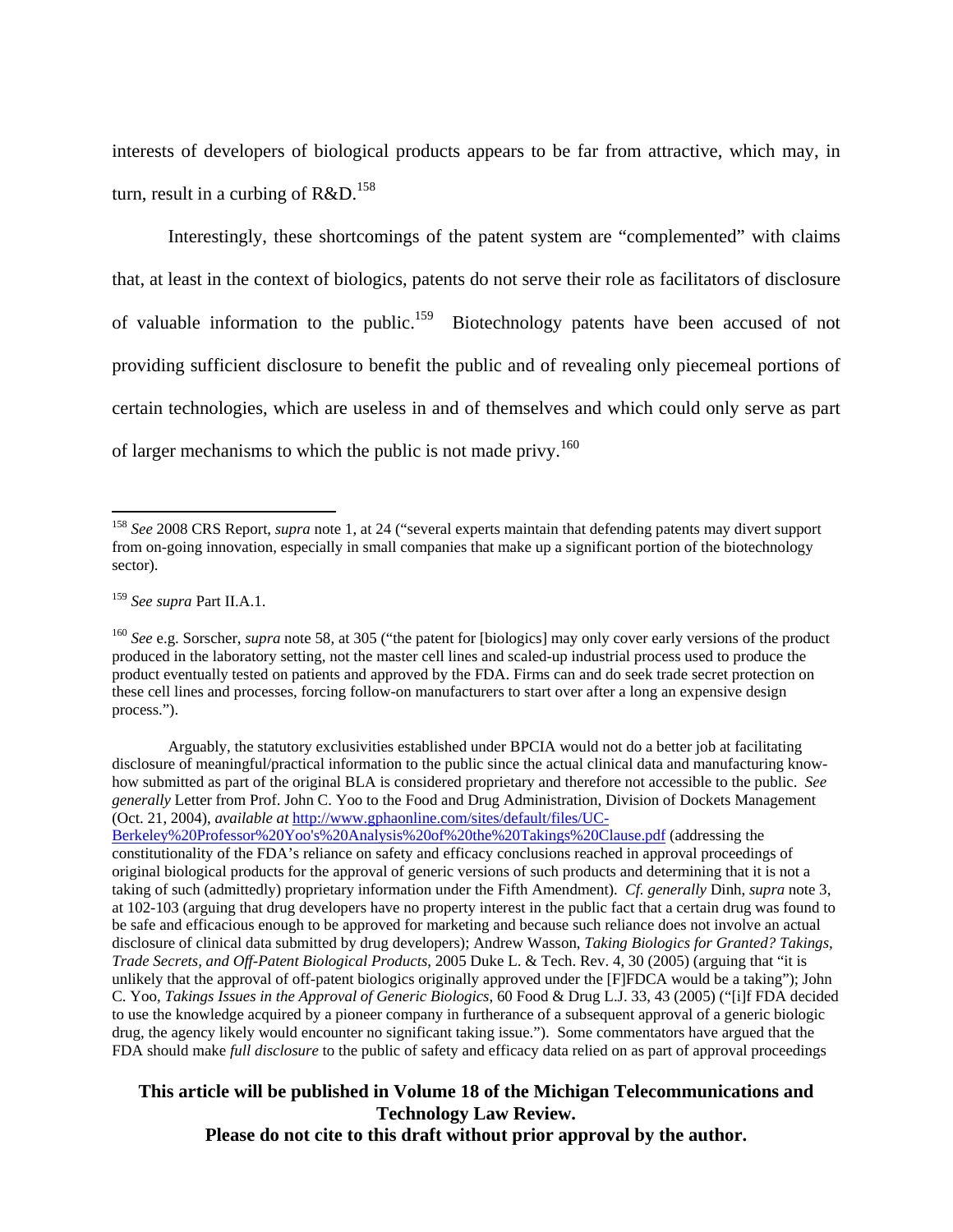interests of developers of biological products appears to be far from attractive, which may, in turn, result in a curbing of R&D.[158]

Interestingly, these shortcomings of the patent system are "complemented" with claims that, at least in the context of biologics, patents do not serve their role as facilitators of disclosure of valuable information to the public.[159] Biotechnology patents have been accused of not providing sufficient disclosure to benefit the public and of revealing only piecemeal portions of certain technologies, which are useless in and of themselves and which could only serve as part of larger mechanisms to which the public is not made privy.[160]

---

[158] *See* 2008 CRS Report, *supra* note 1, at 24 ("several experts maintain that defending patents may divert support from on-going innovation, especially in small companies that make up a significant portion of the biotechnology sector).

[159] *See supra* Part II.A.1.

[160] *See* e.g. Sorscher, *supra* note 58, at 305 ("the patent for [biologics] may only cover early versions of the product produced in the laboratory setting, not the master cell lines and scaled-up industrial process used to produce the product eventually tested on patients and approved by the FDA. Firms can and do seek trade secret protection on these cell lines and processes, forcing follow-on manufacturers to start over after a long an expensive design process.").

Arguably, the statutory exclusivities established under BPCIA would not do a better job at facilitating disclosure of meaningful/practical information to the public since the actual clinical data and manufacturing know-how submitted as part of the original BLA is considered proprietary and therefore not accessible to the public. *See generally* Letter from Prof. John C. Yoo to the Food and Drug Administration, Division of Dockets Management (Oct. 21, 2004), *available at* http://www.gphaonline.com/sites/default/files/UC-Berkeley%20Professor%20Yoo's%20Analysis%20of%20the%20Takings%20Clause.pdf (addressing the constitutionality of the FDA's reliance on safety and efficacy conclusions reached in approval proceedings of original biological products for the approval of generic versions of such products and determining that it is not a taking of such (admittedly) proprietary information under the Fifth Amendment). *Cf. generally* Dinh, *supra* note 3, at 102-103 (arguing that drug developers have no property interest in the public fact that a certain drug was found to be safe and efficacious enough to be approved for marketing and because such reliance does not involve an actual disclosure of clinical data submitted by drug developers); Andrew Wasson, *Taking Biologics for Granted? Takings, Trade Secrets, and Off-Patent Biological Products*, 2005 Duke L. & Tech. Rev. 4, 30 (2005) (arguing that "it is unlikely that the approval of off-patent biologics originally approved under the [F]FDCA would be a taking"); John C. Yoo, *Takings Issues in the Approval of Generic Biologics*, 60 Food & Drug L.J. 33, 43 (2005) ("[i]f FDA decided to use the knowledge acquired by a pioneer company in furtherance of a subsequent approval of a generic biologic drug, the agency likely would encounter no significant taking issue."). Some commentators have argued that the FDA should make *full disclosure* to the public of safety and efficacy data relied on as part of approval proceedings

**This article will be published in Volume 18 of the Michigan Telecommunications and Technology Law Review.**
**Please do not cite to this draft without prior approval by the author.**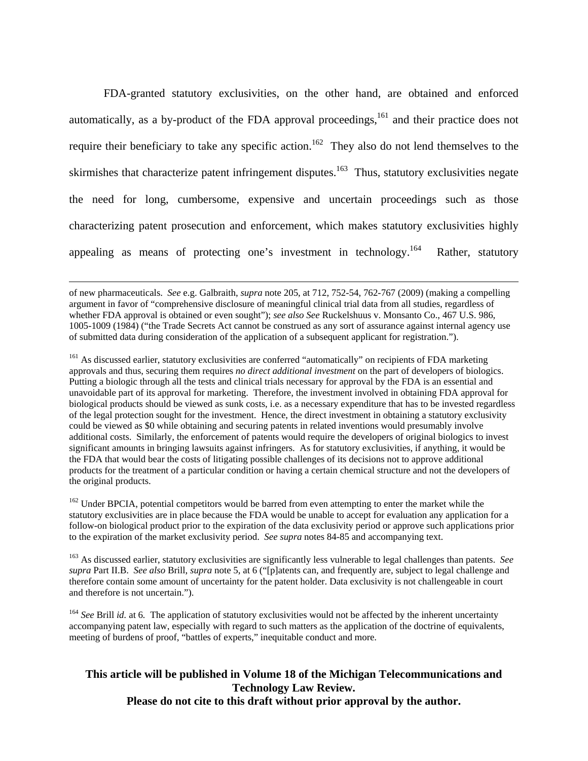FDA-granted statutory exclusivities, on the other hand, are obtained and enforced automatically, as a by-product of the FDA approval proceedings,[161] and their practice does not require their beneficiary to take any specific action.[162] They also do not lend themselves to the skirmishes that characterize patent infringement disputes.[163] Thus, statutory exclusivities negate the need for long, cumbersome, expensive and uncertain proceedings such as those characterizing patent prosecution and enforcement, which makes statutory exclusivities highly appealing as means of protecting one's investment in technology.[164] Rather, statutory

---

of new pharmaceuticals. *See* e.g. Galbraith, *supra* note 205, at 712, 752-54, 762-767 (2009) (making a compelling argument in favor of "comprehensive disclosure of meaningful clinical trial data from all studies, regardless of whether FDA approval is obtained or even sought"); *see also See* Ruckelshuus v. Monsanto Co., 467 U.S. 986, 1005-1009 (1984) ("the Trade Secrets Act cannot be construed as any sort of assurance against internal agency use of submitted data during consideration of the application of a subsequent applicant for registration.").

[161] As discussed earlier, statutory exclusivities are conferred "automatically" on recipients of FDA marketing approvals and thus, securing them requires *no direct additional investment* on the part of developers of biologics. Putting a biologic through all the tests and clinical trials necessary for approval by the FDA is an essential and unavoidable part of its approval for marketing. Therefore, the investment involved in obtaining FDA approval for biological products should be viewed as sunk costs, i.e. as a necessary expenditure that has to be invested regardless of the legal protection sought for the investment. Hence, the direct investment in obtaining a statutory exclusivity could be viewed as $0 while obtaining and securing patents in related inventions would presumably involve additional costs. Similarly, the enforcement of patents would require the developers of original biologics to invest significant amounts in bringing lawsuits against infringers. As for statutory exclusivities, if anything, it would be the FDA that would bear the costs of litigating possible challenges of its decisions not to approve additional products for the treatment of a particular condition or having a certain chemical structure and not the developers of the original products.

[162] Under BPCIA, potential competitors would be barred from even attempting to enter the market while the statutory exclusivities are in place because the FDA would be unable to accept for evaluation any application for a follow-on biological product prior to the expiration of the data exclusivity period or approve such applications prior to the expiration of the market exclusivity period. *See supra* notes 84-85 and accompanying text.

[163] As discussed earlier, statutory exclusivities are significantly less vulnerable to legal challenges than patents. *See supra* Part II.B. *See also* Brill, *supra* note 5, at 6 ("[p]atents can, and frequently are, subject to legal challenge and therefore contain some amount of uncertainty for the patent holder. Data exclusivity is not challengeable in court and therefore is not uncertain.").

[164] *See* Brill *id.* at 6. The application of statutory exclusivities would not be affected by the inherent uncertainty accompanying patent law, especially with regard to such matters as the application of the doctrine of equivalents, meeting of burdens of proof, "battles of experts," inequitable conduct and more.

**This article will be published in Volume 18 of the Michigan Telecommunications and Technology Law Review.**
**Please do not cite to this draft without prior approval by the author.**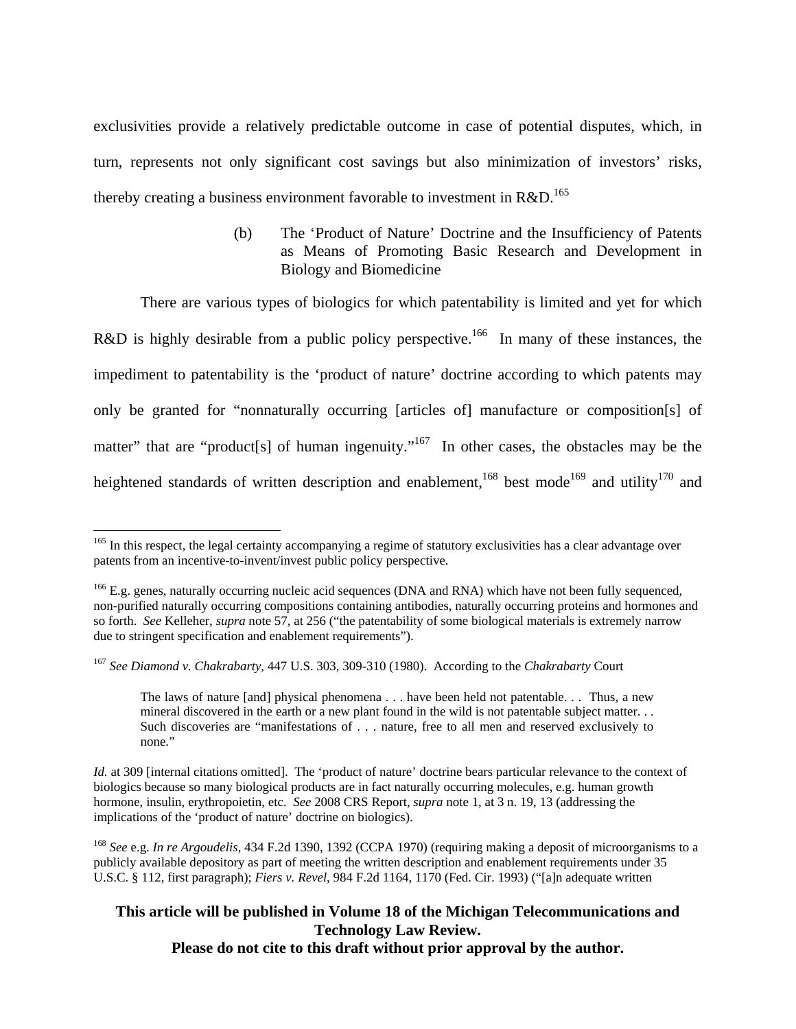exclusivities provide a relatively predictable outcome in case of potential disputes, which, in turn, represents not only significant cost savings but also minimization of investors' risks, thereby creating a business environment favorable to investment in R&D.[165]

(b) The 'Product of Nature' Doctrine and the Insufficiency of Patents as Means of Promoting Basic Research and Development in Biology and Biomedicine

There are various types of biologics for which patentability is limited and yet for which R&D is highly desirable from a public policy perspective.[166] In many of these instances, the impediment to patentability is the 'product of nature' doctrine according to which patents may only be granted for "nonnaturally occurring [articles of] manufacture or composition[s] of matter" that are "product[s] of human ingenuity."[167] In other cases, the obstacles may be the heightened standards of written description and enablement,[168] best mode[169] and utility[170] and

---

[165] In this respect, the legal certainty accompanying a regime of statutory exclusivities has a clear advantage over patents from an incentive-to-invent/invest public policy perspective.

[166] E.g. genes, naturally occurring nucleic acid sequences (DNA and RNA) which have not been fully sequenced, non-purified naturally occurring compositions containing antibodies, naturally occurring proteins and hormones and so forth. *See* Kelleher, *supra* note 57, at 256 ("the patentability of some biological materials is extremely narrow due to stringent specification and enablement requirements").

[167] *See Diamond v. Chakrabarty*, 447 U.S. 303, 309-310 (1980). According to the *Chakrabarty* Court

> The laws of nature [and] physical phenomena . . . have been held not patentable. . . Thus, a new mineral discovered in the earth or a new plant found in the wild is not patentable subject matter. . . Such discoveries are "manifestations of . . . nature, free to all men and reserved exclusively to none."

*Id.* at 309 [internal citations omitted]. The 'product of nature' doctrine bears particular relevance to the context of biologics because so many biological products are in fact naturally occurring molecules, e.g. human growth hormone, insulin, erythropoietin, etc. *See* 2008 CRS Report, *supra* note 1, at 3 n. 19, 13 (addressing the implications of the 'product of nature' doctrine on biologics).

[168] *See* e.g. *In re Argoudelis*, 434 F.2d 1390, 1392 (CCPA 1970) (requiring making a deposit of microorganisms to a publicly available depository as part of meeting the written description and enablement requirements under 35 U.S.C. § 112, first paragraph); *Fiers v. Revel*, 984 F.2d 1164, 1170 (Fed. Cir. 1993) ("[a]n adequate written

**This article will be published in Volume 18 of the Michigan Telecommunications and Technology Law Review.**
**Please do not cite to this draft without prior approval by the author.**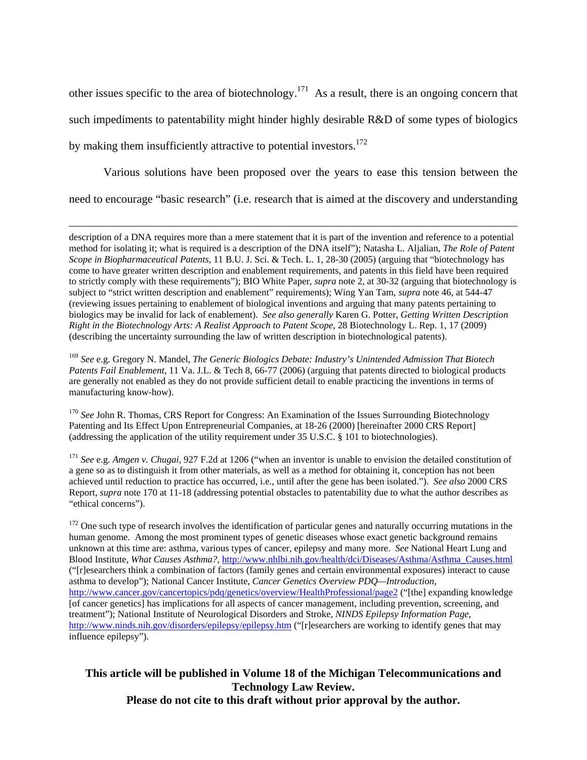other issues specific to the area of biotechnology.[171] As a result, there is an ongoing concern that such impediments to patentability might hinder highly desirable R&D of some types of biologics by making them insufficiently attractive to potential investors.[172]

Various solutions have been proposed over the years to ease this tension between the need to encourage "basic research" (i.e. research that is aimed at the discovery and understanding

---

description of a DNA requires more than a mere statement that it is part of the invention and reference to a potential method for isolating it; what is required is a description of the DNA itself"); Natasha L. Aljalian, *The Role of Patent Scope in Biopharmaceutical Patents*, 11 B.U. J. Sci. & Tech. L. 1, 28-30 (2005) (arguing that "biotechnology has come to have greater written description and enablement requirements, and patents in this field have been required to strictly comply with these requirements"); BIO White Paper, *supra* note 2, at 30-32 (arguing that biotechnology is subject to "strict written description and enablement" requirements); Wing Yan Tam, *supra* note 46, at 544-47 (reviewing issues pertaining to enablement of biological inventions and arguing that many patents pertaining to biologics may be invalid for lack of enablement). *See also generally* Karen G. Potter, *Getting Written Description Right in the Biotechnology Arts: A Realist Approach to Patent Scope*, 28 Biotechnology L. Rep. 1, 17 (2009) (describing the uncertainty surrounding the law of written description in biotechnological patents).

[169] *See* e.g. Gregory N. Mandel, *The Generic Biologics Debate: Industry's Unintended Admission That Biotech Patents Fail Enablement*, 11 Va. J.L. & Tech 8, 66-77 (2006) (arguing that patents directed to biological products are generally not enabled as they do not provide sufficient detail to enable practicing the inventions in terms of manufacturing know-how).

[170] *See* John R. Thomas, CRS Report for Congress: An Examination of the Issues Surrounding Biotechnology Patenting and Its Effect Upon Entrepreneurial Companies, at 18-26 (2000) [hereinafter 2000 CRS Report] (addressing the application of the utility requirement under 35 U.S.C. § 101 to biotechnologies).

[171] *See* e.g. *Amgen v. Chugai*, 927 F.2d at 1206 ("when an inventor is unable to envision the detailed constitution of a gene so as to distinguish it from other materials, as well as a method for obtaining it, conception has not been achieved until reduction to practice has occurred, i.e., until after the gene has been isolated."). *See also* 2000 CRS Report, *supra* note 170 at 11-18 (addressing potential obstacles to patentability due to what the author describes as "ethical concerns").

[172] One such type of research involves the identification of particular genes and naturally occurring mutations in the human genome. Among the most prominent types of genetic diseases whose exact genetic background remains unknown at this time are: asthma, various types of cancer, epilepsy and many more. *See* National Heart Lung and Blood Institute, *What Causes Asthma?*, http://www.nhlbi.nih.gov/health/dci/Diseases/Asthma/Asthma_Causes.html ("[r]esearchers think a combination of factors (family genes and certain environmental exposures) interact to cause asthma to develop"); National Cancer Institute, *Cancer Genetics Overview PDQ—Introduction*, http://www.cancer.gov/cancertopics/pdq/genetics/overview/HealthProfessional/page2 ("[the] expanding knowledge [of cancer genetics] has implications for all aspects of cancer management, including prevention, screening, and treatment"); National Institute of Neurological Disorders and Stroke, *NINDS Epilepsy Information Page*, http://www.ninds.nih.gov/disorders/epilepsy/epilepsy.htm ("[r]esearchers are working to identify genes that may influence epilepsy").

**This article will be published in Volume 18 of the Michigan Telecommunications and Technology Law Review.**
**Please do not cite to this draft without prior approval by the author.**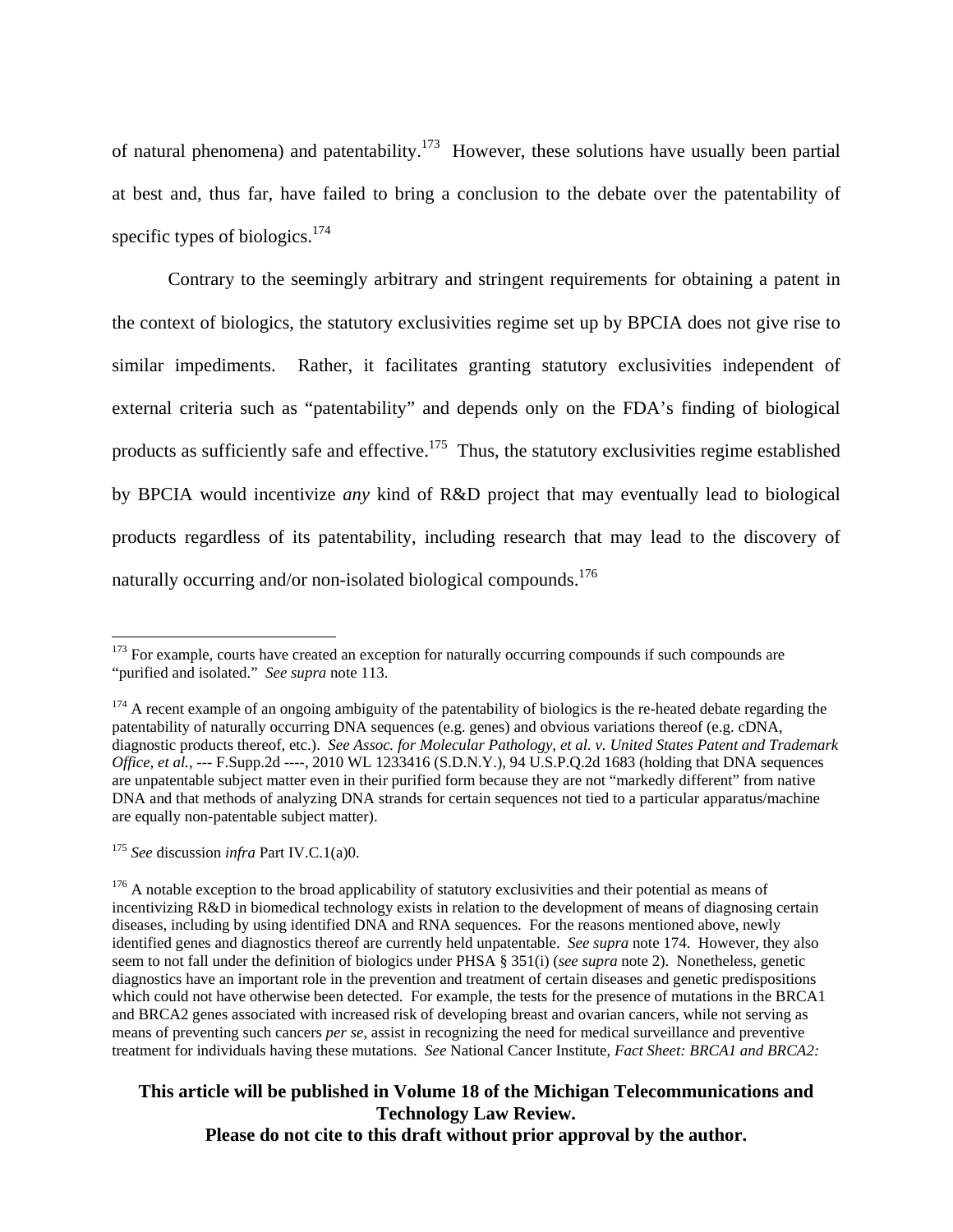of natural phenomena) and patentability.[173] However, these solutions have usually been partial at best and, thus far, have failed to bring a conclusion to the debate over the patentability of specific types of biologics.[174]

Contrary to the seemingly arbitrary and stringent requirements for obtaining a patent in the context of biologics, the statutory exclusivities regime set up by BPCIA does not give rise to similar impediments. Rather, it facilitates granting statutory exclusivities independent of external criteria such as "patentability" and depends only on the FDA's finding of biological products as sufficiently safe and effective.[175] Thus, the statutory exclusivities regime established by BPCIA would incentivize *any* kind of R&D project that may eventually lead to biological products regardless of its patentability, including research that may lead to the discovery of naturally occurring and/or non-isolated biological compounds.[176]

---

[173] For example, courts have created an exception for naturally occurring compounds if such compounds are "purified and isolated." *See supra* note 113.

[174] A recent example of an ongoing ambiguity of the patentability of biologics is the re-heated debate regarding the patentability of naturally occurring DNA sequences (e.g. genes) and obvious variations thereof (e.g. cDNA, diagnostic products thereof, etc.). *See Assoc. for Molecular Pathology, et al. v. United States Patent and Trademark Office, et al.*, --- F.Supp.2d ----, 2010 WL 1233416 (S.D.N.Y.), 94 U.S.P.Q.2d 1683 (holding that DNA sequences are unpatentable subject matter even in their purified form because they are not "markedly different" from native DNA and that methods of analyzing DNA strands for certain sequences not tied to a particular apparatus/machine are equally non-patentable subject matter).

[175] *See* discussion *infra* Part IV.C.1(a)0.

[176] A notable exception to the broad applicability of statutory exclusivities and their potential as means of incentivizing R&D in biomedical technology exists in relation to the development of means of diagnosing certain diseases, including by using identified DNA and RNA sequences. For the reasons mentioned above, newly identified genes and diagnostics thereof are currently held unpatentable. *See supra* note 174. However, they also seem to not fall under the definition of biologics under PHSA § 351(i) (*see supra* note 2). Nonetheless, genetic diagnostics have an important role in the prevention and treatment of certain diseases and genetic predispositions which could not have otherwise been detected. For example, the tests for the presence of mutations in the BRCA1 and BRCA2 genes associated with increased risk of developing breast and ovarian cancers, while not serving as means of preventing such cancers *per se*, assist in recognizing the need for medical surveillance and preventive treatment for individuals having these mutations. *See* National Cancer Institute, *Fact Sheet: BRCA1 and BRCA2:*

**This article will be published in Volume 18 of the Michigan Telecommunications and Technology Law Review.**
**Please do not cite to this draft without prior approval by the author.**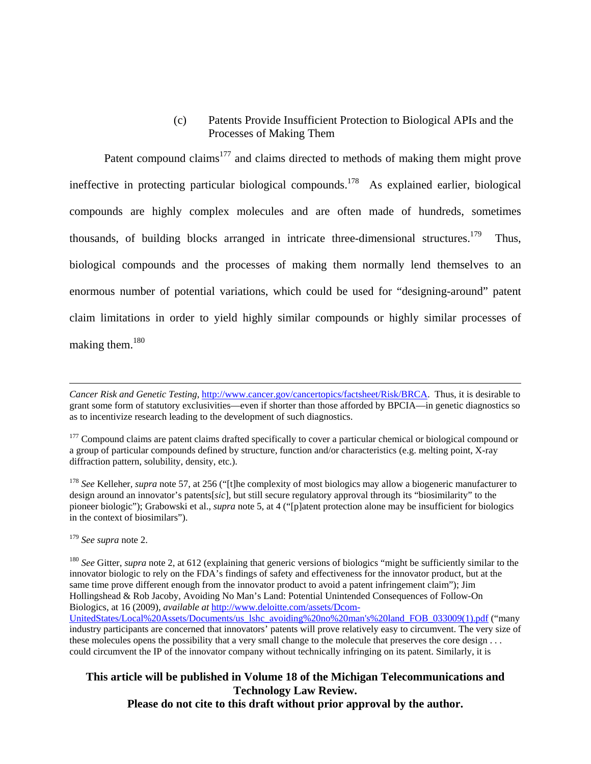### (c) Patents Provide Insufficient Protection to Biological APIs and the Processes of Making Them

Patent compound claims[177] and claims directed to methods of making them might prove ineffective in protecting particular biological compounds.[178] As explained earlier, biological compounds are highly complex molecules and are often made of hundreds, sometimes thousands, of building blocks arranged in intricate three-dimensional structures.[179] Thus, biological compounds and the processes of making them normally lend themselves to an enormous number of potential variations, which could be used for "designing-around" patent claim limitations in order to yield highly similar compounds or highly similar processes of making them.[180]

---

*Cancer Risk and Genetic Testing*, http://www.cancer.gov/cancertopics/factsheet/Risk/BRCA. Thus, it is desirable to grant some form of statutory exclusivities—even if shorter than those afforded by BPCIA—in genetic diagnostics so as to incentivize research leading to the development of such diagnostics.

[177] Compound claims are patent claims drafted specifically to cover a particular chemical or biological compound or a group of particular compounds defined by structure, function and/or characteristics (e.g. melting point, X-ray diffraction pattern, solubility, density, etc.).

[178] *See* Kelleher, *supra* note 57, at 256 ("[t]he complexity of most biologics may allow a biogeneric manufacturer to design around an innovator's patents[*sic*], but still secure regulatory approval through its "biosimilarity" to the pioneer biologic"); Grabowski et al., *supra* note 5, at 4 ("[p]atent protection alone may be insufficient for biologics in the context of biosimilars").

[179] *See supra* note 2.

[180] *See* Gitter, *supra* note 2, at 612 (explaining that generic versions of biologics "might be sufficiently similar to the innovator biologic to rely on the FDA's findings of safety and effectiveness for the innovator product, but at the same time prove different enough from the innovator product to avoid a patent infringement claim"); Jim Hollingshead & Rob Jacoby, Avoiding No Man's Land: Potential Unintended Consequences of Follow-On Biologics, at 16 (2009), *available at* http://www.deloitte.com/assets/Dcom-UnitedStates/Local%20Assets/Documents/us_lshc_avoiding%20no%20man's%20land_FOB_033009(1).pdf ("many industry participants are concerned that innovators' patents will prove relatively easy to circumvent. The very size of these molecules opens the possibility that a very small change to the molecule that preserves the core design . . . could circumvent the IP of the innovator company without technically infringing on its patent. Similarly, it is

**This article will be published in Volume 18 of the Michigan Telecommunications and Technology Law Review.**
**Please do not cite to this draft without prior approval by the author.**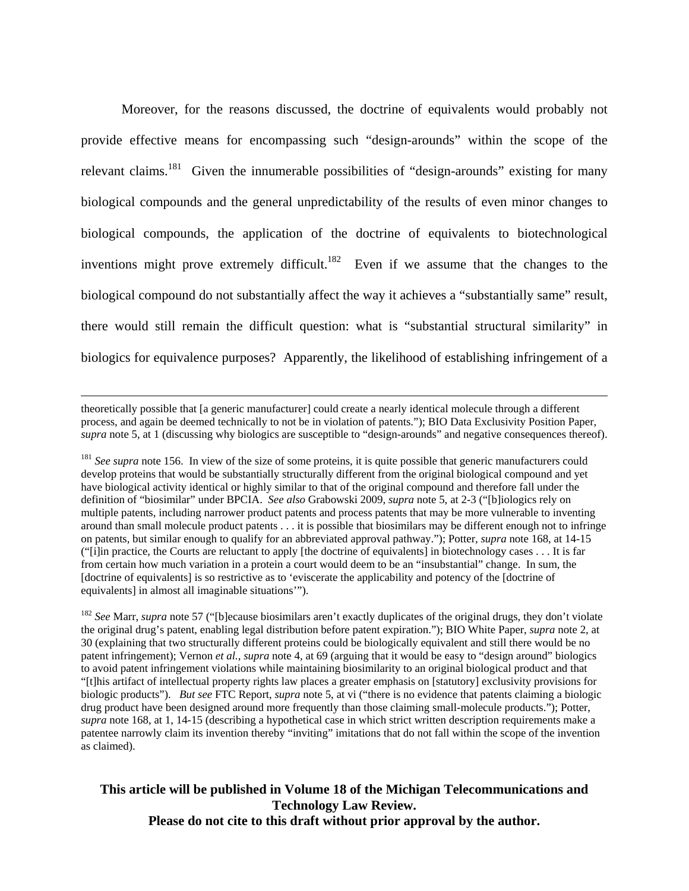Moreover, for the reasons discussed, the doctrine of equivalents would probably not provide effective means for encompassing such "design-arounds" within the scope of the relevant claims.[181] Given the innumerable possibilities of "design-arounds" existing for many biological compounds and the general unpredictability of the results of even minor changes to biological compounds, the application of the doctrine of equivalents to biotechnological inventions might prove extremely difficult.[182] Even if we assume that the changes to the biological compound do not substantially affect the way it achieves a "substantially same" result, there would still remain the difficult question: what is "substantial structural similarity" in biologics for equivalence purposes? Apparently, the likelihood of establishing infringement of a

---

theoretically possible that [a generic manufacturer] could create a nearly identical molecule through a different process, and again be deemed technically to not be in violation of patents."); BIO Data Exclusivity Position Paper, *supra* note 5, at 1 (discussing why biologics are susceptible to "design-arounds" and negative consequences thereof).

[181] *See supra* note 156. In view of the size of some proteins, it is quite possible that generic manufacturers could develop proteins that would be substantially structurally different from the original biological compound and yet have biological activity identical or highly similar to that of the original compound and therefore fall under the definition of "biosimilar" under BPCIA. *See also* Grabowski 2009, *supra* note 5, at 2-3 ("[b]iologics rely on multiple patents, including narrower product patents and process patents that may be more vulnerable to inventing around than small molecule product patents . . . it is possible that biosimilars may be different enough not to infringe on patents, but similar enough to qualify for an abbreviated approval pathway."); Potter, *supra* note 168, at 14-15 ("[i]n practice, the Courts are reluctant to apply [the doctrine of equivalents] in biotechnology cases . . . It is far from certain how much variation in a protein a court would deem to be an "insubstantial" change. In sum, the [doctrine of equivalents] is so restrictive as to 'eviscerate the applicability and potency of the [doctrine of equivalents] in almost all imaginable situations'").

[182] *See* Marr, *supra* note 57 ("[b]ecause biosimilars aren't exactly duplicates of the original drugs, they don't violate the original drug's patent, enabling legal distribution before patent expiration."); BIO White Paper, *supra* note 2, at 30 (explaining that two structurally different proteins could be biologically equivalent and still there would be no patent infringement); Vernon *et al.*, *supra* note 4, at 69 (arguing that it would be easy to "design around" biologics to avoid patent infringement violations while maintaining biosimilarity to an original biological product and that "[t]his artifact of intellectual property rights law places a greater emphasis on [statutory] exclusivity provisions for biologic products"). *But see* FTC Report, *supra* note 5, at vi ("there is no evidence that patents claiming a biologic drug product have been designed around more frequently than those claiming small-molecule products."); Potter, *supra* note 168, at 1, 14-15 (describing a hypothetical case in which strict written description requirements make a patentee narrowly claim its invention thereby "inviting" imitations that do not fall within the scope of the invention as claimed).

**This article will be published in Volume 18 of the Michigan Telecommunications and Technology Law Review.**
**Please do not cite to this draft without prior approval by the author.**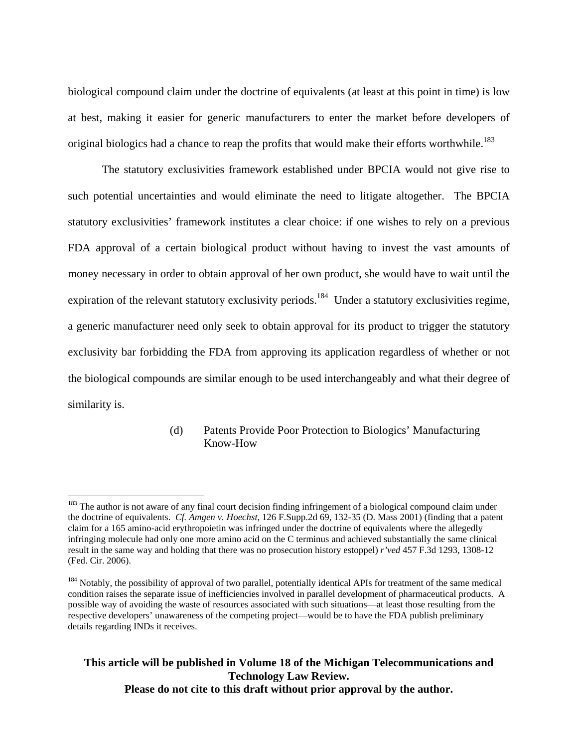biological compound claim under the doctrine of equivalents (at least at this point in time) is low at best, making it easier for generic manufacturers to enter the market before developers of original biologics had a chance to reap the profits that would make their efforts worthwhile.[183]

The statutory exclusivities framework established under BPCIA would not give rise to such potential uncertainties and would eliminate the need to litigate altogether. The BPCIA statutory exclusivities' framework institutes a clear choice: if one wishes to rely on a previous FDA approval of a certain biological product without having to invest the vast amounts of money necessary in order to obtain approval of her own product, she would have to wait until the expiration of the relevant statutory exclusivity periods.[184] Under a statutory exclusivities regime, a generic manufacturer need only seek to obtain approval for its product to trigger the statutory exclusivity bar forbidding the FDA from approving its application regardless of whether or not the biological compounds are similar enough to be used interchangeably and what their degree of similarity is.

#### (d) Patents Provide Poor Protection to Biologics' Manufacturing Know-How

---

[183] The author is not aware of any final court decision finding infringement of a biological compound claim under the doctrine of equivalents. *Cf. Amgen v. Hoechst*, 126 F.Supp.2d 69, 132-35 (D. Mass 2001) (finding that a patent claim for a 165 amino-acid erythropoietin was infringed under the doctrine of equivalents where the allegedly infringing molecule had only one more amino acid on the C terminus and achieved substantially the same clinical result in the same way and holding that there was no prosecution history estoppel) *r'ved* 457 F.3d 1293, 1308-12 (Fed. Cir. 2006).

[184] Notably, the possibility of approval of two parallel, potentially identical APIs for treatment of the same medical condition raises the separate issue of inefficiencies involved in parallel development of pharmaceutical products. A possible way of avoiding the waste of resources associated with such situations—at least those resulting from the respective developers' unawareness of the competing project—would be to have the FDA publish preliminary details regarding INDs it receives.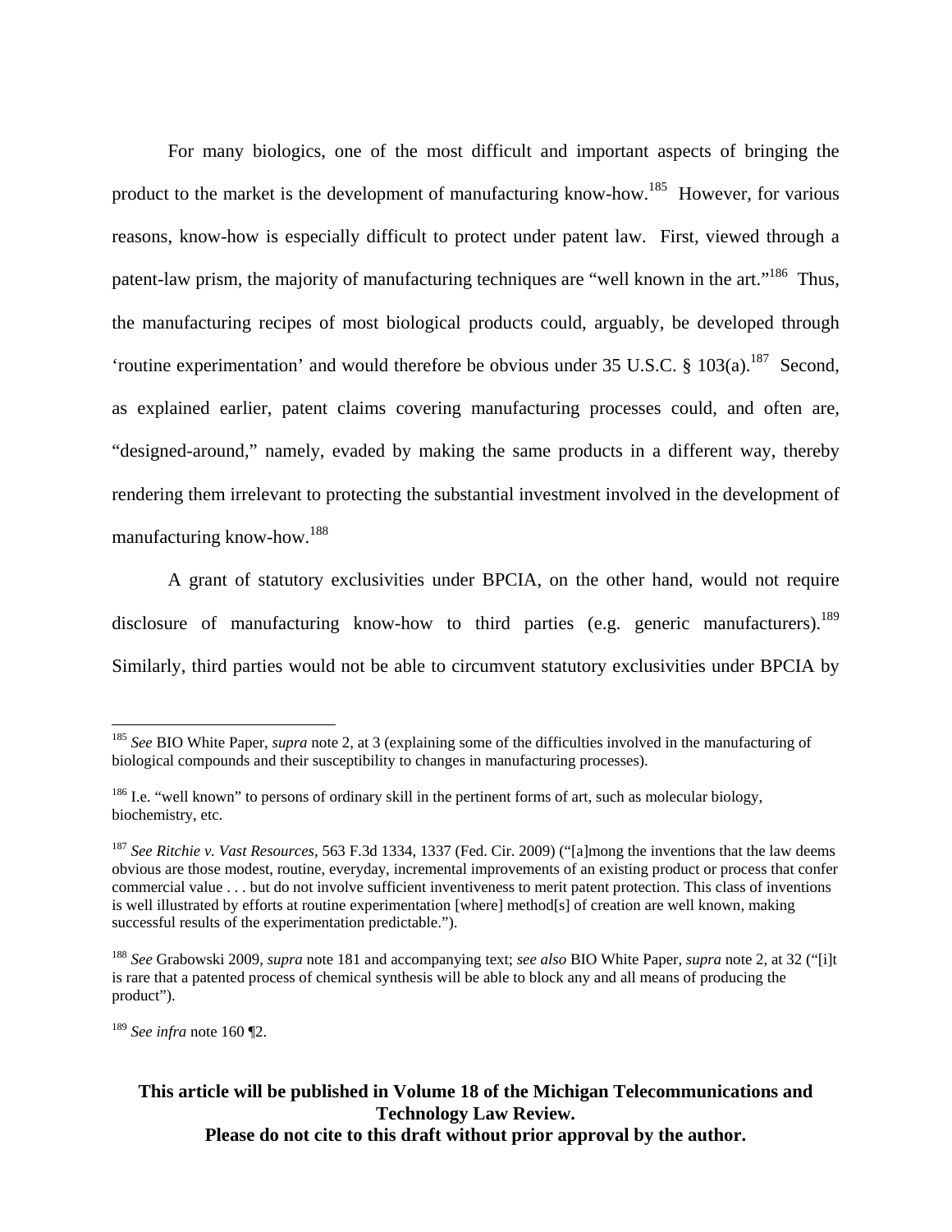For many biologics, one of the most difficult and important aspects of bringing the product to the market is the development of manufacturing know-how.[185] However, for various reasons, know-how is especially difficult to protect under patent law. First, viewed through a patent-law prism, the majority of manufacturing techniques are "well known in the art."[186] Thus, the manufacturing recipes of most biological products could, arguably, be developed through 'routine experimentation' and would therefore be obvious under 35 U.S.C. § 103(a).[187] Second, as explained earlier, patent claims covering manufacturing processes could, and often are, "designed-around," namely, evaded by making the same products in a different way, thereby rendering them irrelevant to protecting the substantial investment involved in the development of manufacturing know-how.[188]

A grant of statutory exclusivities under BPCIA, on the other hand, would not require disclosure of manufacturing know-how to third parties (e.g. generic manufacturers).[189] Similarly, third parties would not be able to circumvent statutory exclusivities under BPCIA by

---

[185] *See* BIO White Paper, *supra* note 2, at 3 (explaining some of the difficulties involved in the manufacturing of biological compounds and their susceptibility to changes in manufacturing processes).

[186] I.e. "well known" to persons of ordinary skill in the pertinent forms of art, such as molecular biology, biochemistry, etc.

[187] *See Ritchie v. Vast Resources*, 563 F.3d 1334, 1337 (Fed. Cir. 2009) ("[a]mong the inventions that the law deems obvious are those modest, routine, everyday, incremental improvements of an existing product or process that confer commercial value . . . but do not involve sufficient inventiveness to merit patent protection. This class of inventions is well illustrated by efforts at routine experimentation [where] method[s] of creation are well known, making successful results of the experimentation predictable.").

[188] *See* Grabowski 2009, *supra* note 181 and accompanying text; *see also* BIO White Paper, *supra* note 2, at 32 ("[i]t is rare that a patented process of chemical synthesis will be able to block any and all means of producing the product").

[189] *See infra* note 160 ¶2.

**This article will be published in Volume 18 of the Michigan Telecommunications and Technology Law Review.**
**Please do not cite to this draft without prior approval by the author.**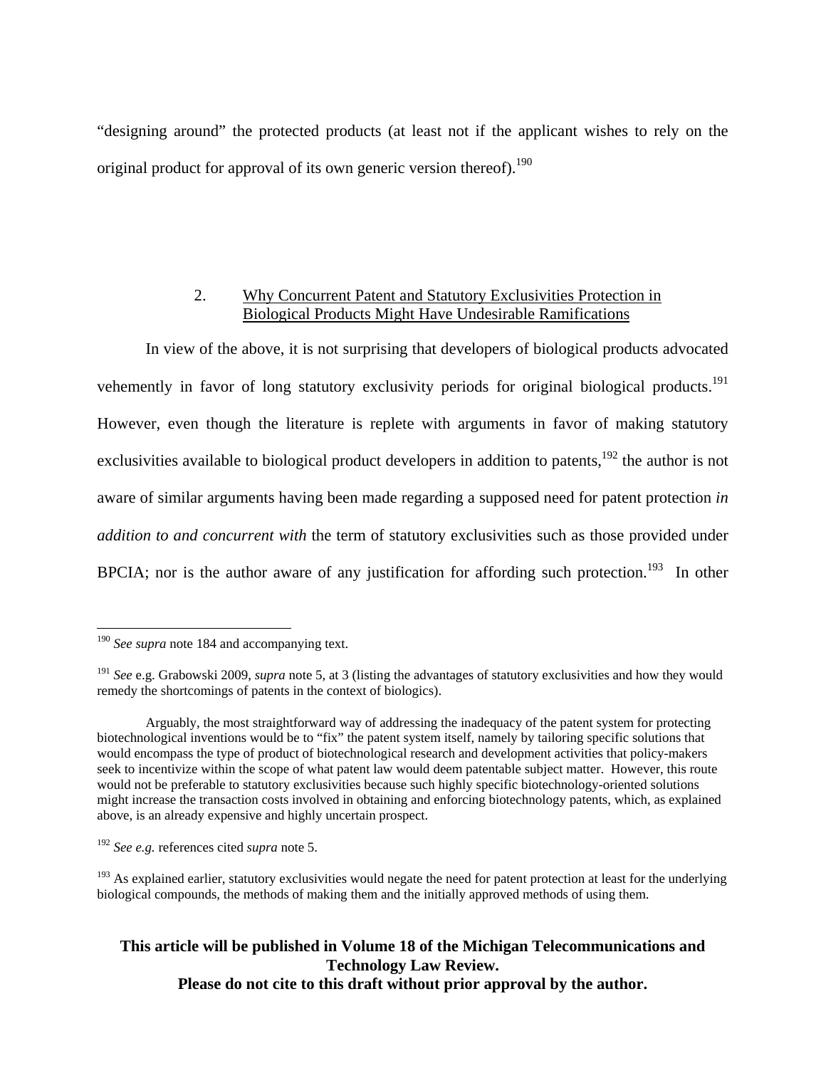"designing around" the protected products (at least not if the applicant wishes to rely on the original product for approval of its own generic version thereof).[190]

### 2. Why Concurrent Patent and Statutory Exclusivities Protection in Biological Products Might Have Undesirable Ramifications

In view of the above, it is not surprising that developers of biological products advocated vehemently in favor of long statutory exclusivity periods for original biological products.[191] However, even though the literature is replete with arguments in favor of making statutory exclusivities available to biological product developers in addition to patents,[192] the author is not aware of similar arguments having been made regarding a supposed need for patent protection *in addition to and concurrent with* the term of statutory exclusivities such as those provided under BPCIA; nor is the author aware of any justification for affording such protection.[193] In other

---

[190] *See supra* note 184 and accompanying text.

[191] *See* e.g. Grabowski 2009, *supra* note 5, at 3 (listing the advantages of statutory exclusivities and how they would remedy the shortcomings of patents in the context of biologics).

Arguably, the most straightforward way of addressing the inadequacy of the patent system for protecting biotechnological inventions would be to "fix" the patent system itself, namely by tailoring specific solutions that would encompass the type of product of biotechnological research and development activities that policy-makers seek to incentivize within the scope of what patent law would deem patentable subject matter. However, this route would not be preferable to statutory exclusivities because such highly specific biotechnology-oriented solutions might increase the transaction costs involved in obtaining and enforcing biotechnology patents, which, as explained above, is an already expensive and highly uncertain prospect.

[192] *See e.g.* references cited *supra* note 5.

[193] As explained earlier, statutory exclusivities would negate the need for patent protection at least for the underlying biological compounds, the methods of making them and the initially approved methods of using them.

**This article will be published in Volume 18 of the Michigan Telecommunications and Technology Law Review. Please do not cite to this draft without prior approval by the author.**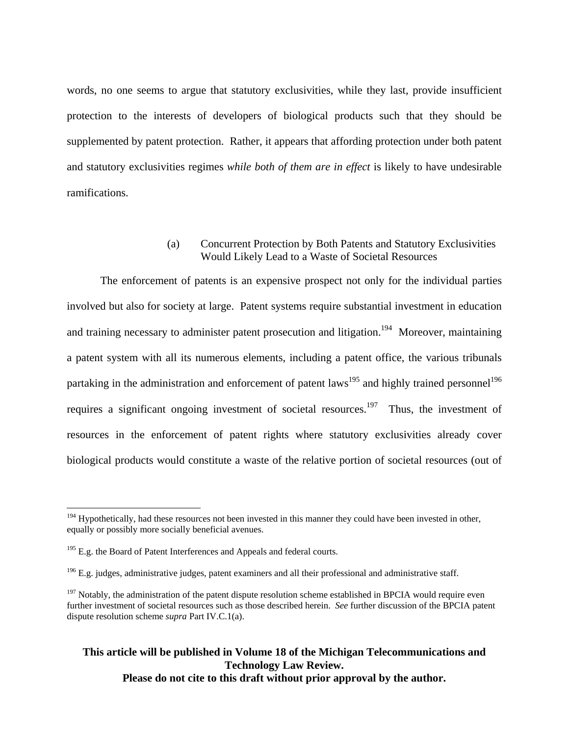words, no one seems to argue that statutory exclusivities, while they last, provide insufficient protection to the interests of developers of biological products such that they should be supplemented by patent protection. Rather, it appears that affording protection under both patent and statutory exclusivities regimes *while both of them are in effect* is likely to have undesirable ramifications.

(a) Concurrent Protection by Both Patents and Statutory Exclusivities Would Likely Lead to a Waste of Societal Resources

The enforcement of patents is an expensive prospect not only for the individual parties involved but also for society at large. Patent systems require substantial investment in education and training necessary to administer patent prosecution and litigation.[194] Moreover, maintaining a patent system with all its numerous elements, including a patent office, the various tribunals partaking in the administration and enforcement of patent laws[195] and highly trained personnel[196] requires a significant ongoing investment of societal resources.[197] Thus, the investment of resources in the enforcement of patent rights where statutory exclusivities already cover biological products would constitute a waste of the relative portion of societal resources (out of

---

[194] Hypothetically, had these resources not been invested in this manner they could have been invested in other, equally or possibly more socially beneficial avenues.

[195] E.g. the Board of Patent Interferences and Appeals and federal courts.

[196] E.g. judges, administrative judges, patent examiners and all their professional and administrative staff.

[197] Notably, the administration of the patent dispute resolution scheme established in BPCIA would require even further investment of societal resources such as those described herein. *See* further discussion of the BPCIA patent dispute resolution scheme *supra* Part IV.C.1(a).

**This article will be published in Volume 18 of the Michigan Telecommunications and Technology Law Review.**
**Please do not cite to this draft without prior approval by the author.**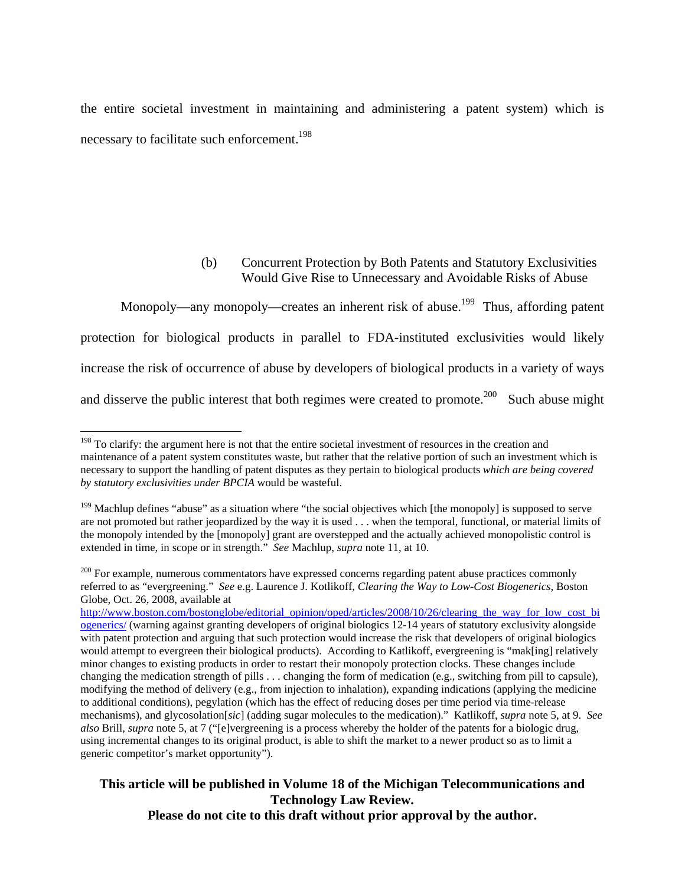the entire societal investment in maintaining and administering a patent system) which is necessary to facilitate such enforcement.[198]

(b) Concurrent Protection by Both Patents and Statutory Exclusivities Would Give Rise to Unnecessary and Avoidable Risks of Abuse

Monopoly—any monopoly—creates an inherent risk of abuse.[199] Thus, affording patent protection for biological products in parallel to FDA-instituted exclusivities would likely increase the risk of occurrence of abuse by developers of biological products in a variety of ways and disserve the public interest that both regimes were created to promote.[200] Such abuse might

---

[198] To clarify: the argument here is not that the entire societal investment of resources in the creation and maintenance of a patent system constitutes waste, but rather that the relative portion of such an investment which is necessary to support the handling of patent disputes as they pertain to biological products *which are being covered by statutory exclusivities under BPCIA* would be wasteful.

[199] Machlup defines "abuse" as a situation where "the social objectives which [the monopoly] is supposed to serve are not promoted but rather jeopardized by the way it is used . . . when the temporal, functional, or material limits of the monopoly intended by the [monopoly] grant are overstepped and the actually achieved monopolistic control is extended in time, in scope or in strength." *See* Machlup, *supra* note 11, at 10.

[200] For example, numerous commentators have expressed concerns regarding patent abuse practices commonly referred to as "evergreening." *See* e.g. Laurence J. Kotlikoff, *Clearing the Way to Low-Cost Biogenerics,* Boston Globe, Oct. 26, 2008, available at http://www.boston.com/bostonglobe/editorial_opinion/oped/articles/2008/10/26/clearing_the_way_for_low_cost_biogenerics/ (warning against granting developers of original biologics 12-14 years of statutory exclusivity alongside with patent protection and arguing that such protection would increase the risk that developers of original biologics would attempt to evergreen their biological products). According to Katlikoff, evergreening is "mak[ing] relatively minor changes to existing products in order to restart their monopoly protection clocks. These changes include changing the medication strength of pills . . . changing the form of medication (e.g., switching from pill to capsule), modifying the method of delivery (e.g., from injection to inhalation), expanding indications (applying the medicine to additional conditions), pegylation (which has the effect of reducing doses per time period via time-release mechanisms), and glycosolation[*sic*] (adding sugar molecules to the medication)." Katlikoff, *supra* note 5, at 9. *See also* Brill, *supra* note 5, at 7 ("[e]vergreening is a process whereby the holder of the patents for a biologic drug, using incremental changes to its original product, is able to shift the market to a newer product so as to limit a generic competitor's market opportunity").

**This article will be published in Volume 18 of the Michigan Telecommunications and Technology Law Review.**
**Please do not cite to this draft without prior approval by the author.**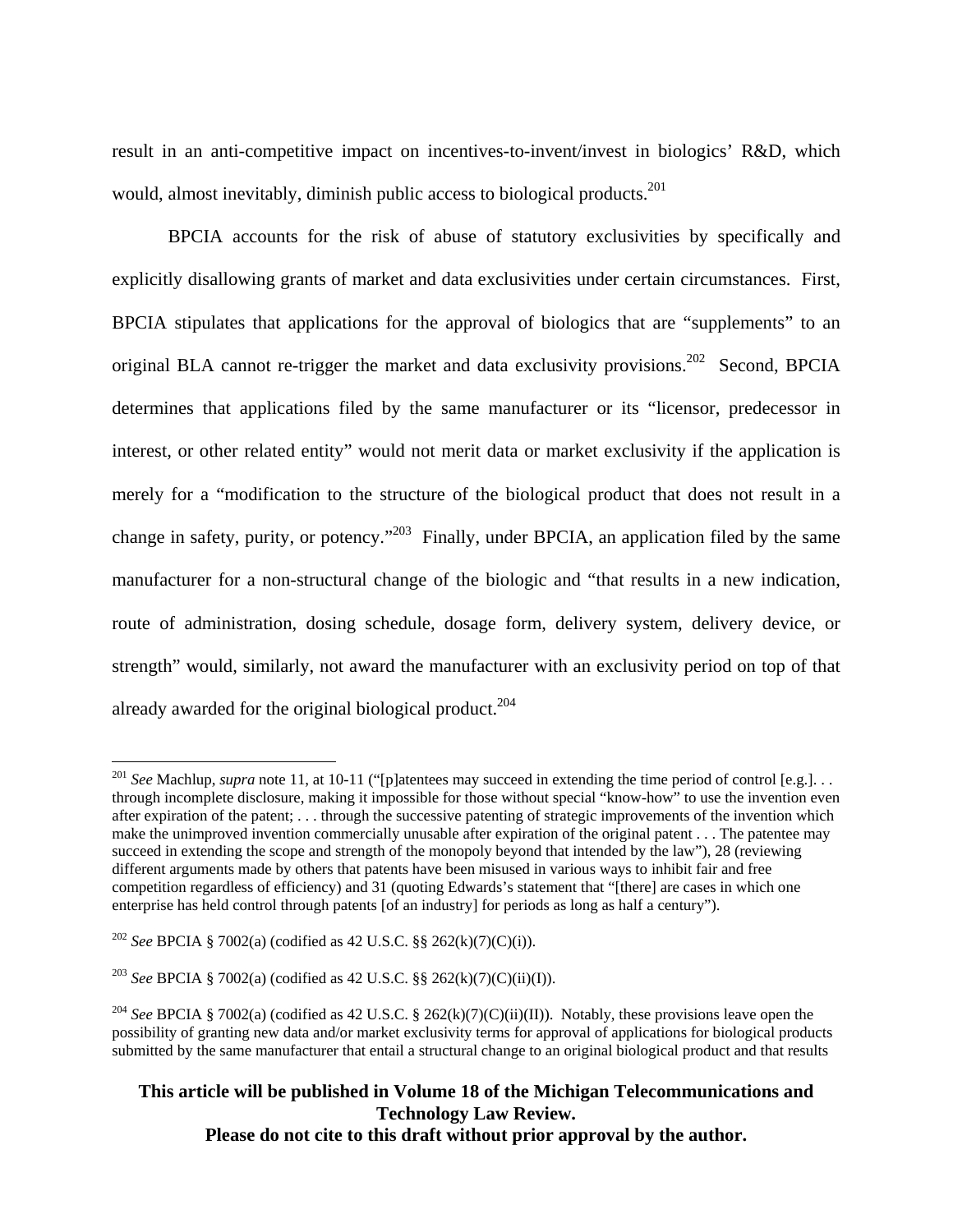result in an anti-competitive impact on incentives-to-invent/invest in biologics' R&D, which would, almost inevitably, diminish public access to biological products.[201]

BPCIA accounts for the risk of abuse of statutory exclusivities by specifically and explicitly disallowing grants of market and data exclusivities under certain circumstances. First, BPCIA stipulates that applications for the approval of biologics that are "supplements" to an original BLA cannot re-trigger the market and data exclusivity provisions.[202] Second, BPCIA determines that applications filed by the same manufacturer or its "licensor, predecessor in interest, or other related entity" would not merit data or market exclusivity if the application is merely for a "modification to the structure of the biological product that does not result in a change in safety, purity, or potency."[203] Finally, under BPCIA, an application filed by the same manufacturer for a non-structural change of the biologic and "that results in a new indication, route of administration, dosing schedule, dosage form, delivery system, delivery device, or strength" would, similarly, not award the manufacturer with an exclusivity period on top of that already awarded for the original biological product.[204]

---

[201] *See* Machlup, *supra* note 11, at 10-11 ("[p]atentees may succeed in extending the time period of control [e.g.]. . . through incomplete disclosure, making it impossible for those without special "know-how" to use the invention even after expiration of the patent; . . . through the successive patenting of strategic improvements of the invention which make the unimproved invention commercially unusable after expiration of the original patent . . . The patentee may succeed in extending the scope and strength of the monopoly beyond that intended by the law"), 28 (reviewing different arguments made by others that patents have been misused in various ways to inhibit fair and free competition regardless of efficiency) and 31 (quoting Edwards's statement that "[there] are cases in which one enterprise has held control through patents [of an industry] for periods as long as half a century").

[202] *See* BPCIA § 7002(a) (codified as 42 U.S.C. §§ 262(k)(7)(C)(i)).

[203] *See* BPCIA § 7002(a) (codified as 42 U.S.C. §§ 262(k)(7)(C)(ii)(I)).

[204] *See* BPCIA § 7002(a) (codified as 42 U.S.C. § 262(k)(7)(C)(ii)(II)). Notably, these provisions leave open the possibility of granting new data and/or market exclusivity terms for approval of applications for biological products submitted by the same manufacturer that entail a structural change to an original biological product and that results

**This article will be published in Volume 18 of the Michigan Telecommunications and Technology Law Review.**
**Please do not cite to this draft without prior approval by the author.**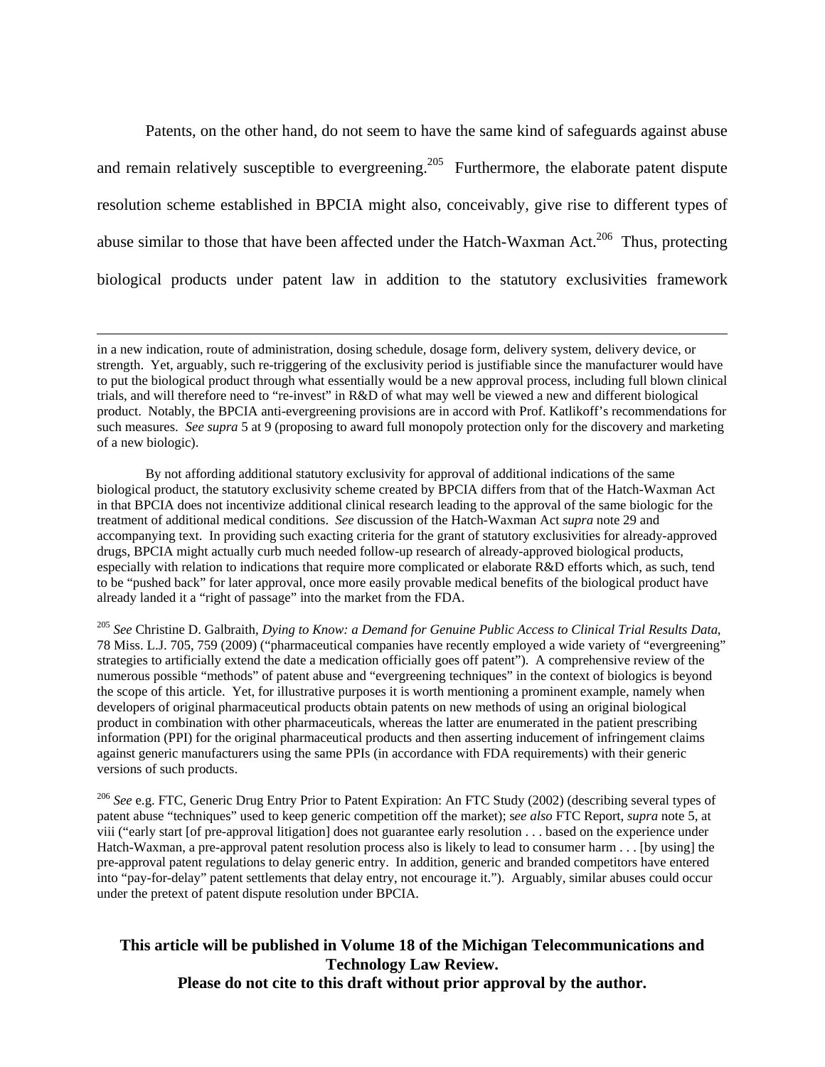Patents, on the other hand, do not seem to have the same kind of safeguards against abuse and remain relatively susceptible to evergreening.[205] Furthermore, the elaborate patent dispute resolution scheme established in BPCIA might also, conceivably, give rise to different types of abuse similar to those that have been affected under the Hatch-Waxman Act.[206] Thus, protecting biological products under patent law in addition to the statutory exclusivities framework

---

in a new indication, route of administration, dosing schedule, dosage form, delivery system, delivery device, or strength. Yet, arguably, such re-triggering of the exclusivity period is justifiable since the manufacturer would have to put the biological product through what essentially would be a new approval process, including full blown clinical trials, and will therefore need to "re-invest" in R&D of what may well be viewed a new and different biological product. Notably, the BPCIA anti-evergreening provisions are in accord with Prof. Katlikoff's recommendations for such measures. *See supra* 5 at 9 (proposing to award full monopoly protection only for the discovery and marketing of a new biologic).

By not affording additional statutory exclusivity for approval of additional indications of the same biological product, the statutory exclusivity scheme created by BPCIA differs from that of the Hatch-Waxman Act in that BPCIA does not incentivize additional clinical research leading to the approval of the same biologic for the treatment of additional medical conditions. *See* discussion of the Hatch-Waxman Act *supra* note 29 and accompanying text. In providing such exacting criteria for the grant of statutory exclusivities for already-approved drugs, BPCIA might actually curb much needed follow-up research of already-approved biological products, especially with relation to indications that require more complicated or elaborate R&D efforts which, as such, tend to be "pushed back" for later approval, once more easily provable medical benefits of the biological product have already landed it a "right of passage" into the market from the FDA.

[205] *See* Christine D. Galbraith, *Dying to Know: a Demand for Genuine Public Access to Clinical Trial Results Data*, 78 Miss. L.J. 705, 759 (2009) ("pharmaceutical companies have recently employed a wide variety of "evergreening" strategies to artificially extend the date a medication officially goes off patent"). A comprehensive review of the numerous possible "methods" of patent abuse and "evergreening techniques" in the context of biologics is beyond the scope of this article. Yet, for illustrative purposes it is worth mentioning a prominent example, namely when developers of original pharmaceutical products obtain patents on new methods of using an original biological product in combination with other pharmaceuticals, whereas the latter are enumerated in the patient prescribing information (PPI) for the original pharmaceutical products and then asserting inducement of infringement claims against generic manufacturers using the same PPIs (in accordance with FDA requirements) with their generic versions of such products.

[206] *See* e.g. FTC, Generic Drug Entry Prior to Patent Expiration: An FTC Study (2002) (describing several types of patent abuse "techniques" used to keep generic competition off the market); s*ee also* FTC Report, *supra* note 5, at viii ("early start [of pre-approval litigation] does not guarantee early resolution . . . based on the experience under Hatch-Waxman, a pre-approval patent resolution process also is likely to lead to consumer harm . . . [by using] the pre-approval patent regulations to delay generic entry. In addition, generic and branded competitors have entered into "pay-for-delay" patent settlements that delay entry, not encourage it."). Arguably, similar abuses could occur under the pretext of patent dispute resolution under BPCIA.

**This article will be published in Volume 18 of the Michigan Telecommunications and Technology Law Review.**
**Please do not cite to this draft without prior approval by the author.**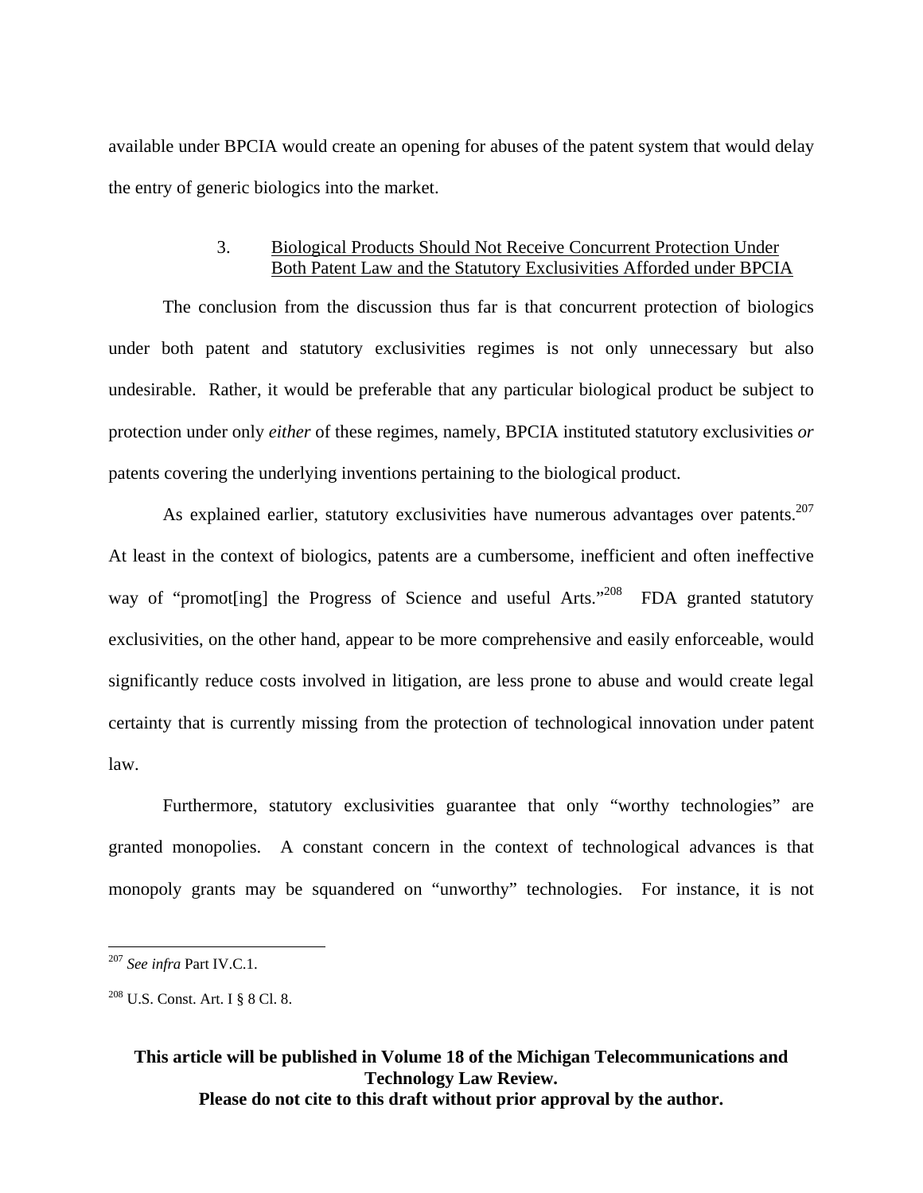available under BPCIA would create an opening for abuses of the patent system that would delay the entry of generic biologics into the market.

#### 3. Biological Products Should Not Receive Concurrent Protection Under Both Patent Law and the Statutory Exclusivities Afforded under BPCIA

The conclusion from the discussion thus far is that concurrent protection of biologics under both patent and statutory exclusivities regimes is not only unnecessary but also undesirable. Rather, it would be preferable that any particular biological product be subject to protection under only *either* of these regimes, namely, BPCIA instituted statutory exclusivities *or* patents covering the underlying inventions pertaining to the biological product.

As explained earlier, statutory exclusivities have numerous advantages over patents.[207] At least in the context of biologics, patents are a cumbersome, inefficient and often ineffective way of "promot[ing] the Progress of Science and useful Arts."[208] FDA granted statutory exclusivities, on the other hand, appear to be more comprehensive and easily enforceable, would significantly reduce costs involved in litigation, are less prone to abuse and would create legal certainty that is currently missing from the protection of technological innovation under patent law.

Furthermore, statutory exclusivities guarantee that only "worthy technologies" are granted monopolies. A constant concern in the context of technological advances is that monopoly grants may be squandered on "unworthy" technologies. For instance, it is not

---

[207] *See infra* Part IV.C.1.

[208] U.S. Const. Art. I § 8 Cl. 8.

**This article will be published in Volume 18 of the Michigan Telecommunications and Technology Law Review.**
**Please do not cite to this draft without prior approval by the author.**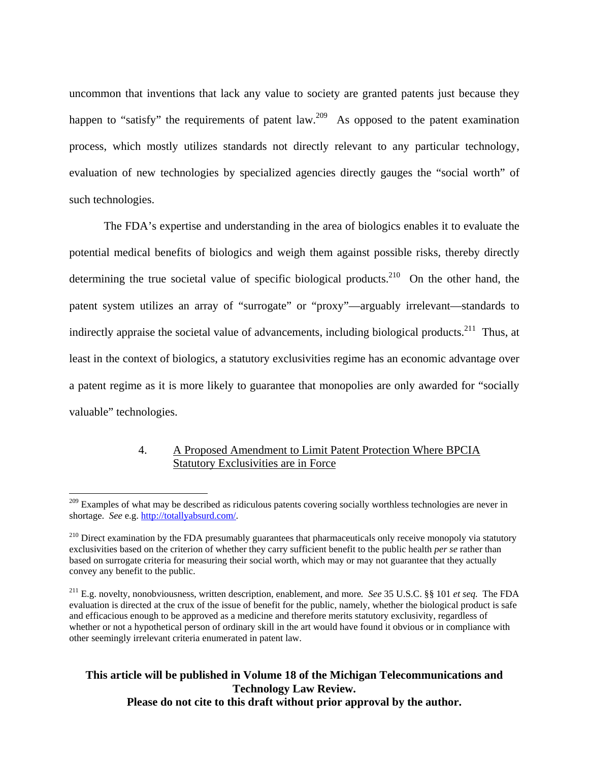uncommon that inventions that lack any value to society are granted patents just because they happen to "satisfy" the requirements of patent law.[209] As opposed to the patent examination process, which mostly utilizes standards not directly relevant to any particular technology, evaluation of new technologies by specialized agencies directly gauges the "social worth" of such technologies.

The FDA's expertise and understanding in the area of biologics enables it to evaluate the potential medical benefits of biologics and weigh them against possible risks, thereby directly determining the true societal value of specific biological products.[210] On the other hand, the patent system utilizes an array of "surrogate" or "proxy"—arguably irrelevant—standards to indirectly appraise the societal value of advancements, including biological products.[211] Thus, at least in the context of biologics, a statutory exclusivities regime has an economic advantage over a patent regime as it is more likely to guarantee that monopolies are only awarded for "socially valuable" technologies.

#### 4. A Proposed Amendment to Limit Patent Protection Where BPCIA Statutory Exclusivities are in Force

---

[209] Examples of what may be described as ridiculous patents covering socially worthless technologies are never in shortage. *See* e.g. http://totallyabsurd.com/.

[210] Direct examination by the FDA presumably guarantees that pharmaceuticals only receive monopoly via statutory exclusivities based on the criterion of whether they carry sufficient benefit to the public health *per se* rather than based on surrogate criteria for measuring their social worth, which may or may not guarantee that they actually convey any benefit to the public.

[211] E.g. novelty, nonobviousness, written description, enablement, and more. *See* 35 U.S.C. §§ 101 *et seq.* The FDA evaluation is directed at the crux of the issue of benefit for the public, namely, whether the biological product is safe and efficacious enough to be approved as a medicine and therefore merits statutory exclusivity, regardless of whether or not a hypothetical person of ordinary skill in the art would have found it obvious or in compliance with other seemingly irrelevant criteria enumerated in patent law.

**This article will be published in Volume 18 of the Michigan Telecommunications and Technology Law Review.**
**Please do not cite to this draft without prior approval by the author.**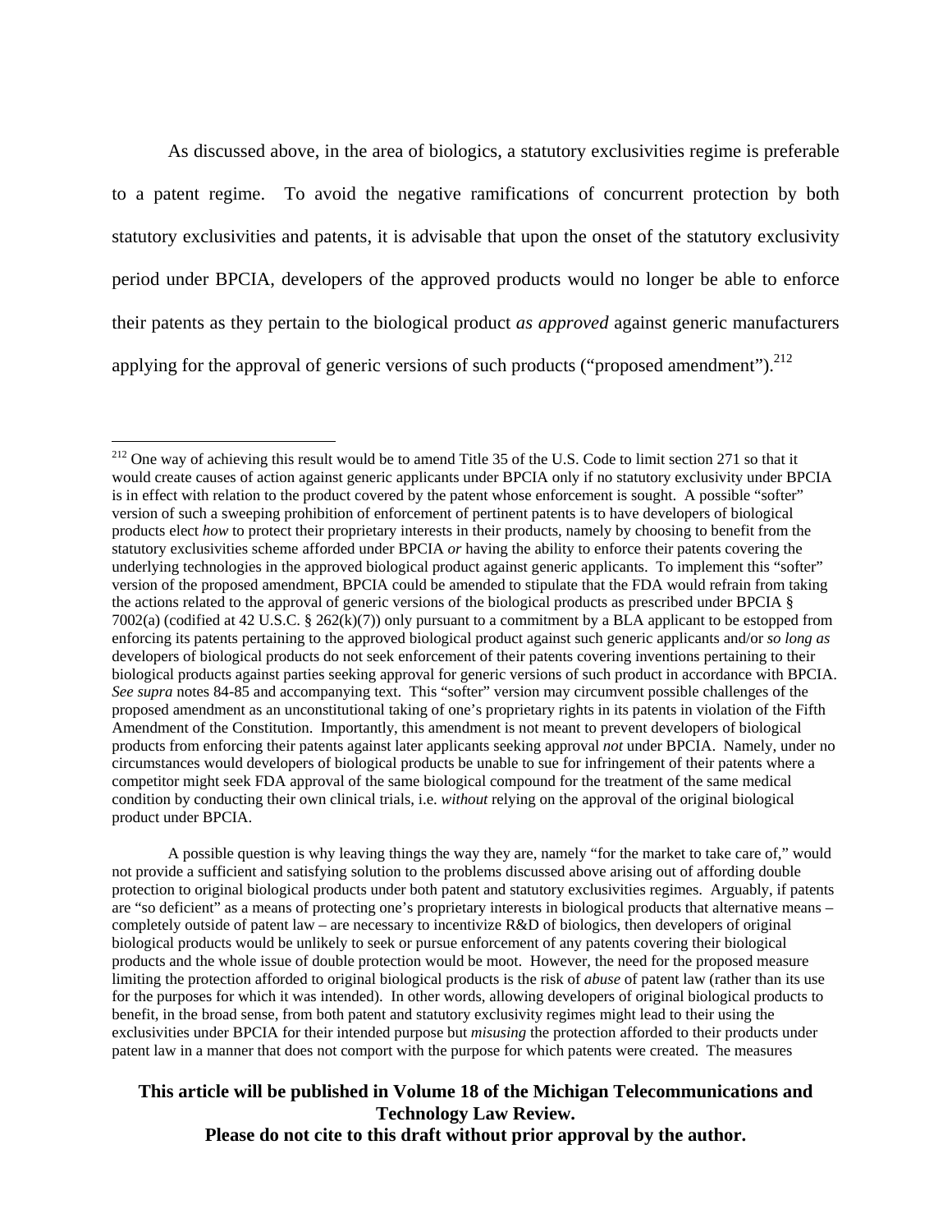As discussed above, in the area of biologics, a statutory exclusivities regime is preferable to a patent regime. To avoid the negative ramifications of concurrent protection by both statutory exclusivities and patents, it is advisable that upon the onset of the statutory exclusivity period under BPCIA, developers of the approved products would no longer be able to enforce their patents as they pertain to the biological product *as approved* against generic manufacturers applying for the approval of generic versions of such products ("proposed amendment").[212]

---

[212] One way of achieving this result would be to amend Title 35 of the U.S. Code to limit section 271 so that it would create causes of action against generic applicants under BPCIA only if no statutory exclusivity under BPCIA is in effect with relation to the product covered by the patent whose enforcement is sought. A possible "softer" version of such a sweeping prohibition of enforcement of pertinent patents is to have developers of biological products elect *how* to protect their proprietary interests in their products, namely by choosing to benefit from the statutory exclusivities scheme afforded under BPCIA *or* having the ability to enforce their patents covering the underlying technologies in the approved biological product against generic applicants. To implement this "softer" version of the proposed amendment, BPCIA could be amended to stipulate that the FDA would refrain from taking the actions related to the approval of generic versions of the biological products as prescribed under BPCIA § 7002(a) (codified at 42 U.S.C. § 262(k)(7)) only pursuant to a commitment by a BLA applicant to be estopped from enforcing its patents pertaining to the approved biological product against such generic applicants and/or *so long as* developers of biological products do not seek enforcement of their patents covering inventions pertaining to their biological products against parties seeking approval for generic versions of such product in accordance with BPCIA. *See supra* notes 84-85 and accompanying text. This "softer" version may circumvent possible challenges of the proposed amendment as an unconstitutional taking of one's proprietary rights in its patents in violation of the Fifth Amendment of the Constitution. Importantly, this amendment is not meant to prevent developers of biological products from enforcing their patents against later applicants seeking approval *not* under BPCIA. Namely, under no circumstances would developers of biological products be unable to sue for infringement of their patents where a competitor might seek FDA approval of the same biological compound for the treatment of the same medical condition by conducting their own clinical trials, i.e. *without* relying on the approval of the original biological product under BPCIA.

A possible question is why leaving things the way they are, namely "for the market to take care of," would not provide a sufficient and satisfying solution to the problems discussed above arising out of affording double protection to original biological products under both patent and statutory exclusivities regimes. Arguably, if patents are "so deficient" as a means of protecting one's proprietary interests in biological products that alternative means – completely outside of patent law – are necessary to incentivize R&D of biologics, then developers of original biological products would be unlikely to seek or pursue enforcement of any patents covering their biological products and the whole issue of double protection would be moot. However, the need for the proposed measure limiting the protection afforded to original biological products is the risk of *abuse* of patent law (rather than its use for the purposes for which it was intended). In other words, allowing developers of original biological products to benefit, in the broad sense, from both patent and statutory exclusivity regimes might lead to their using the exclusivities under BPCIA for their intended purpose but *misusing* the protection afforded to their products under patent law in a manner that does not comport with the purpose for which patents were created. The measures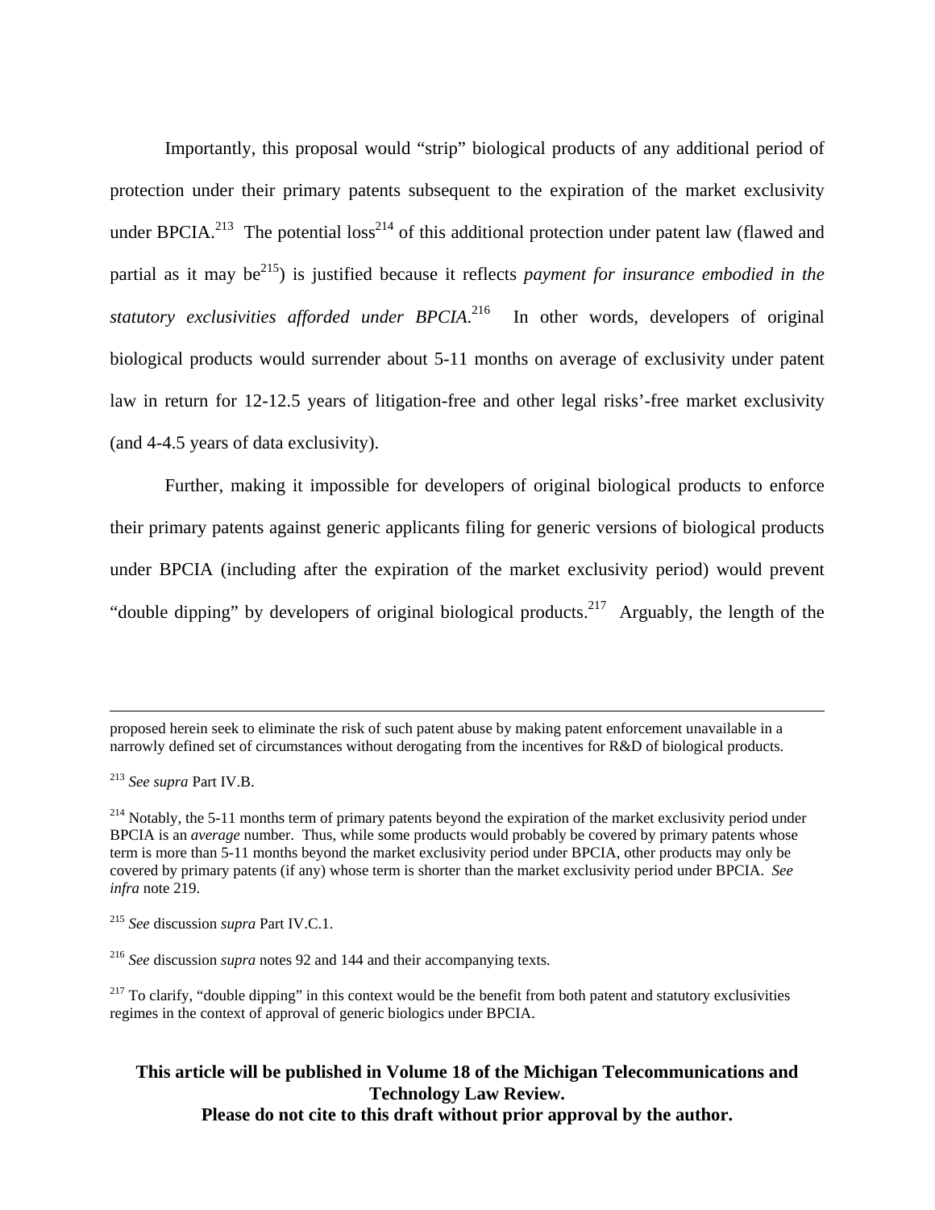Importantly, this proposal would "strip" biological products of any additional period of protection under their primary patents subsequent to the expiration of the market exclusivity under BPCIA.[213] The potential loss[214] of this additional protection under patent law (flawed and partial as it may be[215]) is justified because it reflects *payment for insurance embodied in the statutory exclusivities afforded under BPCIA.*[216] In other words, developers of original biological products would surrender about 5-11 months on average of exclusivity under patent law in return for 12-12.5 years of litigation-free and other legal risks'-free market exclusivity (and 4-4.5 years of data exclusivity).

Further, making it impossible for developers of original biological products to enforce their primary patents against generic applicants filing for generic versions of biological products under BPCIA (including after the expiration of the market exclusivity period) would prevent "double dipping" by developers of original biological products.[217] Arguably, the length of the

---

proposed herein seek to eliminate the risk of such patent abuse by making patent enforcement unavailable in a narrowly defined set of circumstances without derogating from the incentives for R&D of biological products.

[213] *See supra* Part IV.B.

[214] Notably, the 5-11 months term of primary patents beyond the expiration of the market exclusivity period under BPCIA is an *average* number. Thus, while some products would probably be covered by primary patents whose term is more than 5-11 months beyond the market exclusivity period under BPCIA, other products may only be covered by primary patents (if any) whose term is shorter than the market exclusivity period under BPCIA. *See infra* note 219.

[215] *See* discussion *supra* Part IV.C.1.

[216] *See* discussion *supra* notes 92 and 144 and their accompanying texts.

[217] To clarify, "double dipping" in this context would be the benefit from both patent and statutory exclusivities regimes in the context of approval of generic biologics under BPCIA.

**This article will be published in Volume 18 of the Michigan Telecommunications and Technology Law Review.**
**Please do not cite to this draft without prior approval by the author.**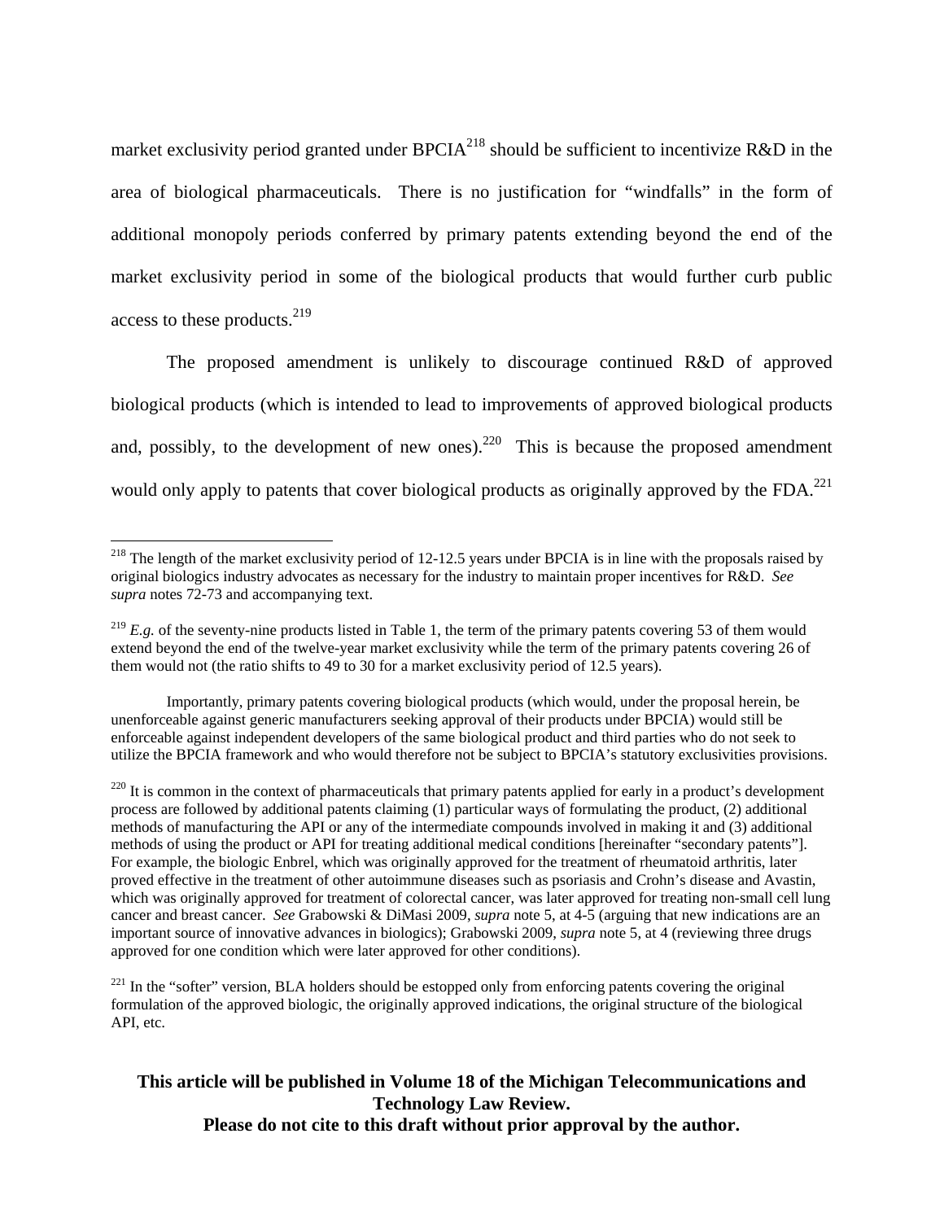market exclusivity period granted under BPCIA[218] should be sufficient to incentivize R&D in the area of biological pharmaceuticals. There is no justification for "windfalls" in the form of additional monopoly periods conferred by primary patents extending beyond the end of the market exclusivity period in some of the biological products that would further curb public access to these products.[219]

The proposed amendment is unlikely to discourage continued R&D of approved biological products (which is intended to lead to improvements of approved biological products and, possibly, to the development of new ones).[220] This is because the proposed amendment would only apply to patents that cover biological products as originally approved by the FDA.[221]

---

[218] The length of the market exclusivity period of 12-12.5 years under BPCIA is in line with the proposals raised by original biologics industry advocates as necessary for the industry to maintain proper incentives for R&D. *See supra* notes 72-73 and accompanying text.

[219] *E.g.* of the seventy-nine products listed in Table 1, the term of the primary patents covering 53 of them would extend beyond the end of the twelve-year market exclusivity while the term of the primary patents covering 26 of them would not (the ratio shifts to 49 to 30 for a market exclusivity period of 12.5 years).

Importantly, primary patents covering biological products (which would, under the proposal herein, be unenforceable against generic manufacturers seeking approval of their products under BPCIA) would still be enforceable against independent developers of the same biological product and third parties who do not seek to utilize the BPCIA framework and who would therefore not be subject to BPCIA's statutory exclusivities provisions.

[220] It is common in the context of pharmaceuticals that primary patents applied for early in a product's development process are followed by additional patents claiming (1) particular ways of formulating the product, (2) additional methods of manufacturing the API or any of the intermediate compounds involved in making it and (3) additional methods of using the product or API for treating additional medical conditions [hereinafter "secondary patents"]. For example, the biologic Enbrel, which was originally approved for the treatment of rheumatoid arthritis, later proved effective in the treatment of other autoimmune diseases such as psoriasis and Crohn's disease and Avastin, which was originally approved for treatment of colorectal cancer, was later approved for treating non-small cell lung cancer and breast cancer. *See* Grabowski & DiMasi 2009, *supra* note 5, at 4-5 (arguing that new indications are an important source of innovative advances in biologics); Grabowski 2009, *supra* note 5, at 4 (reviewing three drugs approved for one condition which were later approved for other conditions).

[221] In the "softer" version, BLA holders should be estopped only from enforcing patents covering the original formulation of the approved biologic, the originally approved indications, the original structure of the biological API, etc.

**This article will be published in Volume 18 of the Michigan Telecommunications and Technology Law Review.**
**Please do not cite to this draft without prior approval by the author.**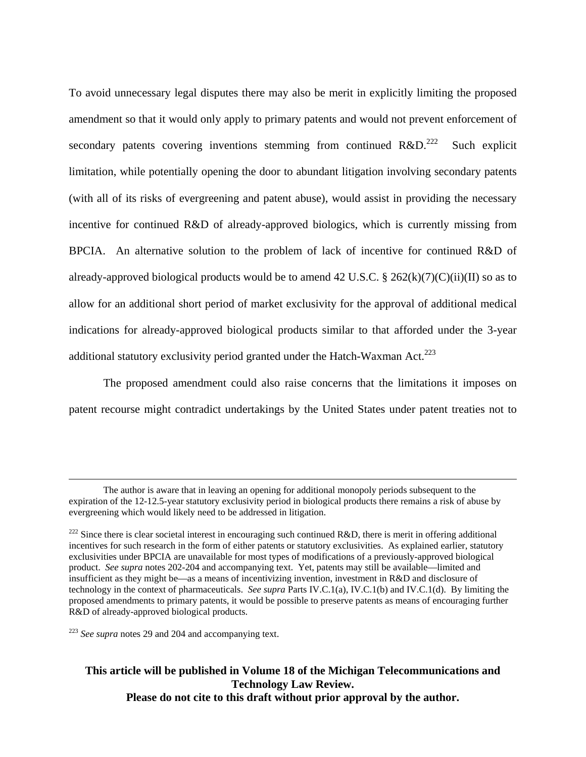To avoid unnecessary legal disputes there may also be merit in explicitly limiting the proposed amendment so that it would only apply to primary patents and would not prevent enforcement of secondary patents covering inventions stemming from continued R&D.[222] Such explicit limitation, while potentially opening the door to abundant litigation involving secondary patents (with all of its risks of evergreening and patent abuse), would assist in providing the necessary incentive for continued R&D of already-approved biologics, which is currently missing from BPCIA. An alternative solution to the problem of lack of incentive for continued R&D of already-approved biological products would be to amend 42 U.S.C. § 262(k)(7)(C)(ii)(II) so as to allow for an additional short period of market exclusivity for the approval of additional medical indications for already-approved biological products similar to that afforded under the 3-year additional statutory exclusivity period granted under the Hatch-Waxman Act.[223]

The proposed amendment could also raise concerns that the limitations it imposes on patent recourse might contradict undertakings by the United States under patent treaties not to

---

The author is aware that in leaving an opening for additional monopoly periods subsequent to the expiration of the 12-12.5-year statutory exclusivity period in biological products there remains a risk of abuse by evergreening which would likely need to be addressed in litigation.

[222] Since there is clear societal interest in encouraging such continued R&D, there is merit in offering additional incentives for such research in the form of either patents or statutory exclusivities. As explained earlier, statutory exclusivities under BPCIA are unavailable for most types of modifications of a previously-approved biological product. *See supra* notes 202-204 and accompanying text. Yet, patents may still be available—limited and insufficient as they might be—as a means of incentivizing invention, investment in R&D and disclosure of technology in the context of pharmaceuticals. *See supra* Parts IV.C.1(a), IV.C.1(b) and IV.C.1(d). By limiting the proposed amendments to primary patents, it would be possible to preserve patents as means of encouraging further R&D of already-approved biological products.

[223] *See supra* notes 29 and 204 and accompanying text.

**This article will be published in Volume 18 of the Michigan Telecommunications and Technology Law Review.**
**Please do not cite to this draft without prior approval by the author.**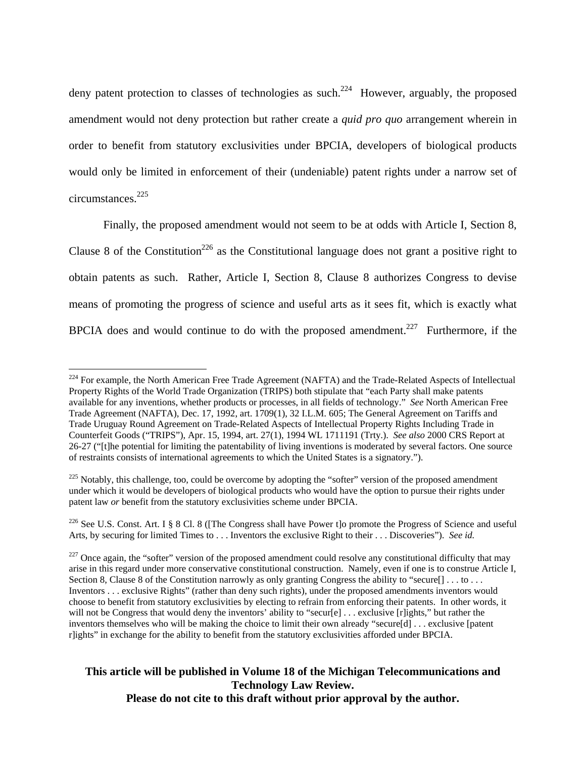deny patent protection to classes of technologies as such.[224] However, arguably, the proposed amendment would not deny protection but rather create a *quid pro quo* arrangement wherein in order to benefit from statutory exclusivities under BPCIA, developers of biological products would only be limited in enforcement of their (undeniable) patent rights under a narrow set of circumstances.[225]

Finally, the proposed amendment would not seem to be at odds with Article I, Section 8, Clause 8 of the Constitution[226] as the Constitutional language does not grant a positive right to obtain patents as such. Rather, Article I, Section 8, Clause 8 authorizes Congress to devise means of promoting the progress of science and useful arts as it sees fit, which is exactly what BPCIA does and would continue to do with the proposed amendment.[227] Furthermore, if the

---

[224] For example, the North American Free Trade Agreement (NAFTA) and the Trade-Related Aspects of Intellectual Property Rights of the World Trade Organization (TRIPS) both stipulate that "each Party shall make patents available for any inventions, whether products or processes, in all fields of technology." *See* North American Free Trade Agreement (NAFTA), Dec. 17, 1992, art. 1709(1), 32 I.L.M. 605; The General Agreement on Tariffs and Trade Uruguay Round Agreement on Trade-Related Aspects of Intellectual Property Rights Including Trade in Counterfeit Goods ("TRIPS"), Apr. 15, 1994, art. 27(1), 1994 WL 1711191 (Trty.). *See also* 2000 CRS Report at 26-27 ("[t]he potential for limiting the patentability of living inventions is moderated by several factors. One source of restraints consists of international agreements to which the United States is a signatory.").

[225] Notably, this challenge, too, could be overcome by adopting the "softer" version of the proposed amendment under which it would be developers of biological products who would have the option to pursue their rights under patent law *or* benefit from the statutory exclusivities scheme under BPCIA.

[226] See U.S. Const. Art. I § 8 Cl. 8 ([The Congress shall have Power t]o promote the Progress of Science and useful Arts, by securing for limited Times to . . . Inventors the exclusive Right to their . . . Discoveries"). *See id.*

[227] Once again, the "softer" version of the proposed amendment could resolve any constitutional difficulty that may arise in this regard under more conservative constitutional construction. Namely, even if one is to construe Article I, Section 8, Clause 8 of the Constitution narrowly as only granting Congress the ability to "secure[] . . . to . . . Inventors . . . exclusive Rights" (rather than deny such rights), under the proposed amendments inventors would choose to benefit from statutory exclusivities by electing to refrain from enforcing their patents. In other words, it will not be Congress that would deny the inventors' ability to "secur[e] . . . exclusive [r]ights," but rather the inventors themselves who will be making the choice to limit their own already "secure[d] . . . exclusive [patent r]ights" in exchange for the ability to benefit from the statutory exclusivities afforded under BPCIA.

**This article will be published in Volume 18 of the Michigan Telecommunications and Technology Law Review.**
**Please do not cite to this draft without prior approval by the author.**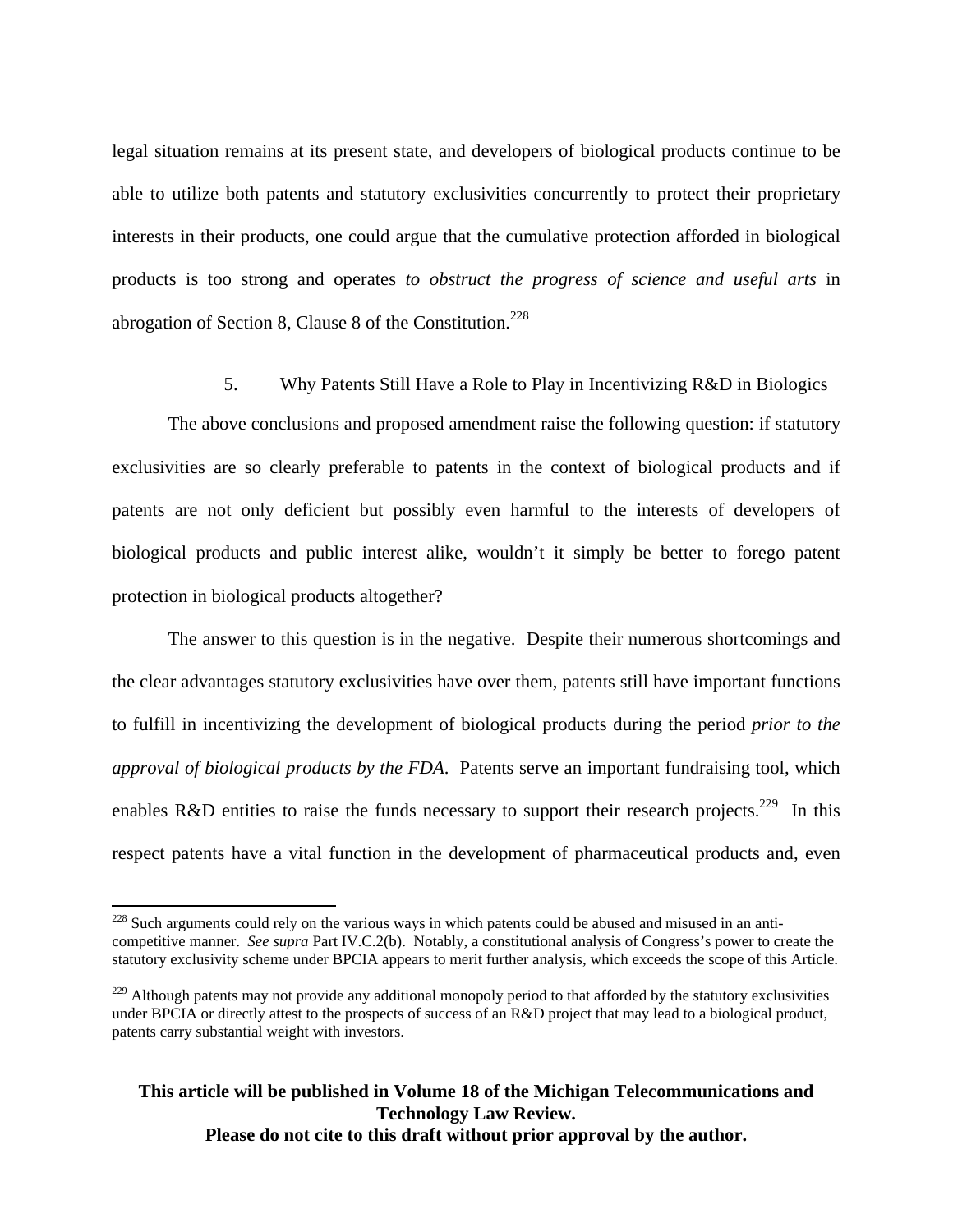legal situation remains at its present state, and developers of biological products continue to be able to utilize both patents and statutory exclusivities concurrently to protect their proprietary interests in their products, one could argue that the cumulative protection afforded in biological products is too strong and operates *to obstruct the progress of science and useful arts* in abrogation of Section 8, Clause 8 of the Constitution.[228]

### 5. Why Patents Still Have a Role to Play in Incentivizing R&D in Biologics

The above conclusions and proposed amendment raise the following question: if statutory exclusivities are so clearly preferable to patents in the context of biological products and if patents are not only deficient but possibly even harmful to the interests of developers of biological products and public interest alike, wouldn't it simply be better to forego patent protection in biological products altogether?

The answer to this question is in the negative. Despite their numerous shortcomings and the clear advantages statutory exclusivities have over them, patents still have important functions to fulfill in incentivizing the development of biological products during the period *prior to the approval of biological products by the FDA*. Patents serve an important fundraising tool, which enables R&D entities to raise the funds necessary to support their research projects.[229] In this respect patents have a vital function in the development of pharmaceutical products and, even

---

[228] Such arguments could rely on the various ways in which patents could be abused and misused in an anti-competitive manner. *See supra* Part IV.C.2(b). Notably, a constitutional analysis of Congress's power to create the statutory exclusivity scheme under BPCIA appears to merit further analysis, which exceeds the scope of this Article.

[229] Although patents may not provide any additional monopoly period to that afforded by the statutory exclusivities under BPCIA or directly attest to the prospects of success of an R&D project that may lead to a biological product, patents carry substantial weight with investors.

**This article will be published in Volume 18 of the Michigan Telecommunications and Technology Law Review.**
**Please do not cite to this draft without prior approval by the author.**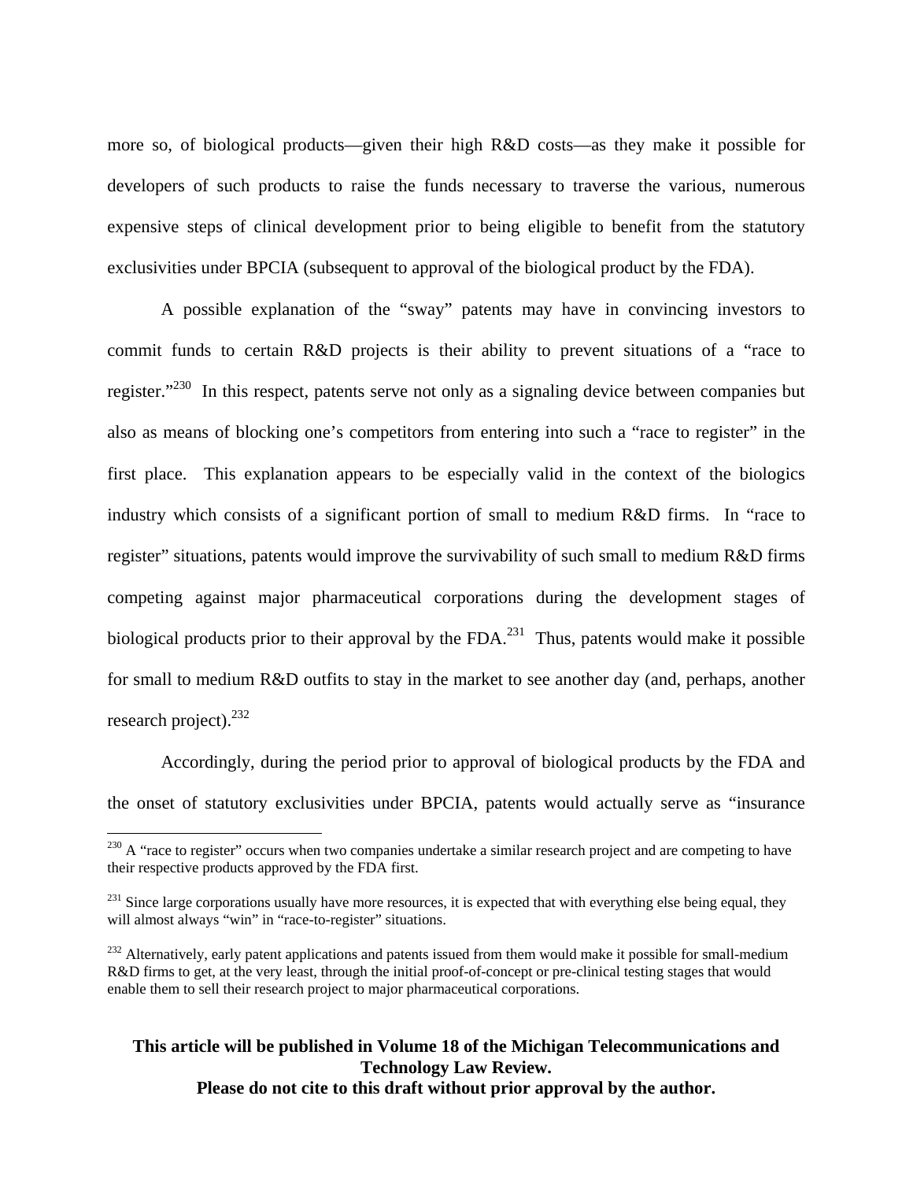more so, of biological products—given their high R&D costs—as they make it possible for developers of such products to raise the funds necessary to traverse the various, numerous expensive steps of clinical development prior to being eligible to benefit from the statutory exclusivities under BPCIA (subsequent to approval of the biological product by the FDA).

A possible explanation of the "sway" patents may have in convincing investors to commit funds to certain R&D projects is their ability to prevent situations of a "race to register."[230] In this respect, patents serve not only as a signaling device between companies but also as means of blocking one's competitors from entering into such a "race to register" in the first place. This explanation appears to be especially valid in the context of the biologics industry which consists of a significant portion of small to medium R&D firms. In "race to register" situations, patents would improve the survivability of such small to medium R&D firms competing against major pharmaceutical corporations during the development stages of biological products prior to their approval by the FDA.[231] Thus, patents would make it possible for small to medium R&D outfits to stay in the market to see another day (and, perhaps, another research project).[232]

Accordingly, during the period prior to approval of biological products by the FDA and the onset of statutory exclusivities under BPCIA, patents would actually serve as "insurance

---

[230] A "race to register" occurs when two companies undertake a similar research project and are competing to have their respective products approved by the FDA first.

[231] Since large corporations usually have more resources, it is expected that with everything else being equal, they will almost always "win" in "race-to-register" situations.

[232] Alternatively, early patent applications and patents issued from them would make it possible for small-medium R&D firms to get, at the very least, through the initial proof-of-concept or pre-clinical testing stages that would enable them to sell their research project to major pharmaceutical corporations.

**This article will be published in Volume 18 of the Michigan Telecommunications and Technology Law Review.**
**Please do not cite to this draft without prior approval by the author.**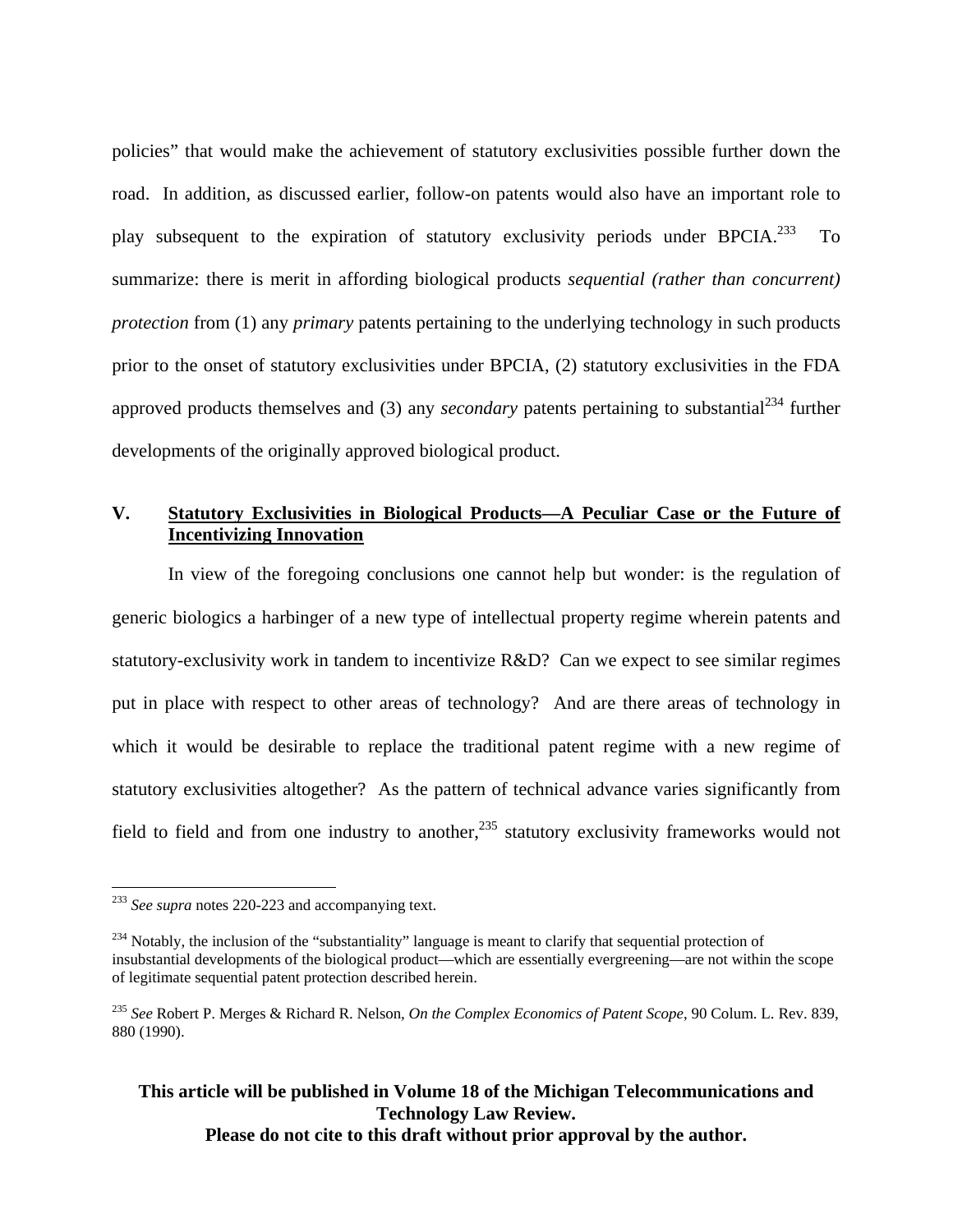policies" that would make the achievement of statutory exclusivities possible further down the road. In addition, as discussed earlier, follow-on patents would also have an important role to play subsequent to the expiration of statutory exclusivity periods under BPCIA.[233] To summarize: there is merit in affording biological products *sequential (rather than concurrent) protection* from (1) any *primary* patents pertaining to the underlying technology in such products prior to the onset of statutory exclusivities under BPCIA, (2) statutory exclusivities in the FDA approved products themselves and (3) any *secondary* patents pertaining to substantial[234] further developments of the originally approved biological product.

## V. Statutory Exclusivities in Biological Products—A Peculiar Case or the Future of Incentivizing Innovation

In view of the foregoing conclusions one cannot help but wonder: is the regulation of generic biologics a harbinger of a new type of intellectual property regime wherein patents and statutory-exclusivity work in tandem to incentivize R&D? Can we expect to see similar regimes put in place with respect to other areas of technology? And are there areas of technology in which it would be desirable to replace the traditional patent regime with a new regime of statutory exclusivities altogether? As the pattern of technical advance varies significantly from field to field and from one industry to another,[235] statutory exclusivity frameworks would not

---

[233] *See supra* notes 220-223 and accompanying text.

[234] Notably, the inclusion of the "substantiality" language is meant to clarify that sequential protection of insubstantial developments of the biological product—which are essentially evergreening—are not within the scope of legitimate sequential patent protection described herein.

[235] *See* Robert P. Merges & Richard R. Nelson, *On the Complex Economics of Patent Scope*, 90 Colum. L. Rev. 839, 880 (1990).

**This article will be published in Volume 18 of the Michigan Telecommunications and Technology Law Review.**
**Please do not cite to this draft without prior approval by the author.**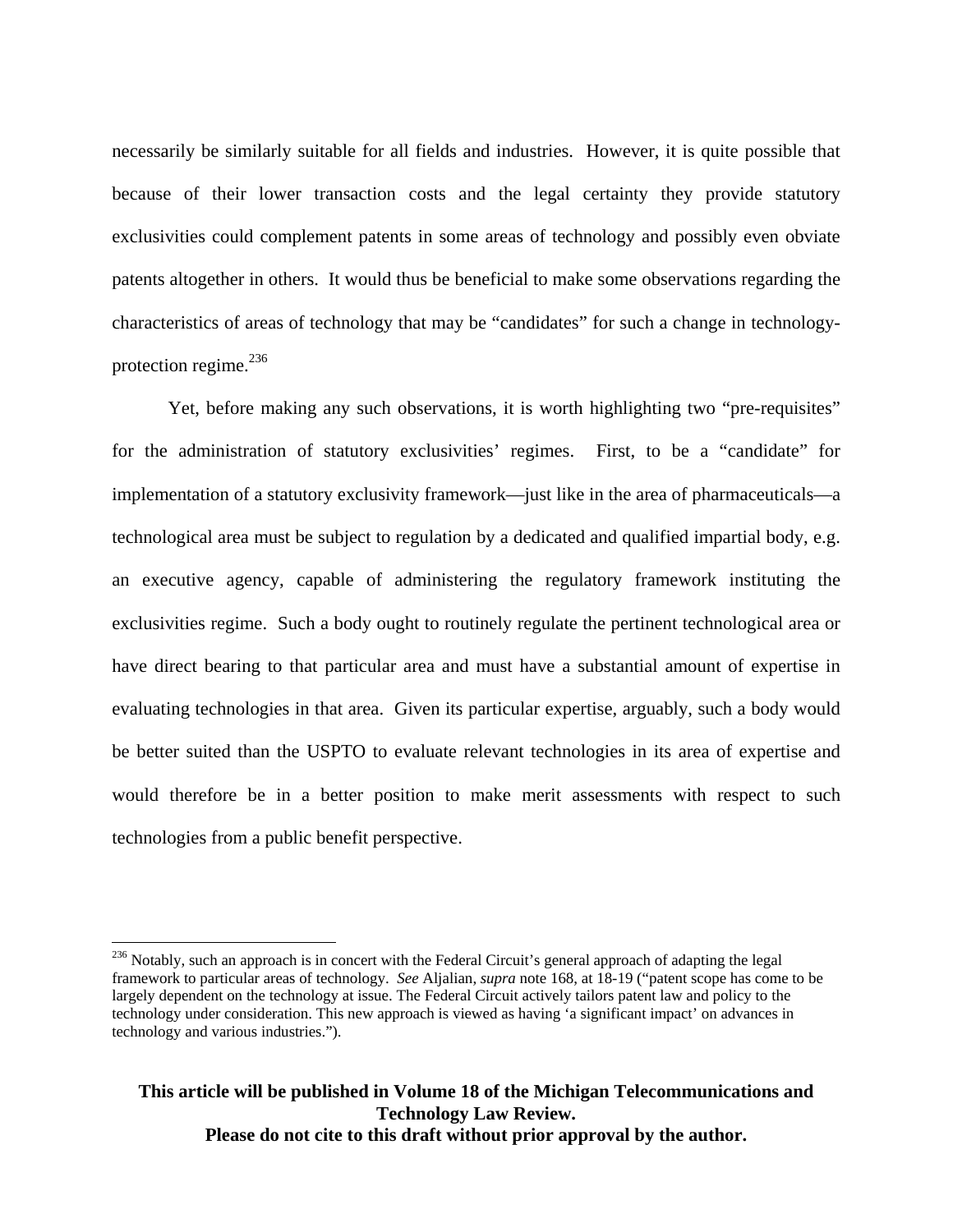necessarily be similarly suitable for all fields and industries. However, it is quite possible that because of their lower transaction costs and the legal certainty they provide statutory exclusivities could complement patents in some areas of technology and possibly even obviate patents altogether in others. It would thus be beneficial to make some observations regarding the characteristics of areas of technology that may be "candidates" for such a change in technology-protection regime.[236]

Yet, before making any such observations, it is worth highlighting two "pre-requisites" for the administration of statutory exclusivities' regimes. First, to be a "candidate" for implementation of a statutory exclusivity framework—just like in the area of pharmaceuticals—a technological area must be subject to regulation by a dedicated and qualified impartial body, e.g. an executive agency, capable of administering the regulatory framework instituting the exclusivities regime. Such a body ought to routinely regulate the pertinent technological area or have direct bearing to that particular area and must have a substantial amount of expertise in evaluating technologies in that area. Given its particular expertise, arguably, such a body would be better suited than the USPTO to evaluate relevant technologies in its area of expertise and would therefore be in a better position to make merit assessments with respect to such technologies from a public benefit perspective.

---

[236] Notably, such an approach is in concert with the Federal Circuit's general approach of adapting the legal framework to particular areas of technology. *See* Aljalian, *supra* note 168, at 18-19 ("patent scope has come to be largely dependent on the technology at issue. The Federal Circuit actively tailors patent law and policy to the technology under consideration. This new approach is viewed as having 'a significant impact' on advances in technology and various industries.").

**This article will be published in Volume 18 of the Michigan Telecommunications and Technology Law Review.**
**Please do not cite to this draft without prior approval by the author.**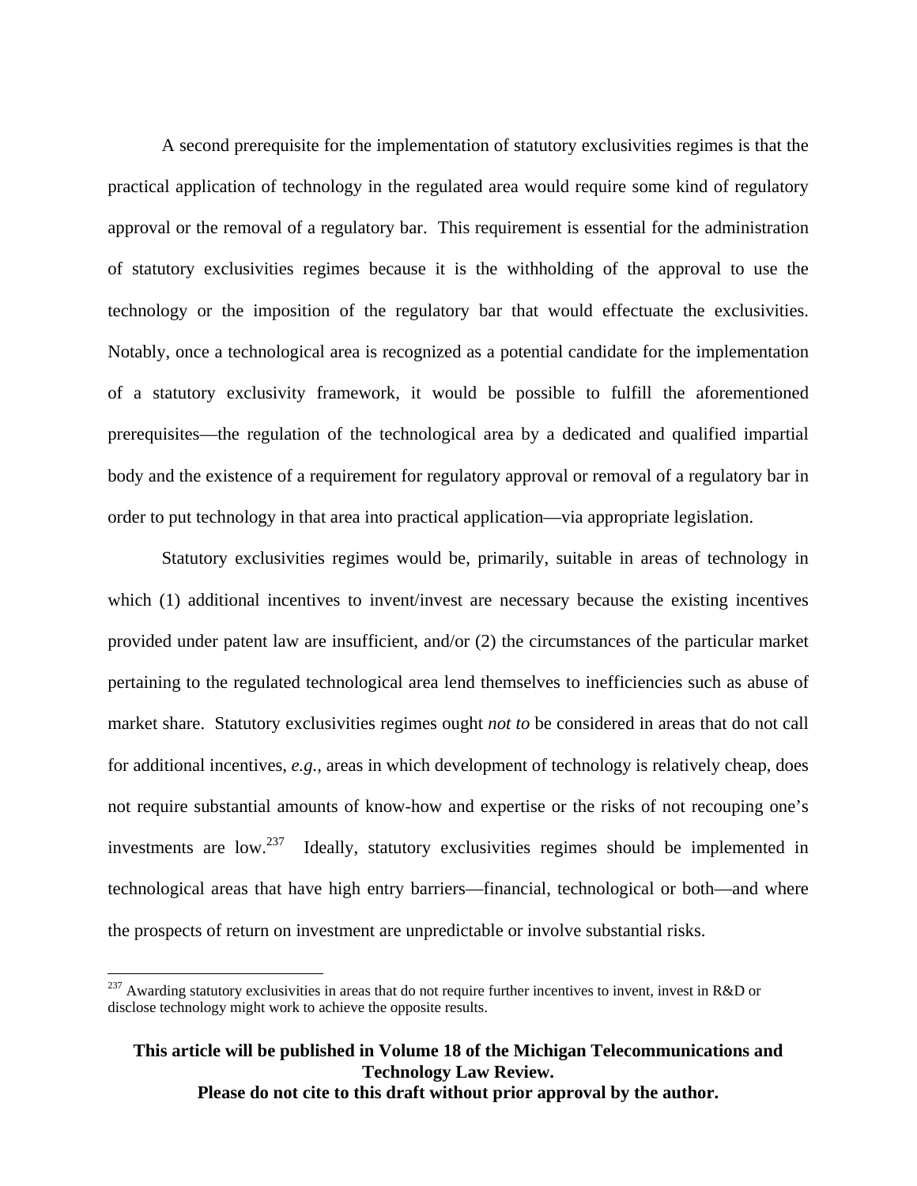A second prerequisite for the implementation of statutory exclusivities regimes is that the practical application of technology in the regulated area would require some kind of regulatory approval or the removal of a regulatory bar. This requirement is essential for the administration of statutory exclusivities regimes because it is the withholding of the approval to use the technology or the imposition of the regulatory bar that would effectuate the exclusivities. Notably, once a technological area is recognized as a potential candidate for the implementation of a statutory exclusivity framework, it would be possible to fulfill the aforementioned prerequisites—the regulation of the technological area by a dedicated and qualified impartial body and the existence of a requirement for regulatory approval or removal of a regulatory bar in order to put technology in that area into practical application—via appropriate legislation.

Statutory exclusivities regimes would be, primarily, suitable in areas of technology in which (1) additional incentives to invent/invest are necessary because the existing incentives provided under patent law are insufficient, and/or (2) the circumstances of the particular market pertaining to the regulated technological area lend themselves to inefficiencies such as abuse of market share. Statutory exclusivities regimes ought *not to* be considered in areas that do not call for additional incentives, *e.g.*, areas in which development of technology is relatively cheap, does not require substantial amounts of know-how and expertise or the risks of not recouping one's investments are low.[237] Ideally, statutory exclusivities regimes should be implemented in technological areas that have high entry barriers—financial, technological or both—and where the prospects of return on investment are unpredictable or involve substantial risks.

---

[237] Awarding statutory exclusivities in areas that do not require further incentives to invent, invest in R&D or disclose technology might work to achieve the opposite results.

**This article will be published in Volume 18 of the Michigan Telecommunications and Technology Law Review.**
**Please do not cite to this draft without prior approval by the author.**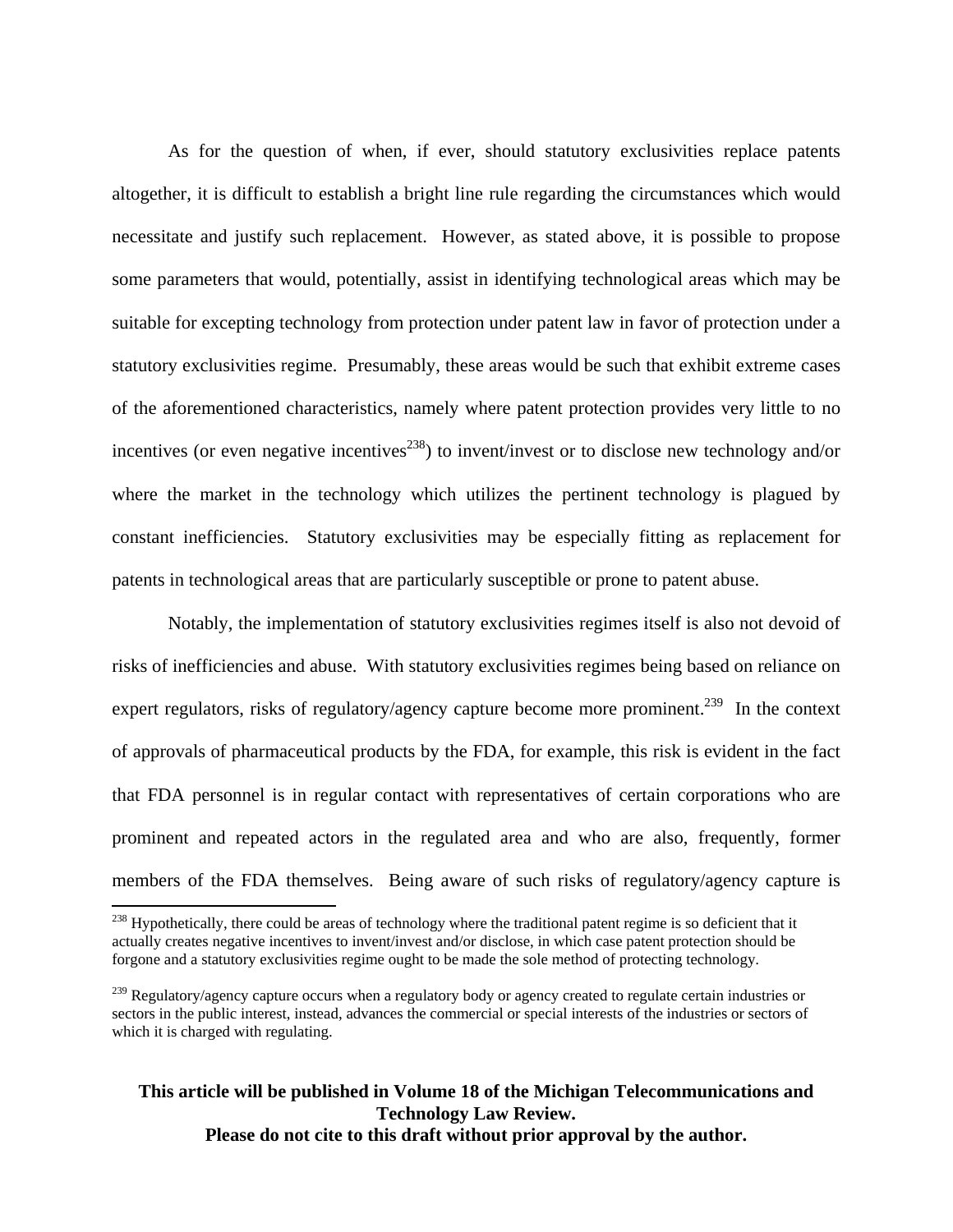As for the question of when, if ever, should statutory exclusivities replace patents altogether, it is difficult to establish a bright line rule regarding the circumstances which would necessitate and justify such replacement. However, as stated above, it is possible to propose some parameters that would, potentially, assist in identifying technological areas which may be suitable for excepting technology from protection under patent law in favor of protection under a statutory exclusivities regime. Presumably, these areas would be such that exhibit extreme cases of the aforementioned characteristics, namely where patent protection provides very little to no incentives (or even negative incentives[238]) to invent/invest or to disclose new technology and/or where the market in the technology which utilizes the pertinent technology is plagued by constant inefficiencies. Statutory exclusivities may be especially fitting as replacement for patents in technological areas that are particularly susceptible or prone to patent abuse.

Notably, the implementation of statutory exclusivities regimes itself is also not devoid of risks of inefficiencies and abuse. With statutory exclusivities regimes being based on reliance on expert regulators, risks of regulatory/agency capture become more prominent.[239] In the context of approvals of pharmaceutical products by the FDA, for example, this risk is evident in the fact that FDA personnel is in regular contact with representatives of certain corporations who are prominent and repeated actors in the regulated area and who are also, frequently, former members of the FDA themselves. Being aware of such risks of regulatory/agency capture is

---

[238] Hypothetically, there could be areas of technology where the traditional patent regime is so deficient that it actually creates negative incentives to invent/invest and/or disclose, in which case patent protection should be forgone and a statutory exclusivities regime ought to be made the sole method of protecting technology.

[239] Regulatory/agency capture occurs when a regulatory body or agency created to regulate certain industries or sectors in the public interest, instead, advances the commercial or special interests of the industries or sectors of which it is charged with regulating.

**This article will be published in Volume 18 of the Michigan Telecommunications and Technology Law Review.**
**Please do not cite to this draft without prior approval by the author.**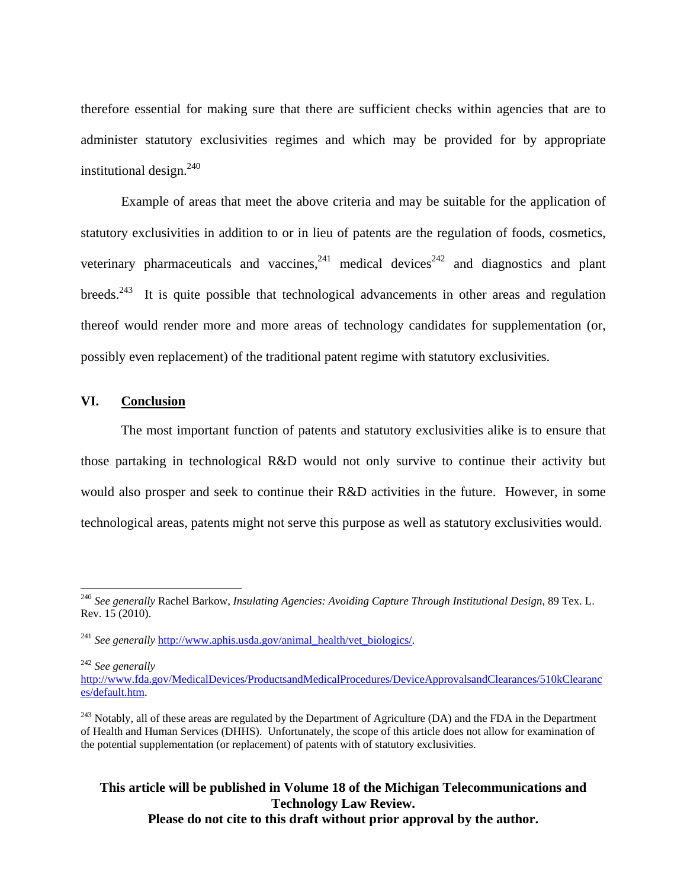therefore essential for making sure that there are sufficient checks within agencies that are to administer statutory exclusivities regimes and which may be provided for by appropriate institutional design.[240]

Example of areas that meet the above criteria and may be suitable for the application of statutory exclusivities in addition to or in lieu of patents are the regulation of foods, cosmetics, veterinary pharmaceuticals and vaccines,[241] medical devices[242] and diagnostics and plant breeds.[243] It is quite possible that technological advancements in other areas and regulation thereof would render more and more areas of technology candidates for supplementation (or, possibly even replacement) of the traditional patent regime with statutory exclusivities.

## VI. Conclusion

The most important function of patents and statutory exclusivities alike is to ensure that those partaking in technological R&D would not only survive to continue their activity but would also prosper and seek to continue their R&D activities in the future. However, in some technological areas, patents might not serve this purpose as well as statutory exclusivities would.

---

[240] *See generally* Rachel Barkow, *Insulating Agencies: Avoiding Capture Through Institutional Design*, 89 Tex. L. Rev. 15 (2010).

[241] *See generally* http://www.aphis.usda.gov/animal_health/vet_biologics/.

[242] *See generally* http://www.fda.gov/MedicalDevices/ProductsandMedicalProcedures/DeviceApprovalsandClearances/510kClearances/default.htm.

[243] Notably, all of these areas are regulated by the Department of Agriculture (DA) and the FDA in the Department of Health and Human Services (DHHS). Unfortunately, the scope of this article does not allow for examination of the potential supplementation (or replacement) of patents with of statutory exclusivities.

**This article will be published in Volume 18 of the Michigan Telecommunications and Technology Law Review.**
**Please do not cite to this draft without prior approval by the author.**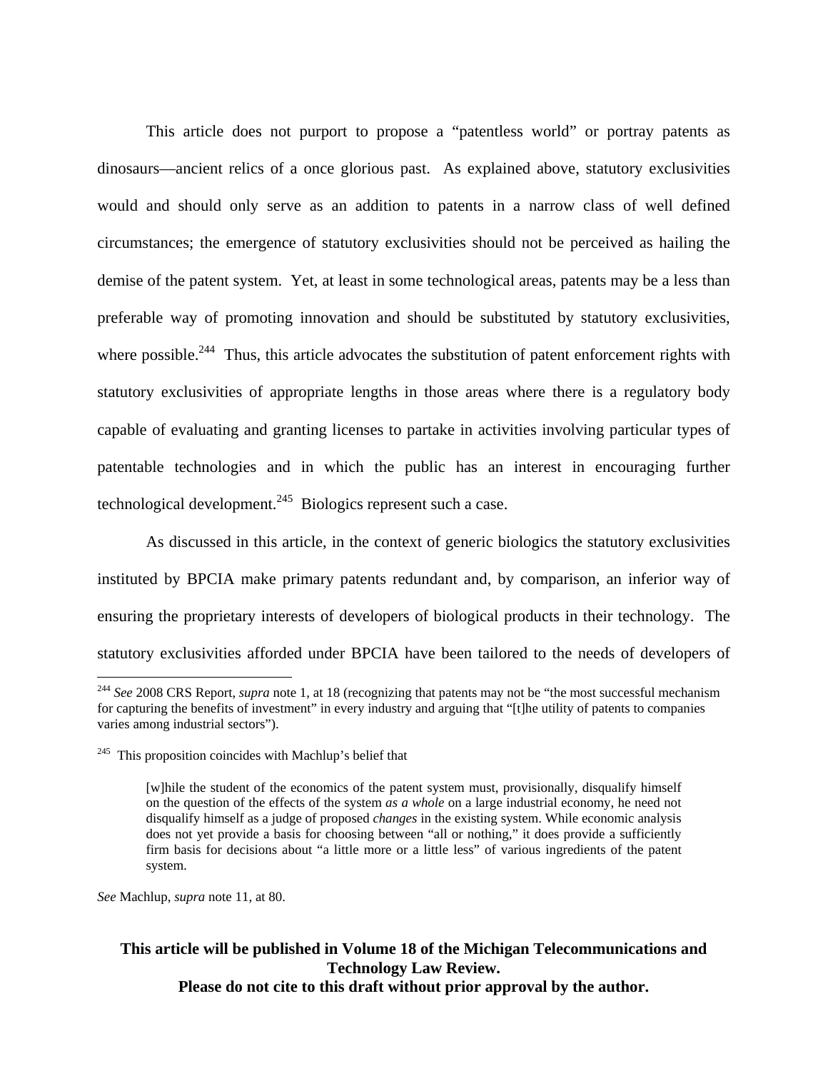This article does not purport to propose a "patentless world" or portray patents as dinosaurs—ancient relics of a once glorious past. As explained above, statutory exclusivities would and should only serve as an addition to patents in a narrow class of well defined circumstances; the emergence of statutory exclusivities should not be perceived as hailing the demise of the patent system. Yet, at least in some technological areas, patents may be a less than preferable way of promoting innovation and should be substituted by statutory exclusivities, where possible.[244] Thus, this article advocates the substitution of patent enforcement rights with statutory exclusivities of appropriate lengths in those areas where there is a regulatory body capable of evaluating and granting licenses to partake in activities involving particular types of patentable technologies and in which the public has an interest in encouraging further technological development.[245] Biologics represent such a case.

As discussed in this article, in the context of generic biologics the statutory exclusivities instituted by BPCIA make primary patents redundant and, by comparison, an inferior way of ensuring the proprietary interests of developers of biological products in their technology. The statutory exclusivities afforded under BPCIA have been tailored to the needs of developers of

---

[244] *See* 2008 CRS Report, *supra* note 1, at 18 (recognizing that patents may not be "the most successful mechanism for capturing the benefits of investment" in every industry and arguing that "[t]he utility of patents to companies varies among industrial sectors").

[245] This proposition coincides with Machlup's belief that

> [w]hile the student of the economics of the patent system must, provisionally, disqualify himself on the question of the effects of the system *as a whole* on a large industrial economy, he need not disqualify himself as a judge of proposed *changes* in the existing system. While economic analysis does not yet provide a basis for choosing between "all or nothing," it does provide a sufficiently firm basis for decisions about "a little more or a little less" of various ingredients of the patent system.

*See* Machlup, *supra* note 11, at 80.

**This article will be published in Volume 18 of the Michigan Telecommunications and Technology Law Review.**
**Please do not cite to this draft without prior approval by the author.**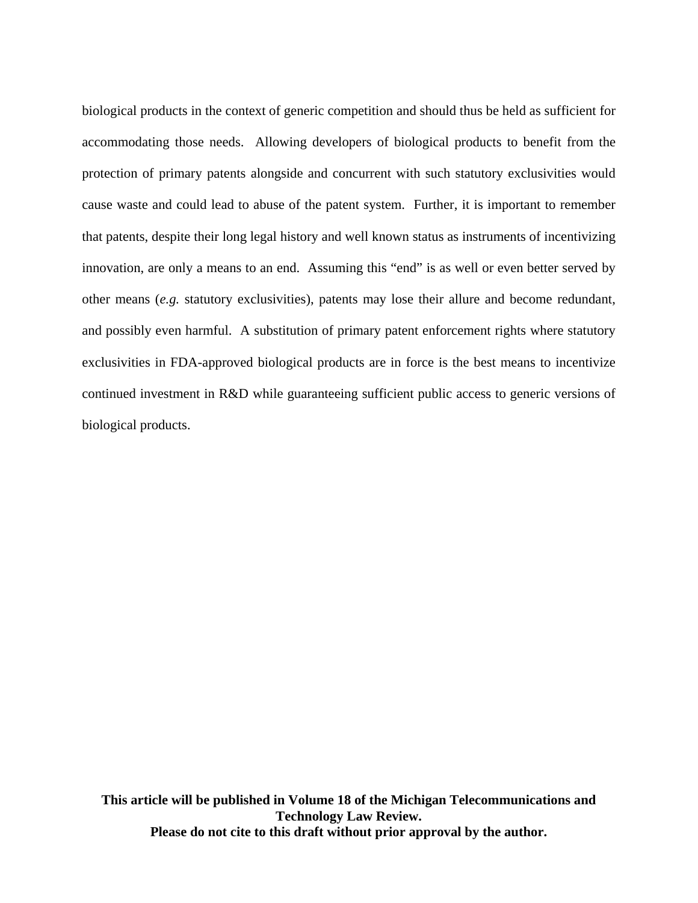biological products in the context of generic competition and should thus be held as sufficient for accommodating those needs. Allowing developers of biological products to benefit from the protection of primary patents alongside and concurrent with such statutory exclusivities would cause waste and could lead to abuse of the patent system. Further, it is important to remember that patents, despite their long legal history and well known status as instruments of incentivizing innovation, are only a means to an end. Assuming this “end” is as well or even better served by other means (*e.g.* statutory exclusivities), patents may lose their allure and become redundant, and possibly even harmful. A substitution of primary patent enforcement rights where statutory exclusivities in FDA-approved biological products are in force is the best means to incentivize continued investment in R&D while guaranteeing sufficient public access to generic versions of biological products.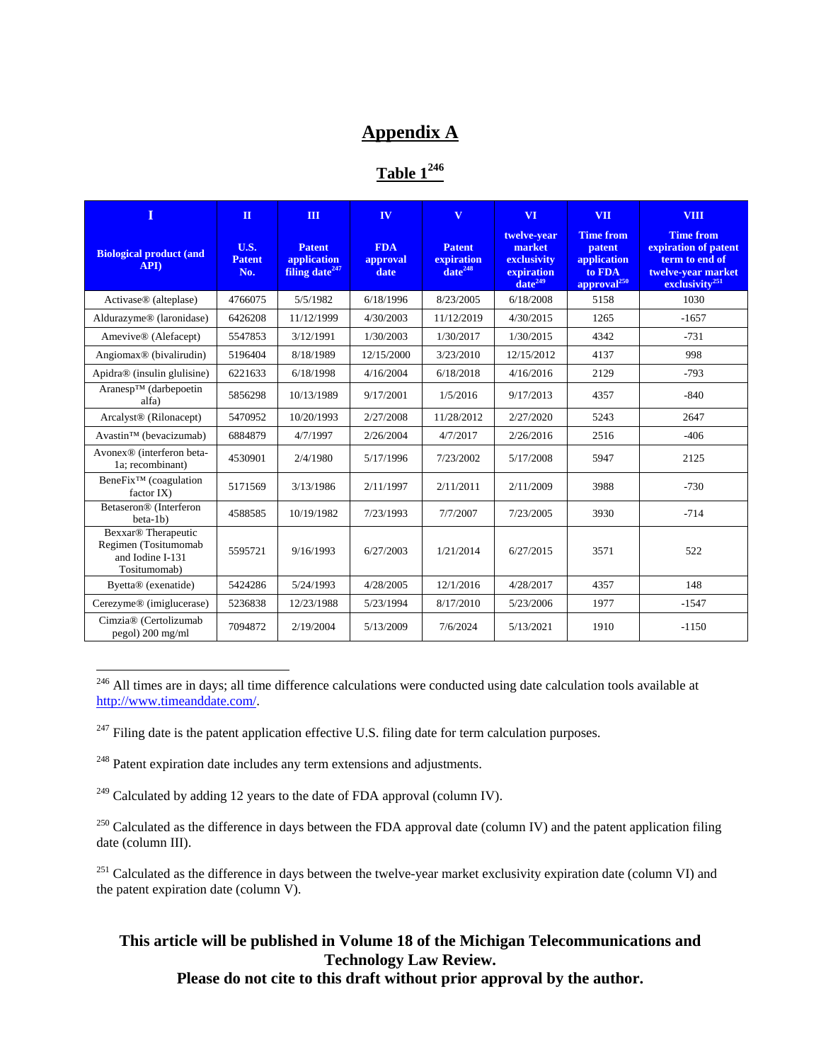# Appendix A

## Table 1[246]

| I | II | III | IV | V | VI | VII | VIII |
|---|---|---|---|---|---|---|---|
| **Biological product (and API)** | **U.S. Patent No.** | **Patent application filing date[247]** | **FDA approval date** | **Patent expiration date[248]** | **twelve-year market exclusivity expiration date[249]** | **Time from patent application to FDA approval[250]** | **Time from expiration of patent term to end of twelve-year market exclusivity[251]** |
| Activase® (alteplase) | 4766075 | 5/5/1982 | 6/18/1996 | 8/23/2005 | 6/18/2008 | 5158 | 1030 |
| Aldurazyme® (laronidase) | 6426208 | 11/12/1999 | 4/30/2003 | 11/12/2019 | 4/30/2015 | 1265 | -1657 |
| Amevive® (Alefacept) | 5547853 | 3/12/1991 | 1/30/2003 | 1/30/2017 | 1/30/2015 | 4342 | -731 |
| Angiomax® (bivalirudin) | 5196404 | 8/18/1989 | 12/15/2000 | 3/23/2010 | 12/15/2012 | 4137 | 998 |
| Apidra® (insulin glulisine) | 6221633 | 6/18/1998 | 4/16/2004 | 6/18/2018 | 4/16/2016 | 2129 | -793 |
| Aranesp™ (darbepoetin alfa) | 5856298 | 10/13/1989 | 9/17/2001 | 1/5/2016 | 9/17/2013 | 4357 | -840 |
| Arcalyst® (Rilonacept) | 5470952 | 10/20/1993 | 2/27/2008 | 11/28/2012 | 2/27/2020 | 5243 | 2647 |
| Avastin™ (bevacizumab) | 6884879 | 4/7/1997 | 2/26/2004 | 4/7/2017 | 2/26/2016 | 2516 | -406 |
| Avonex® (interferon beta-1a; recombinant) | 4530901 | 2/4/1980 | 5/17/1996 | 7/23/2002 | 5/17/2008 | 5947 | 2125 |
| BeneFix™ (coagulation factor IX) | 5171569 | 3/13/1986 | 2/11/1997 | 2/11/2011 | 2/11/2009 | 3988 | -730 |
| Betaseron® (Interferon beta-1b) | 4588585 | 10/19/1982 | 7/23/1993 | 7/7/2007 | 7/23/2005 | 3930 | -714 |
| Bexxar® Therapeutic Regimen (Tositumomab and Iodine I-131 Tositumomab) | 5595721 | 9/16/1993 | 6/27/2003 | 1/21/2014 | 6/27/2015 | 3571 | 522 |
| Byetta® (exenatide) | 5424286 | 5/24/1993 | 4/28/2005 | 12/1/2016 | 4/28/2017 | 4357 | 148 |
| Cerezyme® (imiglucerase) | 5236838 | 12/23/1988 | 5/23/1994 | 8/17/2010 | 5/23/2006 | 1977 | -1547 |
| Cimzia® (Certolizumab pegol) 200 mg/ml | 7094872 | 2/19/2004 | 5/13/2009 | 7/6/2024 | 5/13/2021 | 1910 | -1150 |

---

[246] All times are in days; all time difference calculations were conducted using date calculation tools available at http://www.timeanddate.com/.

[247] Filing date is the patent application effective U.S. filing date for term calculation purposes.

[248] Patent expiration date includes any term extensions and adjustments.

[249] Calculated by adding 12 years to the date of FDA approval (column IV).

[250] Calculated as the difference in days between the FDA approval date (column IV) and the patent application filing date (column III).

[251] Calculated as the difference in days between the twelve-year market exclusivity expiration date (column VI) and the patent expiration date (column V).

**This article will be published in Volume 18 of the Michigan Telecommunications and Technology Law Review.**
**Please do not cite to this draft without prior approval by the author.**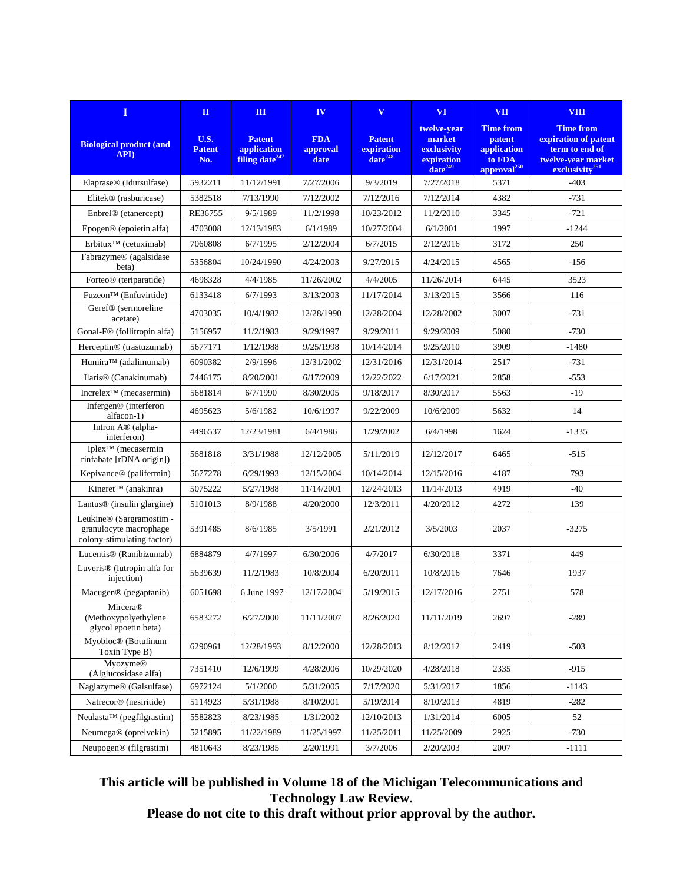| I | II | III | IV | V | VI | VII | VIII |
|---|---|---|---|---|---|---|---|
| Biological product (and API) | U.S. Patent No. | Patent application filing date[247] | FDA approval date | Patent expiration date[248] | twelve-year market exclusivity expiration date[249] | Time from patent application to FDA approval[250] | Time from expiration of patent term to end of twelve-year market exclusivity[251] |
| Elaprase® (Idursulfase) | 5932211 | 11/12/1991 | 7/27/2006 | 9/3/2019 | 7/27/2018 | 5371 | -403 |
| Elitek® (rasburicase) | 5382518 | 7/13/1990 | 7/12/2002 | 7/12/2016 | 7/12/2014 | 4382 | -731 |
| Enbrel® (etanercept) | RE36755 | 9/5/1989 | 11/2/1998 | 10/23/2012 | 11/2/2010 | 3345 | -721 |
| Epogen® (epoietin alfa) | 4703008 | 12/13/1983 | 6/1/1989 | 10/27/2004 | 6/1/2001 | 1997 | -1244 |
| Erbitux™ (cetuximab) | 7060808 | 6/7/1995 | 2/12/2004 | 6/7/2015 | 2/12/2016 | 3172 | 250 |
| Fabrazyme® (agalsidase beta) | 5356804 | 10/24/1990 | 4/24/2003 | 9/27/2015 | 4/24/2015 | 4565 | -156 |
| Forteo® (teriparatide) | 4698328 | 4/4/1985 | 11/26/2002 | 4/4/2005 | 11/26/2014 | 6445 | 3523 |
| Fuzeon™ (Enfuvirtide) | 6133418 | 6/7/1993 | 3/13/2003 | 11/17/2014 | 3/13/2015 | 3566 | 116 |
| Geref® (sermoreline acetate) | 4703035 | 10/4/1982 | 12/28/1990 | 12/28/2004 | 12/28/2002 | 3007 | -731 |
| Gonal-F® (follitropin alfa) | 5156957 | 11/2/1983 | 9/29/1997 | 9/29/2011 | 9/29/2009 | 5080 | -730 |
| Herceptin® (trastuzumab) | 5677171 | 1/12/1988 | 9/25/1998 | 10/14/2014 | 9/25/2010 | 3909 | -1480 |
| Humira™ (adalimumab) | 6090382 | 2/9/1996 | 12/31/2002 | 12/31/2016 | 12/31/2014 | 2517 | -731 |
| Ilaris® (Canakinumab) | 7446175 | 8/20/2001 | 6/17/2009 | 12/22/2022 | 6/17/2021 | 2858 | -553 |
| Increlex™ (mecasermin) | 5681814 | 6/7/1990 | 8/30/2005 | 9/18/2017 | 8/30/2017 | 5563 | -19 |
| Infergen® (interferon alfacon-1) | 4695623 | 5/6/1982 | 10/6/1997 | 9/22/2009 | 10/6/2009 | 5632 | 14 |
| Intron A® (alpha-interferon) | 4496537 | 12/23/1981 | 6/4/1986 | 1/29/2002 | 6/4/1998 | 1624 | -1335 |
| Iplex™ (mecasermin rinfabate [rDNA origin]) | 5681818 | 3/31/1988 | 12/12/2005 | 5/11/2019 | 12/12/2017 | 6465 | -515 |
| Kepivance® (palifermin) | 5677278 | 6/29/1993 | 12/15/2004 | 10/14/2014 | 12/15/2016 | 4187 | 793 |
| Kineret™ (anakinra) | 5075222 | 5/27/1988 | 11/14/2001 | 12/24/2013 | 11/14/2013 | 4919 | -40 |
| Lantus® (insulin glargine) | 5101013 | 8/9/1988 | 4/20/2000 | 12/3/2011 | 4/20/2012 | 4272 | 139 |
| Leukine® (Sargramostim - granulocyte macrophage colony-stimulating factor) | 5391485 | 8/6/1985 | 3/5/1991 | 2/21/2012 | 3/5/2003 | 2037 | -3275 |
| Lucentis® (Ranibizumab) | 6884879 | 4/7/1997 | 6/30/2006 | 4/7/2017 | 6/30/2018 | 3371 | 449 |
| Luveris® (lutropin alfa for injection) | 5639639 | 11/2/1983 | 10/8/2004 | 6/20/2011 | 10/8/2016 | 7646 | 1937 |
| Macugen® (pegaptanib) | 6051698 | 6 June 1997 | 12/17/2004 | 5/19/2015 | 12/17/2016 | 2751 | 578 |
| Mircera® (Methoxypolyethylene glycol epoetin beta) | 6583272 | 6/27/2000 | 11/11/2007 | 8/26/2020 | 11/11/2019 | 2697 | -289 |
| Myobloc® (Botulinum Toxin Type B) | 6290961 | 12/28/1993 | 8/12/2000 | 12/28/2013 | 8/12/2012 | 2419 | -503 |
| Myozyme® (Alglucosidase alfa) | 7351410 | 12/6/1999 | 4/28/2006 | 10/29/2020 | 4/28/2018 | 2335 | -915 |
| Naglazyme® (Galsulfase) | 6972124 | 5/1/2000 | 5/31/2005 | 7/17/2020 | 5/31/2017 | 1856 | -1143 |
| Natrecor® (nesiritide) | 5114923 | 5/31/1988 | 8/10/2001 | 5/19/2014 | 8/10/2013 | 4819 | -282 |
| Neulasta™ (pegfilgrastim) | 5582823 | 8/23/1985 | 1/31/2002 | 12/10/2013 | 1/31/2014 | 6005 | 52 |
| Neumega® (oprelvekin) | 5215895 | 11/22/1989 | 11/25/1997 | 11/25/2011 | 11/25/2009 | 2925 | -730 |
| Neupogen® (filgrastim) | 4810643 | 8/23/1985 | 2/20/1991 | 3/7/2006 | 2/20/2003 | 2007 | -1111 |

**This article will be published in Volume 18 of the Michigan Telecommunications and Technology Law Review.**
**Please do not cite to this draft without prior approval by the author.**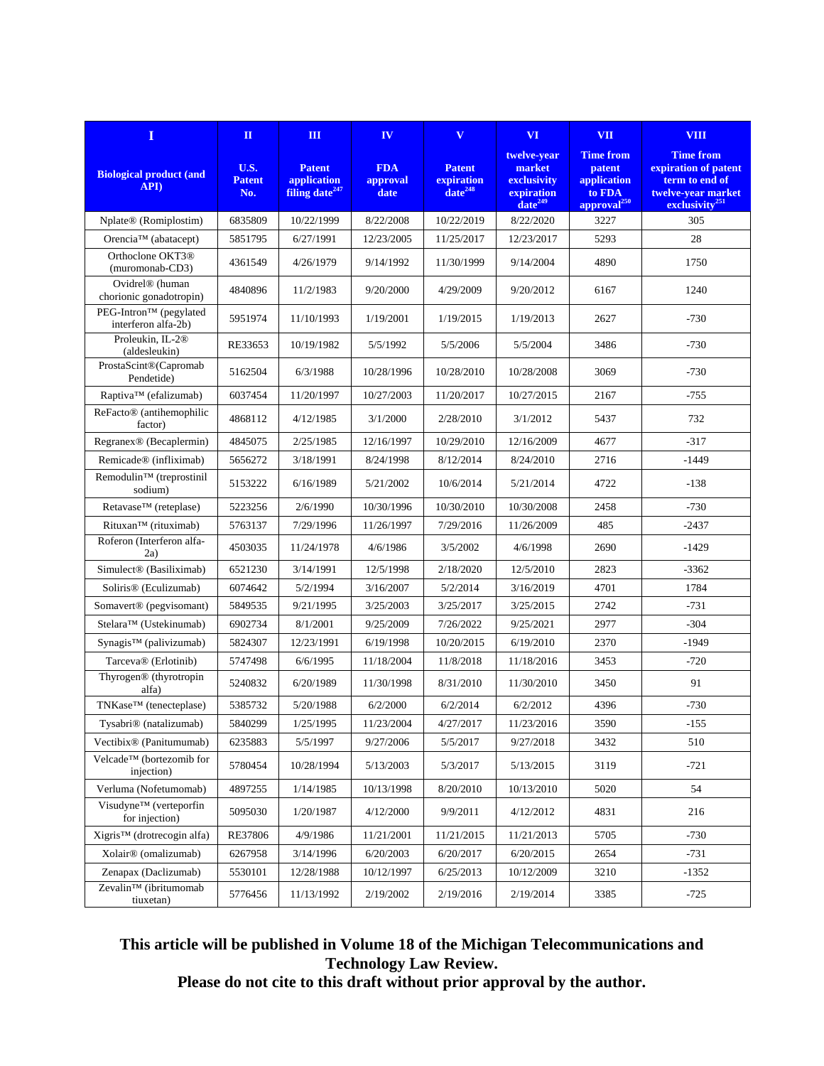| I | II | III | IV | V | VI | VII | VIII |
|---|---|---|---|---|---|---|---|
| Biological product (and API) | U.S. Patent No. | Patent application filing date[247] | FDA approval date | Patent expiration date[248] | twelve-year market exclusivity expiration date[249] | Time from patent application to FDA approval[250] | Time from expiration of patent term to end of twelve-year market exclusivity[251] |
| Nplate® (Romiplostim) | 6835809 | 10/22/1999 | 8/22/2008 | 10/22/2019 | 8/22/2020 | 3227 | 305 |
| Orencia™ (abatacept) | 5851795 | 6/27/1991 | 12/23/2005 | 11/25/2017 | 12/23/2017 | 5293 | 28 |
| Orthoclone OKT3® (muromonab-CD3) | 4361549 | 4/26/1979 | 9/14/1992 | 11/30/1999 | 9/14/2004 | 4890 | 1750 |
| Ovidrel® (human chorionic gonadotropin) | 4840896 | 11/2/1983 | 9/20/2000 | 4/29/2009 | 9/20/2012 | 6167 | 1240 |
| PEG-Intron™ (pegylated interferon alfa-2b) | 5951974 | 11/10/1993 | 1/19/2001 | 1/19/2015 | 1/19/2013 | 2627 | -730 |
| Proleukin, IL-2® (aldesleukin) | RE33653 | 10/19/1982 | 5/5/1992 | 5/5/2006 | 5/5/2004 | 3486 | -730 |
| ProstaScint®(Capromab Pendetide) | 5162504 | 6/3/1988 | 10/28/1996 | 10/28/2010 | 10/28/2008 | 3069 | -730 |
| Raptiva™ (efalizumab) | 6037454 | 11/20/1997 | 10/27/2003 | 11/20/2017 | 10/27/2015 | 2167 | -755 |
| ReFacto® (antihemophilic factor) | 4868112 | 4/12/1985 | 3/1/2000 | 2/28/2010 | 3/1/2012 | 5437 | 732 |
| Regranex® (Becaplermin) | 4845075 | 2/25/1985 | 12/16/1997 | 10/29/2010 | 12/16/2009 | 4677 | -317 |
| Remicade® (infliximab) | 5656272 | 3/18/1991 | 8/24/1998 | 8/12/2014 | 8/24/2010 | 2716 | -1449 |
| Remodulin™ (treprostinil sodium) | 5153222 | 6/16/1989 | 5/21/2002 | 10/6/2014 | 5/21/2014 | 4722 | -138 |
| Retavase™ (reteplase) | 5223256 | 2/6/1990 | 10/30/1996 | 10/30/2010 | 10/30/2008 | 2458 | -730 |
| Rituxan™ (rituximab) | 5763137 | 7/29/1996 | 11/26/1997 | 7/29/2016 | 11/26/2009 | 485 | -2437 |
| Roferon (Interferon alfa-2a) | 4503035 | 11/24/1978 | 4/6/1986 | 3/5/2002 | 4/6/1998 | 2690 | -1429 |
| Simulect® (Basiliximab) | 6521230 | 3/14/1991 | 12/5/1998 | 2/18/2020 | 12/5/2010 | 2823 | -3362 |
| Soliris® (Eculizumab) | 6074642 | 5/2/1994 | 3/16/2007 | 5/2/2014 | 3/16/2019 | 4701 | 1784 |
| Somavert® (pegvisomant) | 5849535 | 9/21/1995 | 3/25/2003 | 3/25/2017 | 3/25/2015 | 2742 | -731 |
| Stelara™ (Ustekinumab) | 6902734 | 8/1/2001 | 9/25/2009 | 7/26/2022 | 9/25/2021 | 2977 | -304 |
| Synagis™ (palivizumab) | 5824307 | 12/23/1991 | 6/19/1998 | 10/20/2015 | 6/19/2010 | 2370 | -1949 |
| Tarceva® (Erlotinib) | 5747498 | 6/6/1995 | 11/18/2004 | 11/8/2018 | 11/18/2016 | 3453 | -720 |
| Thyrogen® (thyrotropin alfa) | 5240832 | 6/20/1989 | 11/30/1998 | 8/31/2010 | 11/30/2010 | 3450 | 91 |
| TNKase™ (tenecteplase) | 5385732 | 5/20/1988 | 6/2/2000 | 6/2/2014 | 6/2/2012 | 4396 | -730 |
| Tysabri® (natalizumab) | 5840299 | 1/25/1995 | 11/23/2004 | 4/27/2017 | 11/23/2016 | 3590 | -155 |
| Vectibix® (Panitumumab) | 6235883 | 5/5/1997 | 9/27/2006 | 5/5/2017 | 9/27/2018 | 3432 | 510 |
| Velcade™ (bortezomib for injection) | 5780454 | 10/28/1994 | 5/13/2003 | 5/3/2017 | 5/13/2015 | 3119 | -721 |
| Verluma (Nofetumomab) | 4897255 | 1/14/1985 | 10/13/1998 | 8/20/2010 | 10/13/2010 | 5020 | 54 |
| Visudyne™ (verteporfin for injection) | 5095030 | 1/20/1987 | 4/12/2000 | 9/9/2011 | 4/12/2012 | 4831 | 216 |
| Xigris™ (drotrecogin alfa) | RE37806 | 4/9/1986 | 11/21/2001 | 11/21/2015 | 11/21/2013 | 5705 | -730 |
| Xolair® (omalizumab) | 6267958 | 3/14/1996 | 6/20/2003 | 6/20/2017 | 6/20/2015 | 2654 | -731 |
| Zenapax (Daclizumab) | 5530101 | 12/28/1988 | 10/12/1997 | 6/25/2013 | 10/12/2009 | 3210 | -1352 |
| Zevalin™ (ibritumomab tiuxetan) | 5776456 | 11/13/1992 | 2/19/2002 | 2/19/2016 | 2/19/2014 | 3385 | -725 |

**This article will be published in Volume 18 of the Michigan Telecommunications and Technology Law Review.**
**Please do not cite to this draft without prior approval by the author.**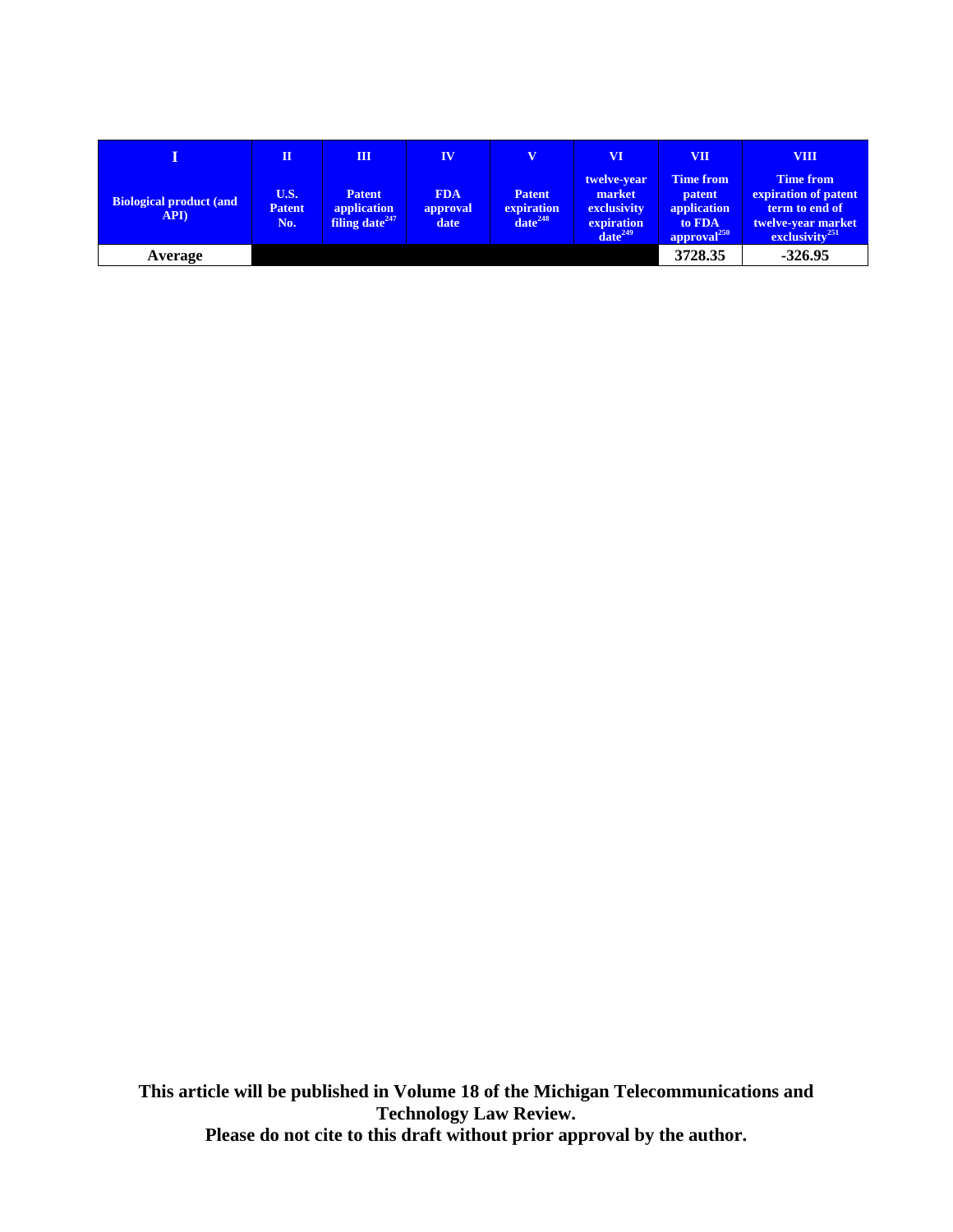| I | II | III | IV | V | VI | VII | VIII |
|---|---|---|---|---|---|---|---|
| Biological product (and API) | U.S. Patent No. | Patent application filing date[247] | FDA approval date | Patent expiration date[248] | twelve-year market exclusivity expiration date[249] | Time from patent application to FDA approval[250] | Time from expiration of patent term to end of twelve-year market exclusivity[251] |
| **Average** | | | | | | **3728.35** | **-326.95** |

**This article will be published in Volume 18 of the Michigan Telecommunications and Technology Law Review.**
**Please do not cite to this draft without prior approval by the author.**